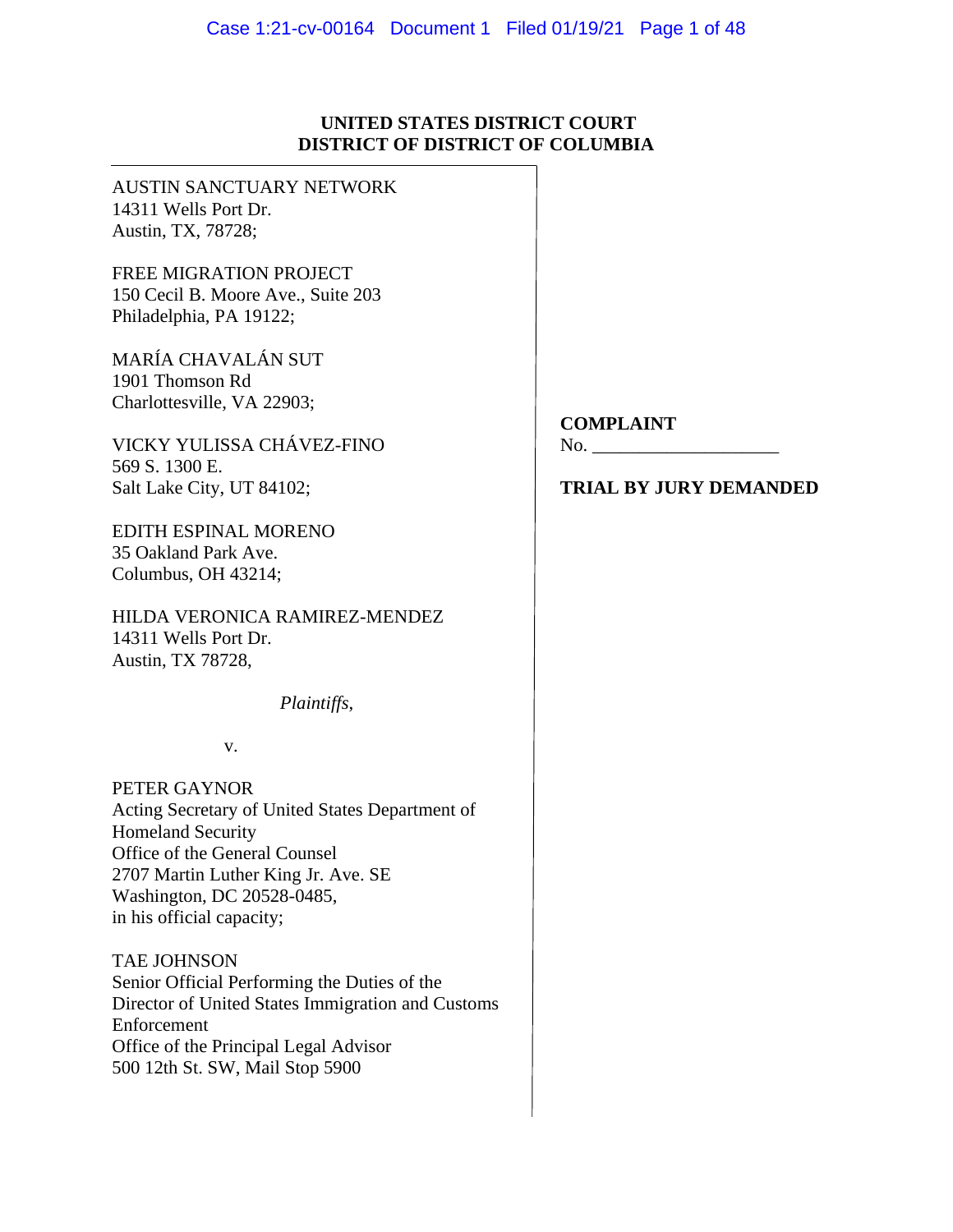**UNITED STATES DISTRICT COURT**
**DISTRICT OF DISTRICT OF COLUMBIA**

AUSTIN SANCTUARY NETWORK
14311 Wells Port Dr.
Austin, TX, 78728;

FREE MIGRATION PROJECT
150 Cecil B. Moore Ave., Suite 203
Philadelphia, PA 19122;

MARÍA CHAVALÁN SUT
1901 Thomson Rd
Charlottesville, VA 22903;

VICKY YULISSA CHÁVEZ-FINO
569 S. 1300 E.
Salt Lake City, UT 84102;

EDITH ESPINAL MORENO
35 Oakland Park Ave.
Columbus, OH 43214;

HILDA VERONICA RAMIREZ-MENDEZ
14311 Wells Port Dr.
Austin, TX 78728,

*Plaintiffs*,

v.

PETER GAYNOR
Acting Secretary of United States Department of Homeland Security
Office of the General Counsel
2707 Martin Luther King Jr. Ave. SE
Washington, DC 20528-0485,
in his official capacity;

TAE JOHNSON
Senior Official Performing the Duties of the Director of United States Immigration and Customs Enforcement
Office of the Principal Legal Advisor
500 12th St. SW, Mail Stop 5900

**COMPLAINT**
No. ____________________

**TRIAL BY JURY DEMANDED**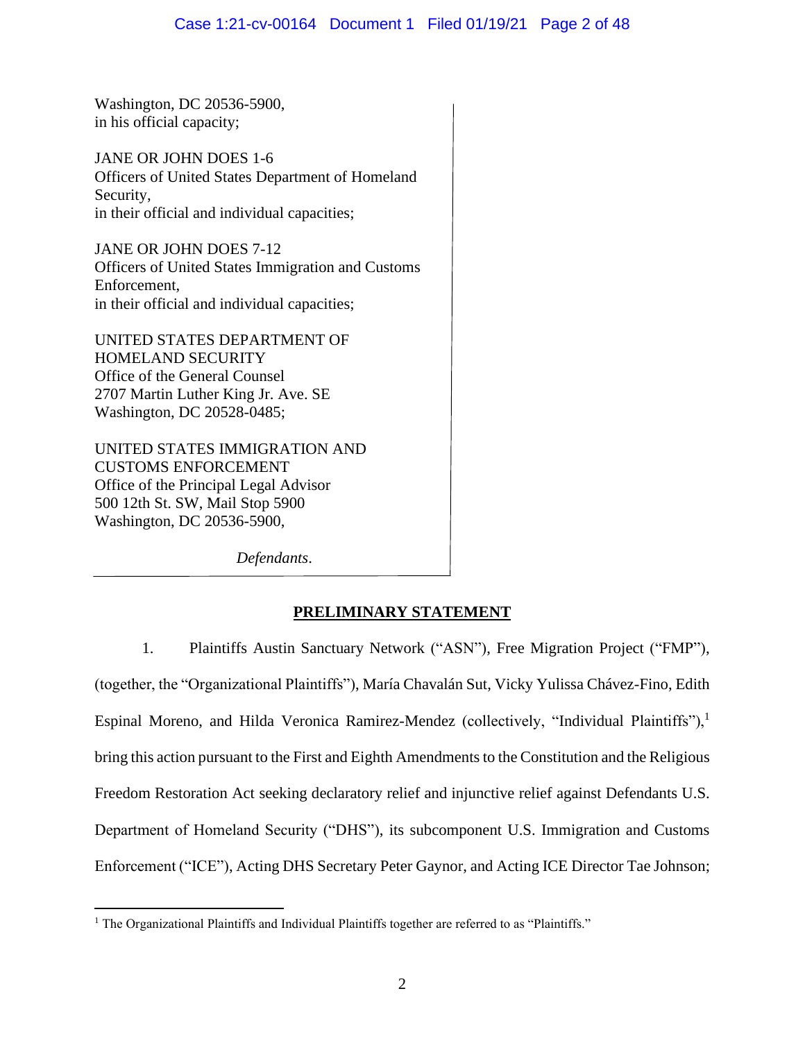Washington, DC 20536-5900,
in his official capacity;

JANE OR JOHN DOES 1-6
Officers of United States Department of Homeland Security,
in their official and individual capacities;

JANE OR JOHN DOES 7-12
Officers of United States Immigration and Customs Enforcement,
in their official and individual capacities;

UNITED STATES DEPARTMENT OF HOMELAND SECURITY
Office of the General Counsel
2707 Martin Luther King Jr. Ave. SE
Washington, DC 20528-0485;

UNITED STATES IMMIGRATION AND CUSTOMS ENFORCEMENT
Office of the Principal Legal Advisor
500 12th St. SW, Mail Stop 5900
Washington, DC 20536-5900,

*Defendants*.

## PRELIMINARY STATEMENT

1. Plaintiffs Austin Sanctuary Network ("ASN"), Free Migration Project ("FMP"), (together, the "Organizational Plaintiffs"), María Chavalán Sut, Vicky Yulissa Chávez-Fino, Edith Espinal Moreno, and Hilda Veronica Ramirez-Mendez (collectively, "Individual Plaintiffs"),[1] bring this action pursuant to the First and Eighth Amendments to the Constitution and the Religious Freedom Restoration Act seeking declaratory relief and injunctive relief against Defendants U.S. Department of Homeland Security ("DHS"), its subcomponent U.S. Immigration and Customs Enforcement ("ICE"), Acting DHS Secretary Peter Gaynor, and Acting ICE Director Tae Johnson;

[1] The Organizational Plaintiffs and Individual Plaintiffs together are referred to as "Plaintiffs."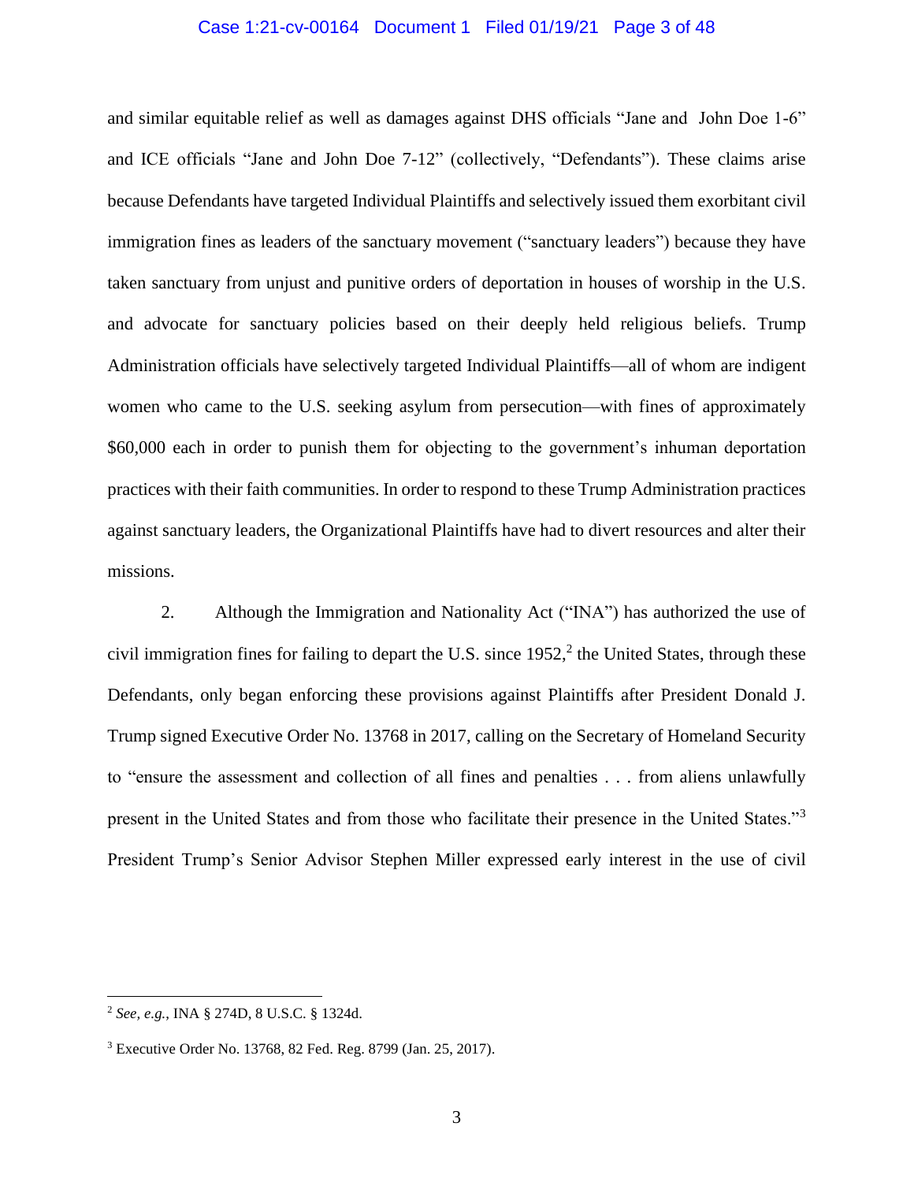and similar equitable relief as well as damages against DHS officials "Jane and John Doe 1-6" and ICE officials "Jane and John Doe 7-12" (collectively, "Defendants"). These claims arise because Defendants have targeted Individual Plaintiffs and selectively issued them exorbitant civil immigration fines as leaders of the sanctuary movement ("sanctuary leaders") because they have taken sanctuary from unjust and punitive orders of deportation in houses of worship in the U.S. and advocate for sanctuary policies based on their deeply held religious beliefs. Trump Administration officials have selectively targeted Individual Plaintiffs—all of whom are indigent women who came to the U.S. seeking asylum from persecution—with fines of approximately $60,000 each in order to punish them for objecting to the government's inhuman deportation practices with their faith communities. In order to respond to these Trump Administration practices against sanctuary leaders, the Organizational Plaintiffs have had to divert resources and alter their missions.

2. Although the Immigration and Nationality Act ("INA") has authorized the use of civil immigration fines for failing to depart the U.S. since 1952,[2] the United States, through these Defendants, only began enforcing these provisions against Plaintiffs after President Donald J. Trump signed Executive Order No. 13768 in 2017, calling on the Secretary of Homeland Security to "ensure the assessment and collection of all fines and penalties . . . from aliens unlawfully present in the United States and from those who facilitate their presence in the United States."[3] President Trump's Senior Advisor Stephen Miller expressed early interest in the use of civil

---

[2] *See, e.g.*, INA § 274D, 8 U.S.C. § 1324d.

[3] Executive Order No. 13768, 82 Fed. Reg. 8799 (Jan. 25, 2017).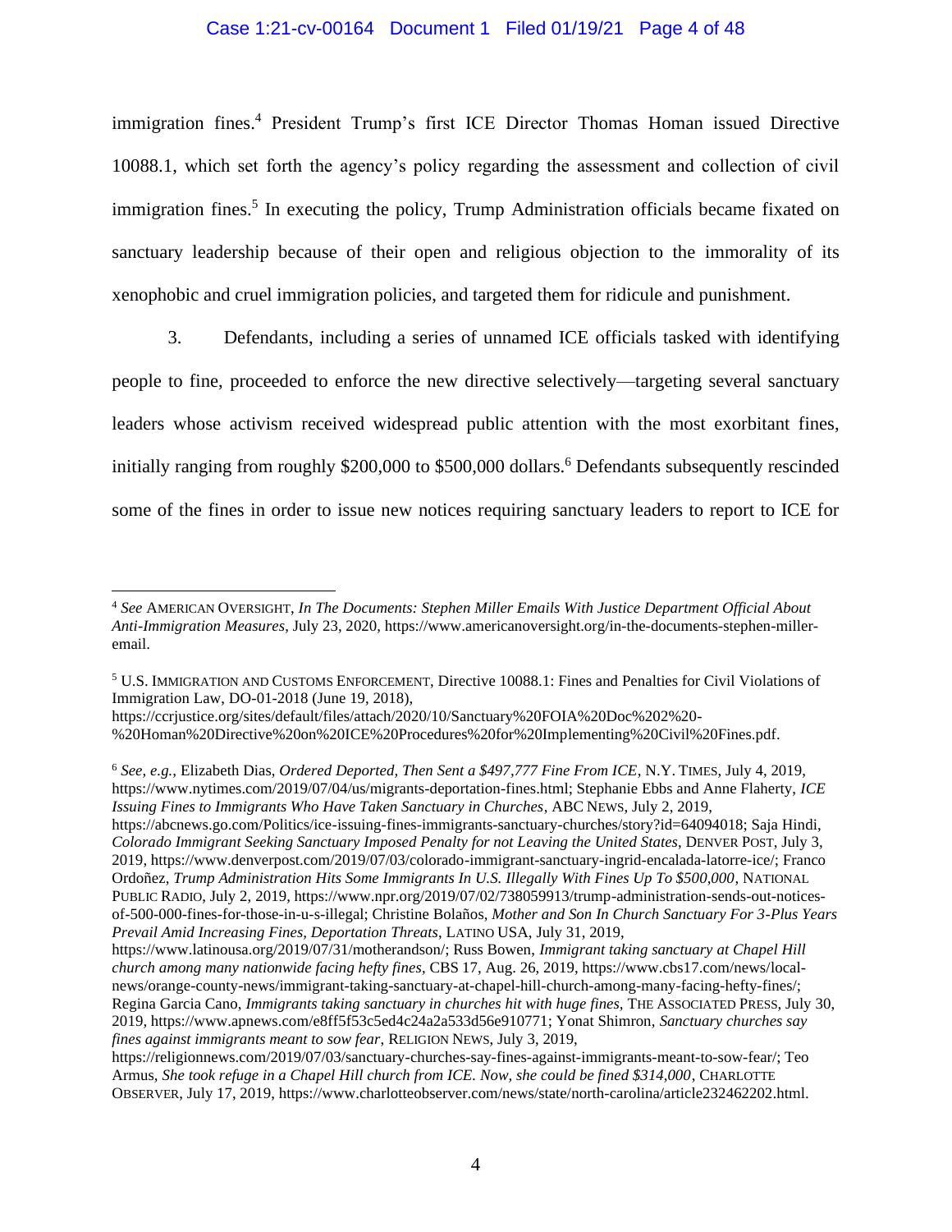immigration fines.[4] President Trump's first ICE Director Thomas Homan issued Directive 10088.1, which set forth the agency's policy regarding the assessment and collection of civil immigration fines.[5] In executing the policy, Trump Administration officials became fixated on sanctuary leadership because of their open and religious objection to the immorality of its xenophobic and cruel immigration policies, and targeted them for ridicule and punishment.

3. Defendants, including a series of unnamed ICE officials tasked with identifying people to fine, proceeded to enforce the new directive selectively—targeting several sanctuary leaders whose activism received widespread public attention with the most exorbitant fines, initially ranging from roughly $200,000 to $500,000 dollars.[6] Defendants subsequently rescinded some of the fines in order to issue new notices requiring sanctuary leaders to report to ICE for

---

[4] *See* AMERICAN OVERSIGHT, *In The Documents: Stephen Miller Emails With Justice Department Official About Anti-Immigration Measures*, July 23, 2020, https://www.americanoversight.org/in-the-documents-stephen-miller-email.

[5] U.S. IMMIGRATION AND CUSTOMS ENFORCEMENT, Directive 10088.1: Fines and Penalties for Civil Violations of Immigration Law, DO-01-2018 (June 19, 2018), https://ccrjustice.org/sites/default/files/attach/2020/10/Sanctuary%20FOIA%20Doc%202%20-%20Homan%20Directive%20on%20ICE%20Procedures%20for%20Implementing%20Civil%20Fines.pdf.

[6] *See, e.g.*, Elizabeth Dias, *Ordered Deported, Then Sent a $497,777 Fine From ICE*, N.Y. TIMES, July 4, 2019, https://www.nytimes.com/2019/07/04/us/migrants-deportation-fines.html; Stephanie Ebbs and Anne Flaherty, *ICE Issuing Fines to Immigrants Who Have Taken Sanctuary in Churches*, ABC NEWS, July 2, 2019, https://abcnews.go.com/Politics/ice-issuing-fines-immigrants-sanctuary-churches/story?id=64094018; Saja Hindi, *Colorado Immigrant Seeking Sanctuary Imposed Penalty for not Leaving the United States*, DENVER POST, July 3, 2019, https://www.denverpost.com/2019/07/03/colorado-immigrant-sanctuary-ingrid-encalada-latorre-ice/; Franco Ordoñez, *Trump Administration Hits Some Immigrants In U.S. Illegally With Fines Up To $500,000*, NATIONAL PUBLIC RADIO, July 2, 2019, https://www.npr.org/2019/07/02/738059913/trump-administration-sends-out-notices-of-500-000-fines-for-those-in-u-s-illegal; Christine Bolaños, *Mother and Son In Church Sanctuary For 3-Plus Years Prevail Amid Increasing Fines, Deportation Threats*, LATINO USA, July 31, 2019, https://www.latinousa.org/2019/07/31/motherandson/; Russ Bowen, *Immigrant taking sanctuary at Chapel Hill church among many nationwide facing hefty fines*, CBS 17, Aug. 26, 2019, https://www.cbs17.com/news/local-news/orange-county-news/immigrant-taking-sanctuary-at-chapel-hill-church-among-many-facing-hefty-fines/; Regina Garcia Cano, *Immigrants taking sanctuary in churches hit with huge fines*, THE ASSOCIATED PRESS, July 30, 2019, https://www.apnews.com/e8ff5f53c5ed4c24a2a533d56e910771; Yonat Shimron, *Sanctuary churches say fines against immigrants meant to sow fear*, RELIGION NEWS, July 3, 2019, https://religionnews.com/2019/07/03/sanctuary-churches-say-fines-against-immigrants-meant-to-sow-fear/; Teo Armus, *She took refuge in a Chapel Hill church from ICE. Now, she could be fined $314,000*, CHARLOTTE OBSERVER, July 17, 2019, https://www.charlotteobserver.com/news/state/north-carolina/article232462202.html.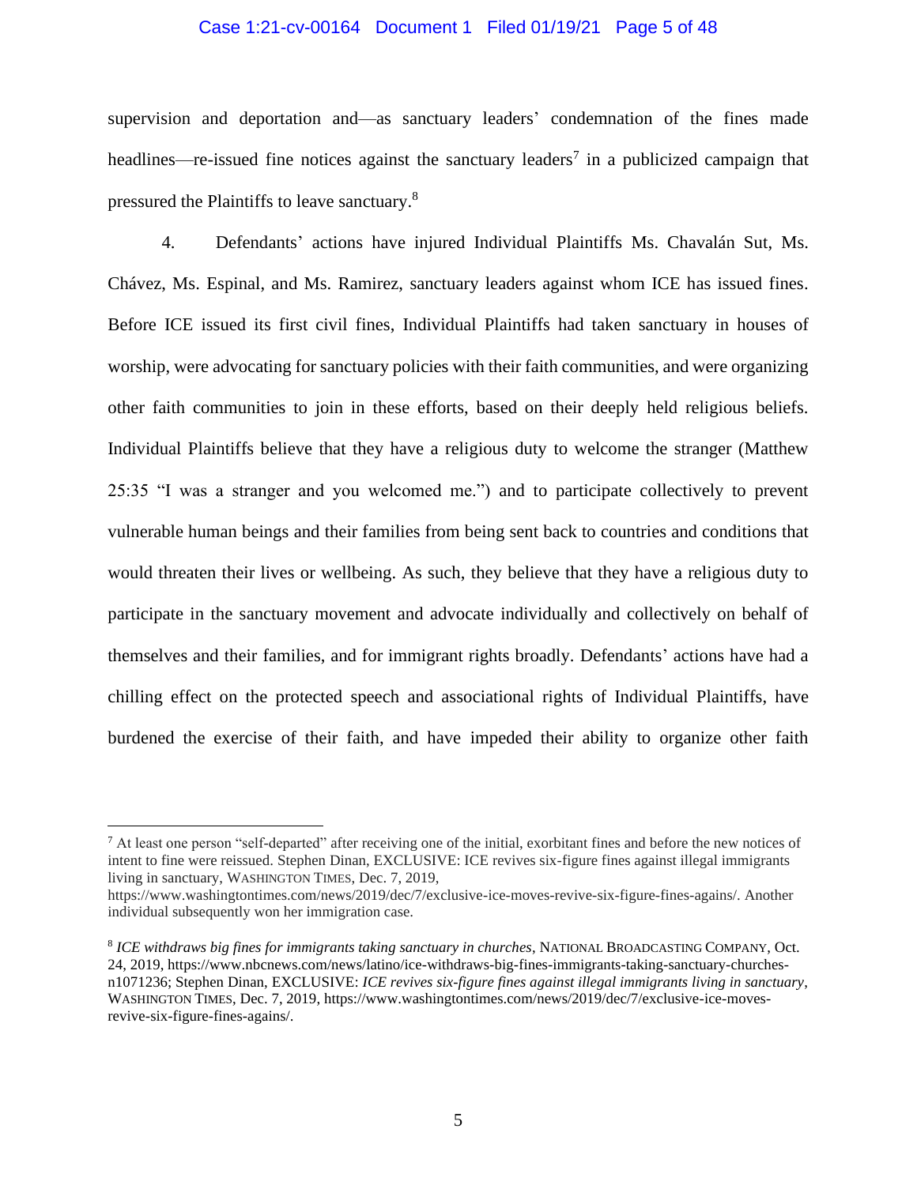supervision and deportation and—as sanctuary leaders' condemnation of the fines made headlines—re-issued fine notices against the sanctuary leaders[7] in a publicized campaign that pressured the Plaintiffs to leave sanctuary.[8]

4. Defendants' actions have injured Individual Plaintiffs Ms. Chavalán Sut, Ms. Chávez, Ms. Espinal, and Ms. Ramirez, sanctuary leaders against whom ICE has issued fines. Before ICE issued its first civil fines, Individual Plaintiffs had taken sanctuary in houses of worship, were advocating for sanctuary policies with their faith communities, and were organizing other faith communities to join in these efforts, based on their deeply held religious beliefs. Individual Plaintiffs believe that they have a religious duty to welcome the stranger (Matthew 25:35 "I was a stranger and you welcomed me.") and to participate collectively to prevent vulnerable human beings and their families from being sent back to countries and conditions that would threaten their lives or wellbeing. As such, they believe that they have a religious duty to participate in the sanctuary movement and advocate individually and collectively on behalf of themselves and their families, and for immigrant rights broadly. Defendants' actions have had a chilling effect on the protected speech and associational rights of Individual Plaintiffs, have burdened the exercise of their faith, and have impeded their ability to organize other faith

---

[7] At least one person "self-departed" after receiving one of the initial, exorbitant fines and before the new notices of intent to fine were reissued. Stephen Dinan, EXCLUSIVE: ICE revives six-figure fines against illegal immigrants living in sanctuary, WASHINGTON TIMES, Dec. 7, 2019, https://www.washingtontimes.com/news/2019/dec/7/exclusive-ice-moves-revive-six-figure-fines-agains/. Another individual subsequently won her immigration case.

[8] *ICE withdraws big fines for immigrants taking sanctuary in churches*, NATIONAL BROADCASTING COMPANY, Oct. 24, 2019, https://www.nbcnews.com/news/latino/ice-withdraws-big-fines-immigrants-taking-sanctuary-churches-n1071236; Stephen Dinan, EXCLUSIVE: *ICE revives six-figure fines against illegal immigrants living in sanctuary*, WASHINGTON TIMES, Dec. 7, 2019, https://www.washingtontimes.com/news/2019/dec/7/exclusive-ice-moves-revive-six-figure-fines-agains/.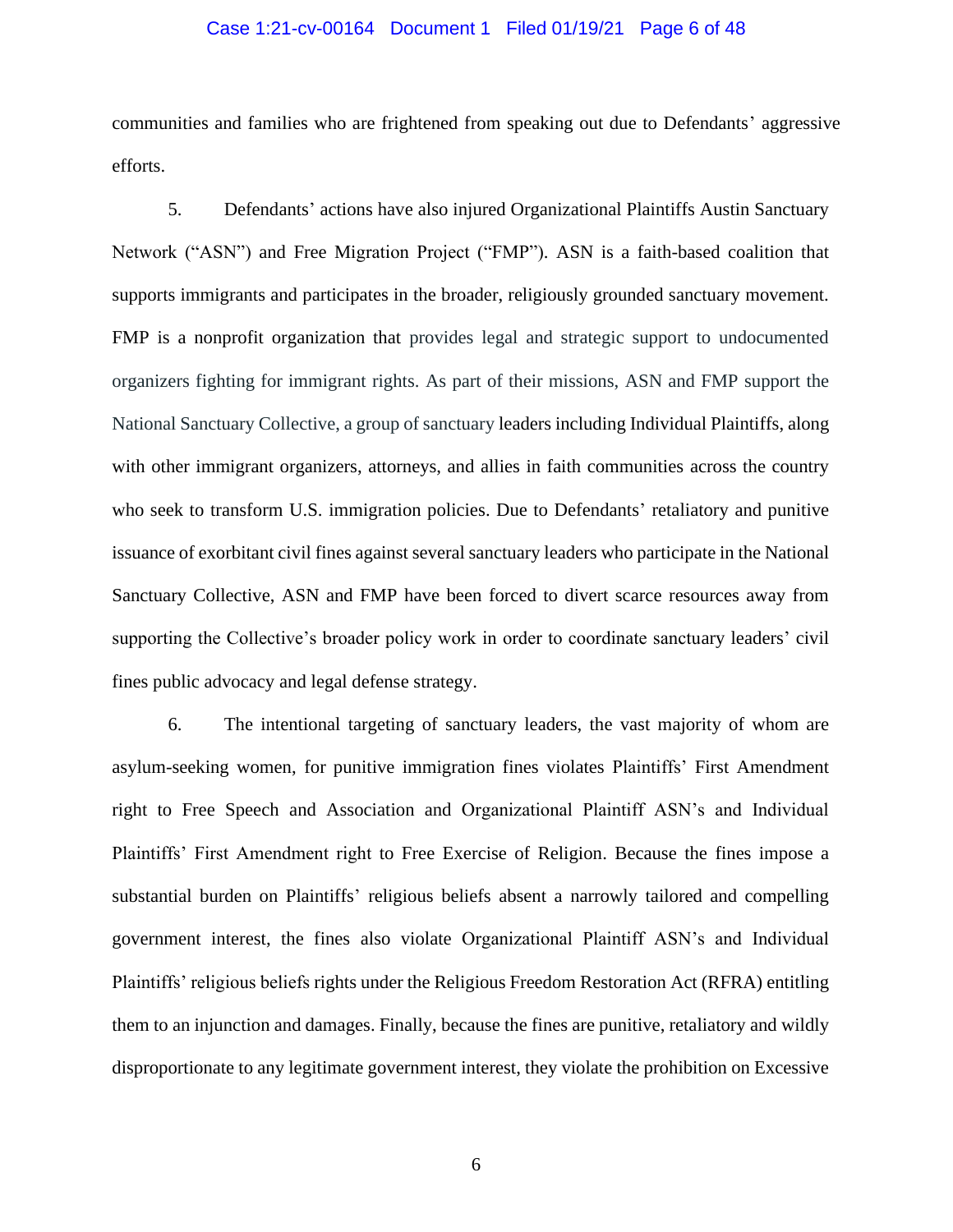communities and families who are frightened from speaking out due to Defendants' aggressive efforts.

5. Defendants' actions have also injured Organizational Plaintiffs Austin Sanctuary Network ("ASN") and Free Migration Project ("FMP"). ASN is a faith-based coalition that supports immigrants and participates in the broader, religiously grounded sanctuary movement. FMP is a nonprofit organization that provides legal and strategic support to undocumented organizers fighting for immigrant rights. As part of their missions, ASN and FMP support the National Sanctuary Collective, a group of sanctuary leaders including Individual Plaintiffs, along with other immigrant organizers, attorneys, and allies in faith communities across the country who seek to transform U.S. immigration policies. Due to Defendants' retaliatory and punitive issuance of exorbitant civil fines against several sanctuary leaders who participate in the National Sanctuary Collective, ASN and FMP have been forced to divert scarce resources away from supporting the Collective's broader policy work in order to coordinate sanctuary leaders' civil fines public advocacy and legal defense strategy.

6. The intentional targeting of sanctuary leaders, the vast majority of whom are asylum-seeking women, for punitive immigration fines violates Plaintiffs' First Amendment right to Free Speech and Association and Organizational Plaintiff ASN's and Individual Plaintiffs' First Amendment right to Free Exercise of Religion. Because the fines impose a substantial burden on Plaintiffs' religious beliefs absent a narrowly tailored and compelling government interest, the fines also violate Organizational Plaintiff ASN's and Individual Plaintiffs' religious beliefs rights under the Religious Freedom Restoration Act (RFRA) entitling them to an injunction and damages. Finally, because the fines are punitive, retaliatory and wildly disproportionate to any legitimate government interest, they violate the prohibition on Excessive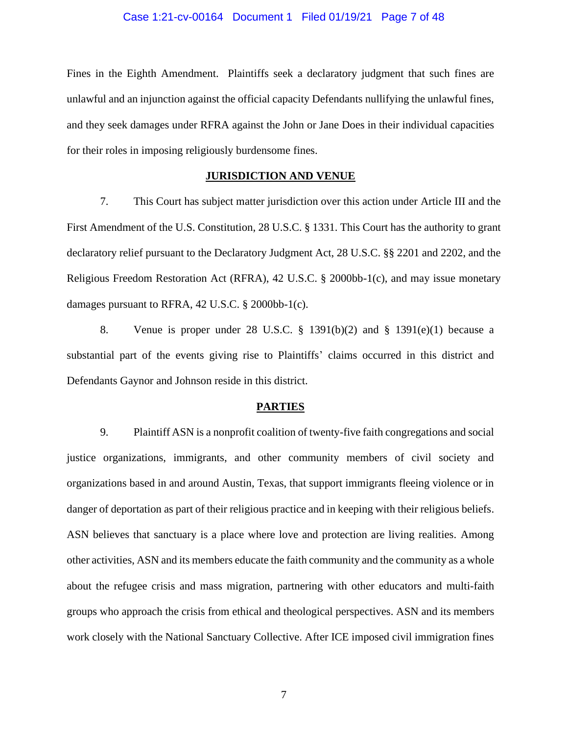Fines in the Eighth Amendment. Plaintiffs seek a declaratory judgment that such fines are unlawful and an injunction against the official capacity Defendants nullifying the unlawful fines, and they seek damages under RFRA against the John or Jane Does in their individual capacities for their roles in imposing religiously burdensome fines.

## JURISDICTION AND VENUE

7. This Court has subject matter jurisdiction over this action under Article III and the First Amendment of the U.S. Constitution, 28 U.S.C. § 1331. This Court has the authority to grant declaratory relief pursuant to the Declaratory Judgment Act, 28 U.S.C. §§ 2201 and 2202, and the Religious Freedom Restoration Act (RFRA), 42 U.S.C. § 2000bb-1(c), and may issue monetary damages pursuant to RFRA, 42 U.S.C. § 2000bb-1(c).

8. Venue is proper under 28 U.S.C. § 1391(b)(2) and § 1391(e)(1) because a substantial part of the events giving rise to Plaintiffs' claims occurred in this district and Defendants Gaynor and Johnson reside in this district.

## PARTIES

9. Plaintiff ASN is a nonprofit coalition of twenty-five faith congregations and social justice organizations, immigrants, and other community members of civil society and organizations based in and around Austin, Texas, that support immigrants fleeing violence or in danger of deportation as part of their religious practice and in keeping with their religious beliefs. ASN believes that sanctuary is a place where love and protection are living realities. Among other activities, ASN and its members educate the faith community and the community as a whole about the refugee crisis and mass migration, partnering with other educators and multi-faith groups who approach the crisis from ethical and theological perspectives. ASN and its members work closely with the National Sanctuary Collective. After ICE imposed civil immigration fines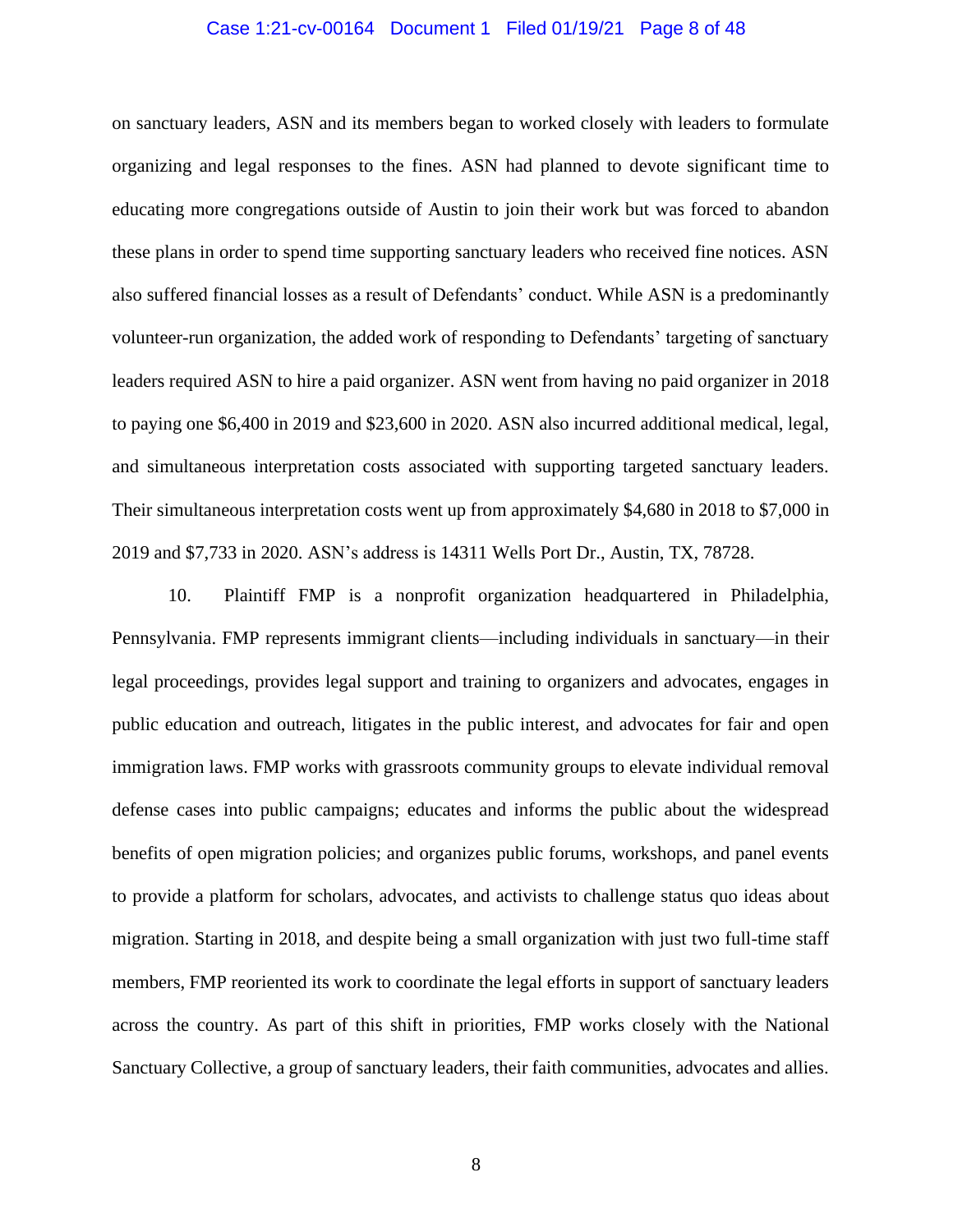on sanctuary leaders, ASN and its members began to worked closely with leaders to formulate organizing and legal responses to the fines. ASN had planned to devote significant time to educating more congregations outside of Austin to join their work but was forced to abandon these plans in order to spend time supporting sanctuary leaders who received fine notices. ASN also suffered financial losses as a result of Defendants' conduct. While ASN is a predominantly volunteer-run organization, the added work of responding to Defendants' targeting of sanctuary leaders required ASN to hire a paid organizer. ASN went from having no paid organizer in 2018 to paying one $6,400 in 2019 and $23,600 in 2020. ASN also incurred additional medical, legal, and simultaneous interpretation costs associated with supporting targeted sanctuary leaders. Their simultaneous interpretation costs went up from approximately $4,680 in 2018 to $7,000 in 2019 and $7,733 in 2020. ASN's address is 14311 Wells Port Dr., Austin, TX, 78728.

10. Plaintiff FMP is a nonprofit organization headquartered in Philadelphia, Pennsylvania. FMP represents immigrant clients—including individuals in sanctuary—in their legal proceedings, provides legal support and training to organizers and advocates, engages in public education and outreach, litigates in the public interest, and advocates for fair and open immigration laws. FMP works with grassroots community groups to elevate individual removal defense cases into public campaigns; educates and informs the public about the widespread benefits of open migration policies; and organizes public forums, workshops, and panel events to provide a platform for scholars, advocates, and activists to challenge status quo ideas about migration. Starting in 2018, and despite being a small organization with just two full-time staff members, FMP reoriented its work to coordinate the legal efforts in support of sanctuary leaders across the country. As part of this shift in priorities, FMP works closely with the National Sanctuary Collective, a group of sanctuary leaders, their faith communities, advocates and allies.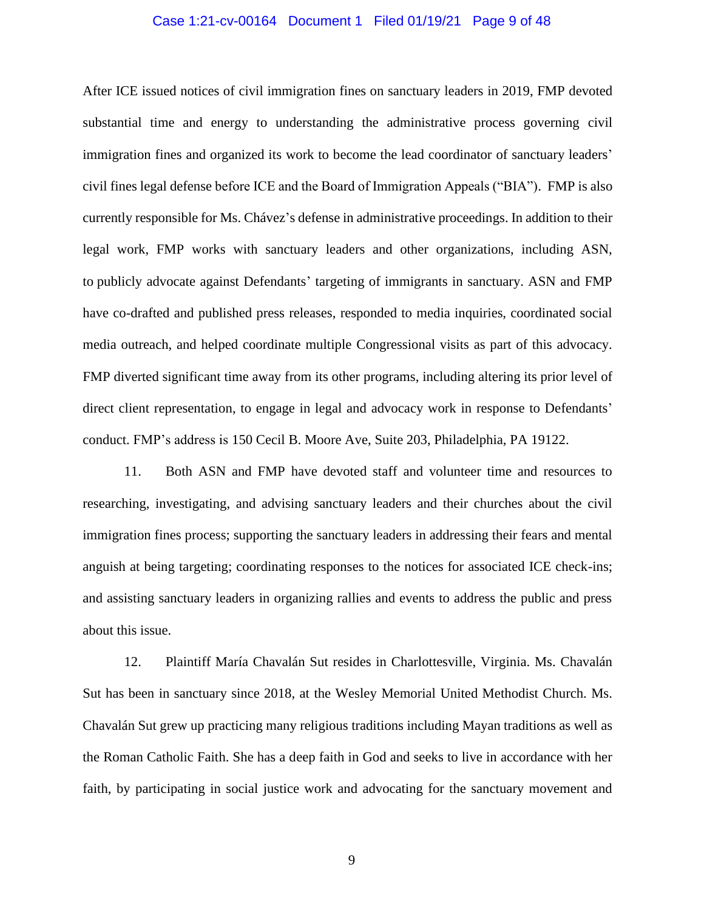After ICE issued notices of civil immigration fines on sanctuary leaders in 2019, FMP devoted substantial time and energy to understanding the administrative process governing civil immigration fines and organized its work to become the lead coordinator of sanctuary leaders' civil fines legal defense before ICE and the Board of Immigration Appeals ("BIA"). FMP is also currently responsible for Ms. Chávez's defense in administrative proceedings. In addition to their legal work, FMP works with sanctuary leaders and other organizations, including ASN, to publicly advocate against Defendants' targeting of immigrants in sanctuary. ASN and FMP have co-drafted and published press releases, responded to media inquiries, coordinated social media outreach, and helped coordinate multiple Congressional visits as part of this advocacy. FMP diverted significant time away from its other programs, including altering its prior level of direct client representation, to engage in legal and advocacy work in response to Defendants' conduct. FMP's address is 150 Cecil B. Moore Ave, Suite 203, Philadelphia, PA 19122.

11. Both ASN and FMP have devoted staff and volunteer time and resources to researching, investigating, and advising sanctuary leaders and their churches about the civil immigration fines process; supporting the sanctuary leaders in addressing their fears and mental anguish at being targeting; coordinating responses to the notices for associated ICE check-ins; and assisting sanctuary leaders in organizing rallies and events to address the public and press about this issue.

12. Plaintiff María Chavalán Sut resides in Charlottesville, Virginia. Ms. Chavalán Sut has been in sanctuary since 2018, at the Wesley Memorial United Methodist Church. Ms. Chavalán Sut grew up practicing many religious traditions including Mayan traditions as well as the Roman Catholic Faith. She has a deep faith in God and seeks to live in accordance with her faith, by participating in social justice work and advocating for the sanctuary movement and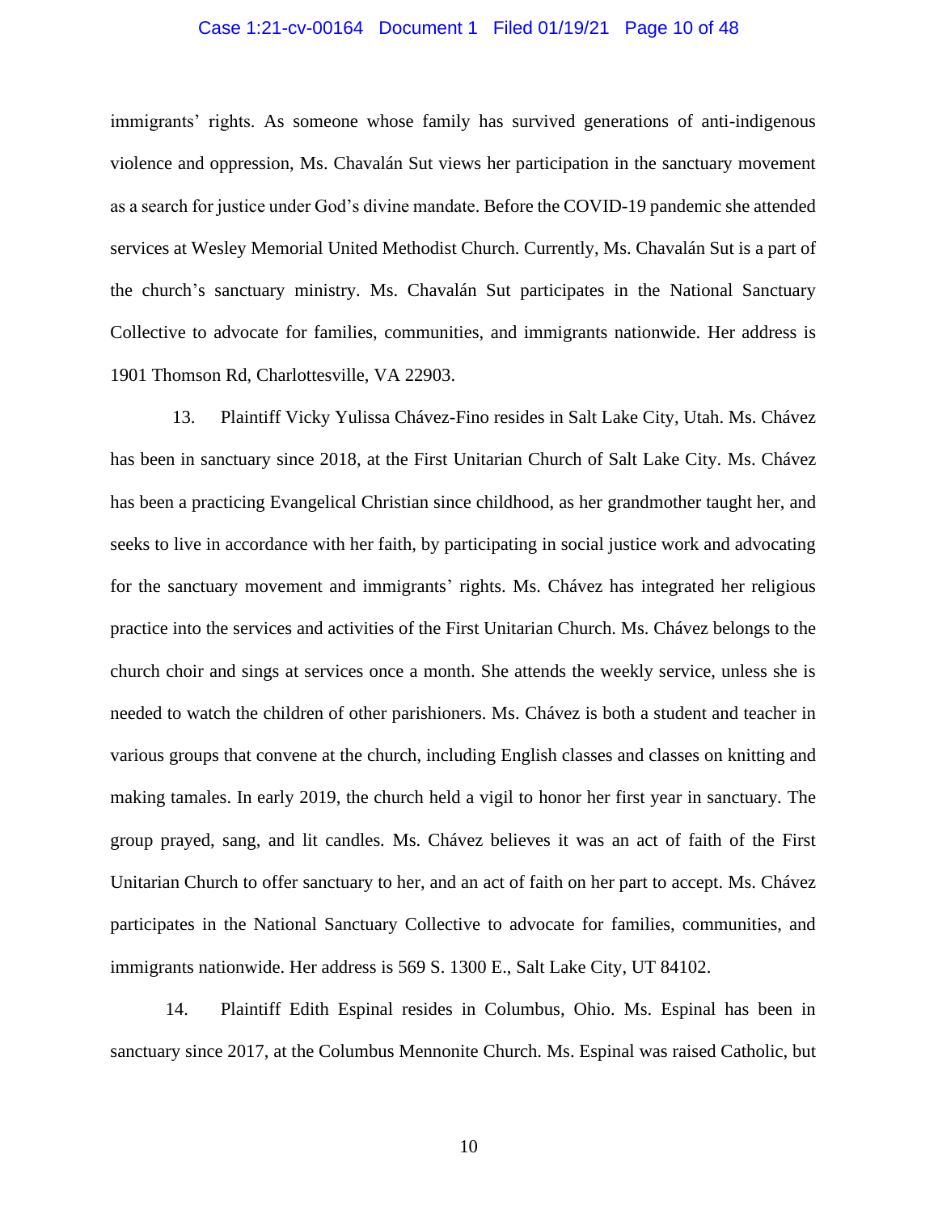immigrants' rights. As someone whose family has survived generations of anti-indigenous violence and oppression, Ms. Chavalán Sut views her participation in the sanctuary movement as a search for justice under God's divine mandate. Before the COVID-19 pandemic she attended services at Wesley Memorial United Methodist Church. Currently, Ms. Chavalán Sut is a part of the church's sanctuary ministry. Ms. Chavalán Sut participates in the National Sanctuary Collective to advocate for families, communities, and immigrants nationwide. Her address is 1901 Thomson Rd, Charlottesville, VA 22903.

13. Plaintiff Vicky Yulissa Chávez-Fino resides in Salt Lake City, Utah. Ms. Chávez has been in sanctuary since 2018, at the First Unitarian Church of Salt Lake City. Ms. Chávez has been a practicing Evangelical Christian since childhood, as her grandmother taught her, and seeks to live in accordance with her faith, by participating in social justice work and advocating for the sanctuary movement and immigrants' rights. Ms. Chávez has integrated her religious practice into the services and activities of the First Unitarian Church. Ms. Chávez belongs to the church choir and sings at services once a month. She attends the weekly service, unless she is needed to watch the children of other parishioners. Ms. Chávez is both a student and teacher in various groups that convene at the church, including English classes and classes on knitting and making tamales. In early 2019, the church held a vigil to honor her first year in sanctuary. The group prayed, sang, and lit candles. Ms. Chávez believes it was an act of faith of the First Unitarian Church to offer sanctuary to her, and an act of faith on her part to accept. Ms. Chávez participates in the National Sanctuary Collective to advocate for families, communities, and immigrants nationwide. Her address is 569 S. 1300 E., Salt Lake City, UT 84102.

14. Plaintiff Edith Espinal resides in Columbus, Ohio. Ms. Espinal has been in sanctuary since 2017, at the Columbus Mennonite Church. Ms. Espinal was raised Catholic, but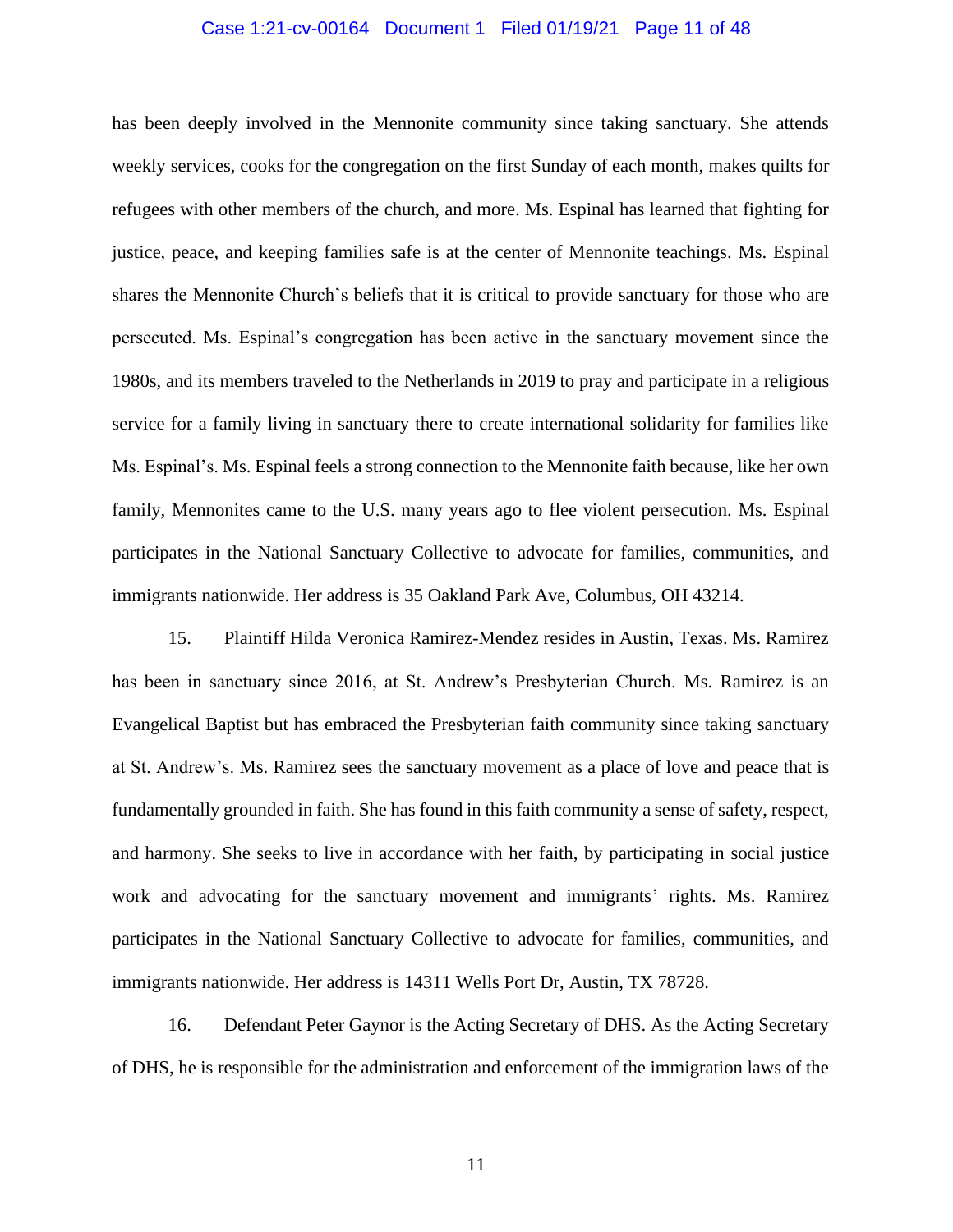has been deeply involved in the Mennonite community since taking sanctuary. She attends weekly services, cooks for the congregation on the first Sunday of each month, makes quilts for refugees with other members of the church, and more. Ms. Espinal has learned that fighting for justice, peace, and keeping families safe is at the center of Mennonite teachings. Ms. Espinal shares the Mennonite Church's beliefs that it is critical to provide sanctuary for those who are persecuted. Ms. Espinal's congregation has been active in the sanctuary movement since the 1980s, and its members traveled to the Netherlands in 2019 to pray and participate in a religious service for a family living in sanctuary there to create international solidarity for families like Ms. Espinal's. Ms. Espinal feels a strong connection to the Mennonite faith because, like her own family, Mennonites came to the U.S. many years ago to flee violent persecution. Ms. Espinal participates in the National Sanctuary Collective to advocate for families, communities, and immigrants nationwide. Her address is 35 Oakland Park Ave, Columbus, OH 43214.

15. Plaintiff Hilda Veronica Ramirez-Mendez resides in Austin, Texas. Ms. Ramirez has been in sanctuary since 2016, at St. Andrew's Presbyterian Church. Ms. Ramirez is an Evangelical Baptist but has embraced the Presbyterian faith community since taking sanctuary at St. Andrew's. Ms. Ramirez sees the sanctuary movement as a place of love and peace that is fundamentally grounded in faith. She has found in this faith community a sense of safety, respect, and harmony. She seeks to live in accordance with her faith, by participating in social justice work and advocating for the sanctuary movement and immigrants' rights. Ms. Ramirez participates in the National Sanctuary Collective to advocate for families, communities, and immigrants nationwide. Her address is 14311 Wells Port Dr, Austin, TX 78728.

16. Defendant Peter Gaynor is the Acting Secretary of DHS. As the Acting Secretary of DHS, he is responsible for the administration and enforcement of the immigration laws of the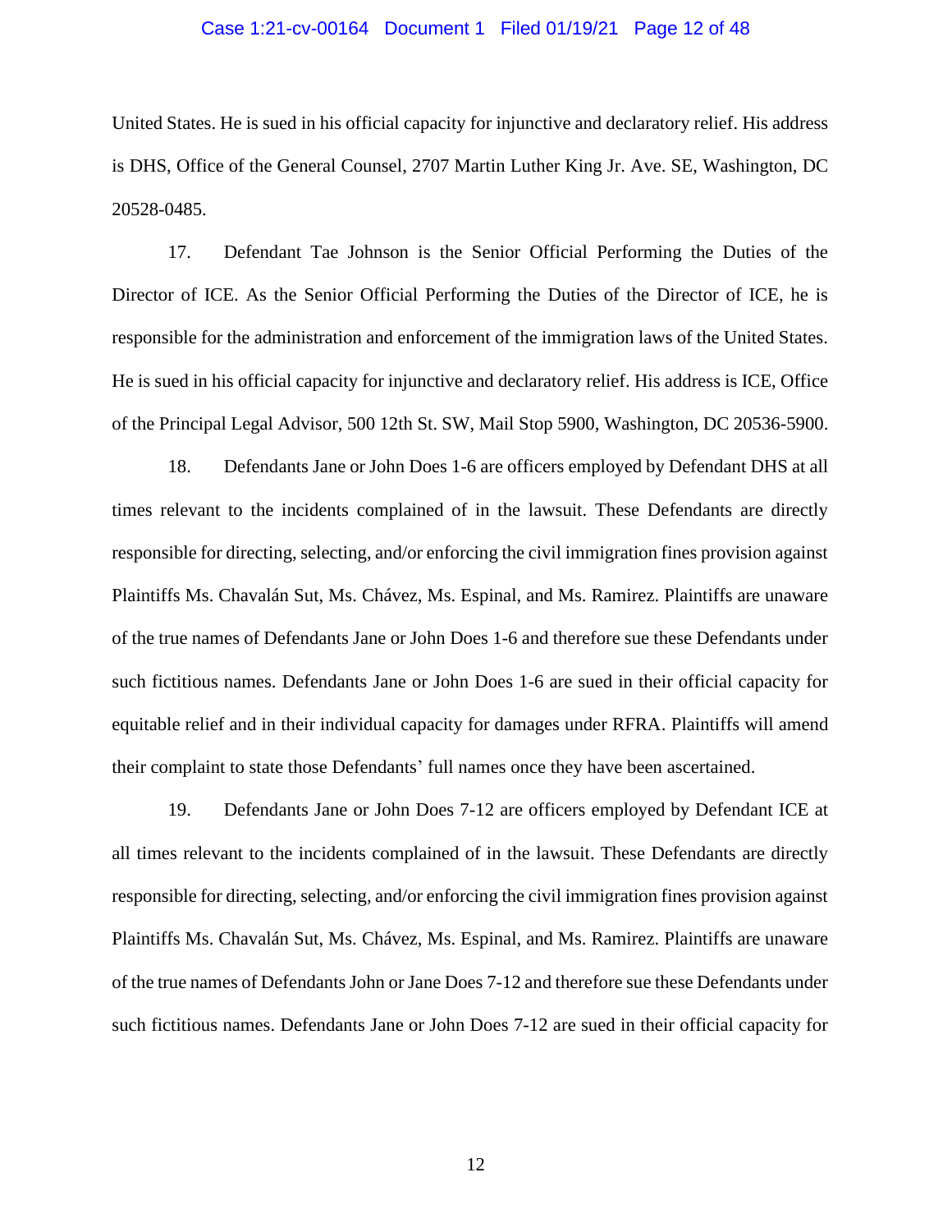United States. He is sued in his official capacity for injunctive and declaratory relief. His address is DHS, Office of the General Counsel, 2707 Martin Luther King Jr. Ave. SE, Washington, DC 20528-0485.

17. Defendant Tae Johnson is the Senior Official Performing the Duties of the Director of ICE. As the Senior Official Performing the Duties of the Director of ICE, he is responsible for the administration and enforcement of the immigration laws of the United States. He is sued in his official capacity for injunctive and declaratory relief. His address is ICE, Office of the Principal Legal Advisor, 500 12th St. SW, Mail Stop 5900, Washington, DC 20536-5900.

18. Defendants Jane or John Does 1-6 are officers employed by Defendant DHS at all times relevant to the incidents complained of in the lawsuit. These Defendants are directly responsible for directing, selecting, and/or enforcing the civil immigration fines provision against Plaintiffs Ms. Chavalán Sut, Ms. Chávez, Ms. Espinal, and Ms. Ramirez. Plaintiffs are unaware of the true names of Defendants Jane or John Does 1-6 and therefore sue these Defendants under such fictitious names. Defendants Jane or John Does 1-6 are sued in their official capacity for equitable relief and in their individual capacity for damages under RFRA. Plaintiffs will amend their complaint to state those Defendants' full names once they have been ascertained.

19. Defendants Jane or John Does 7-12 are officers employed by Defendant ICE at all times relevant to the incidents complained of in the lawsuit. These Defendants are directly responsible for directing, selecting, and/or enforcing the civil immigration fines provision against Plaintiffs Ms. Chavalán Sut, Ms. Chávez, Ms. Espinal, and Ms. Ramirez. Plaintiffs are unaware of the true names of Defendants John or Jane Does 7-12 and therefore sue these Defendants under such fictitious names. Defendants Jane or John Does 7-12 are sued in their official capacity for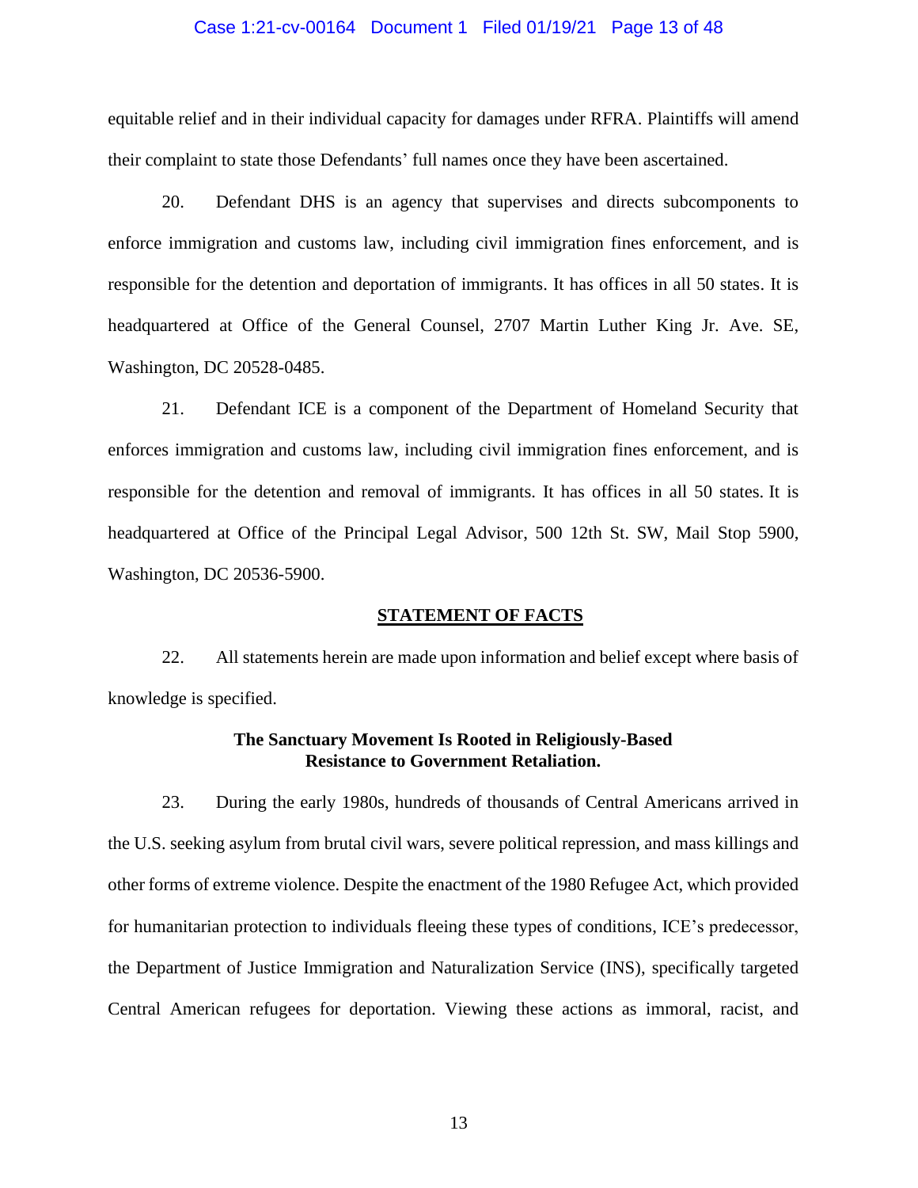equitable relief and in their individual capacity for damages under RFRA. Plaintiffs will amend their complaint to state those Defendants' full names once they have been ascertained.

20. Defendant DHS is an agency that supervises and directs subcomponents to enforce immigration and customs law, including civil immigration fines enforcement, and is responsible for the detention and deportation of immigrants. It has offices in all 50 states. It is headquartered at Office of the General Counsel, 2707 Martin Luther King Jr. Ave. SE, Washington, DC 20528-0485.

21. Defendant ICE is a component of the Department of Homeland Security that enforces immigration and customs law, including civil immigration fines enforcement, and is responsible for the detention and removal of immigrants. It has offices in all 50 states. It is headquartered at Office of the Principal Legal Advisor, 500 12th St. SW, Mail Stop 5900, Washington, DC 20536-5900.

## STATEMENT OF FACTS

22. All statements herein are made upon information and belief except where basis of knowledge is specified.

### The Sanctuary Movement Is Rooted in Religiously-Based Resistance to Government Retaliation.

23. During the early 1980s, hundreds of thousands of Central Americans arrived in the U.S. seeking asylum from brutal civil wars, severe political repression, and mass killings and other forms of extreme violence. Despite the enactment of the 1980 Refugee Act, which provided for humanitarian protection to individuals fleeing these types of conditions, ICE's predecessor, the Department of Justice Immigration and Naturalization Service (INS), specifically targeted Central American refugees for deportation. Viewing these actions as immoral, racist, and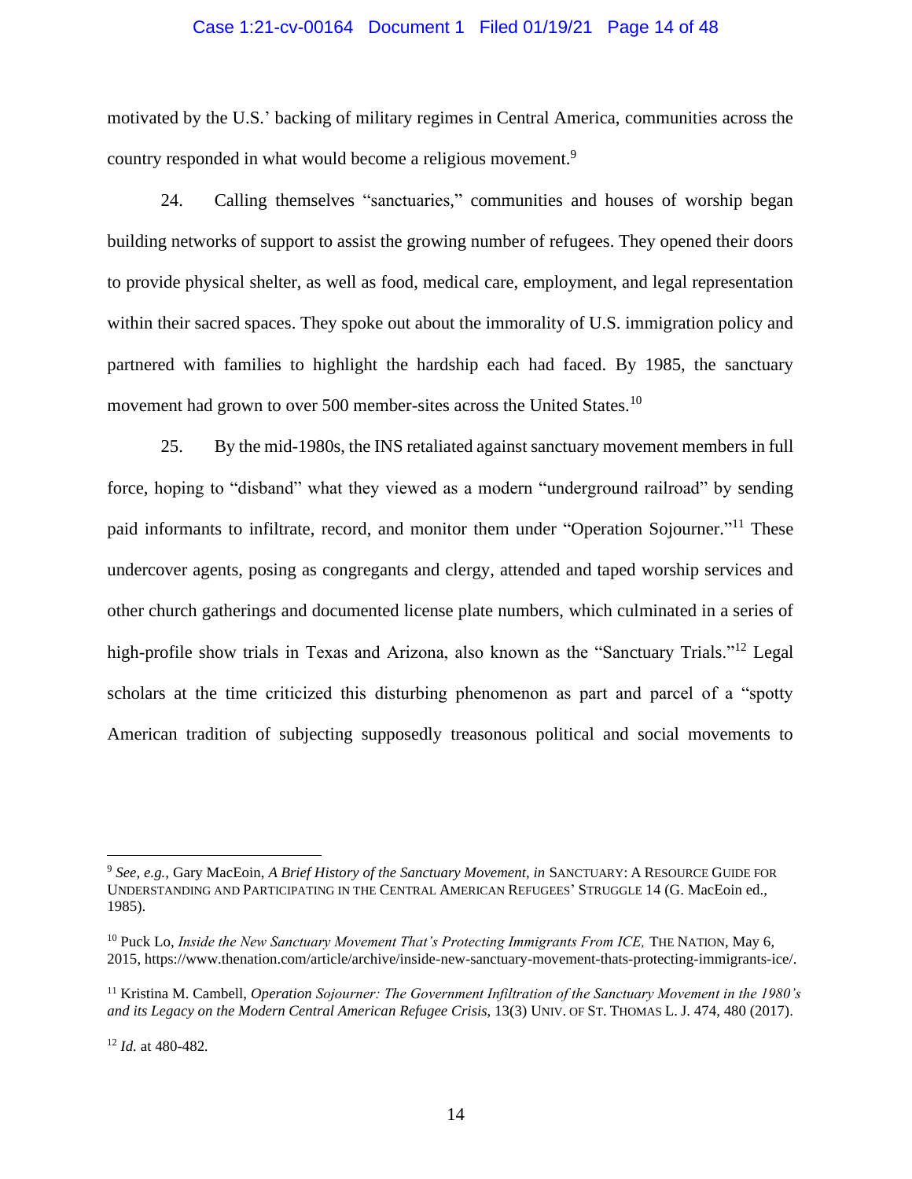motivated by the U.S.' backing of military regimes in Central America, communities across the country responded in what would become a religious movement.[9]

24. Calling themselves "sanctuaries," communities and houses of worship began building networks of support to assist the growing number of refugees. They opened their doors to provide physical shelter, as well as food, medical care, employment, and legal representation within their sacred spaces. They spoke out about the immorality of U.S. immigration policy and partnered with families to highlight the hardship each had faced. By 1985, the sanctuary movement had grown to over 500 member-sites across the United States.[10]

25. By the mid-1980s, the INS retaliated against sanctuary movement members in full force, hoping to "disband" what they viewed as a modern "underground railroad" by sending paid informants to infiltrate, record, and monitor them under "Operation Sojourner."[11] These undercover agents, posing as congregants and clergy, attended and taped worship services and other church gatherings and documented license plate numbers, which culminated in a series of high-profile show trials in Texas and Arizona, also known as the "Sanctuary Trials."[12] Legal scholars at the time criticized this disturbing phenomenon as part and parcel of a "spotty American tradition of subjecting supposedly treasonous political and social movements to

---

[9] *See, e.g.*, Gary MacEoin, *A Brief History of the Sanctuary Movement*, *in* SANCTUARY: A RESOURCE GUIDE FOR UNDERSTANDING AND PARTICIPATING IN THE CENTRAL AMERICAN REFUGEES' STRUGGLE 14 (G. MacEoin ed., 1985).

[10] Puck Lo, *Inside the New Sanctuary Movement That's Protecting Immigrants From ICE,* THE NATION, May 6, 2015, https://www.thenation.com/article/archive/inside-new-sanctuary-movement-thats-protecting-immigrants-ice/.

[11] Kristina M. Cambell, *Operation Sojourner: The Government Infiltration of the Sanctuary Movement in the 1980's and its Legacy on the Modern Central American Refugee Crisis*, 13(3) UNIV. OF ST. THOMAS L. J. 474, 480 (2017).

[12] *Id.* at 480-482.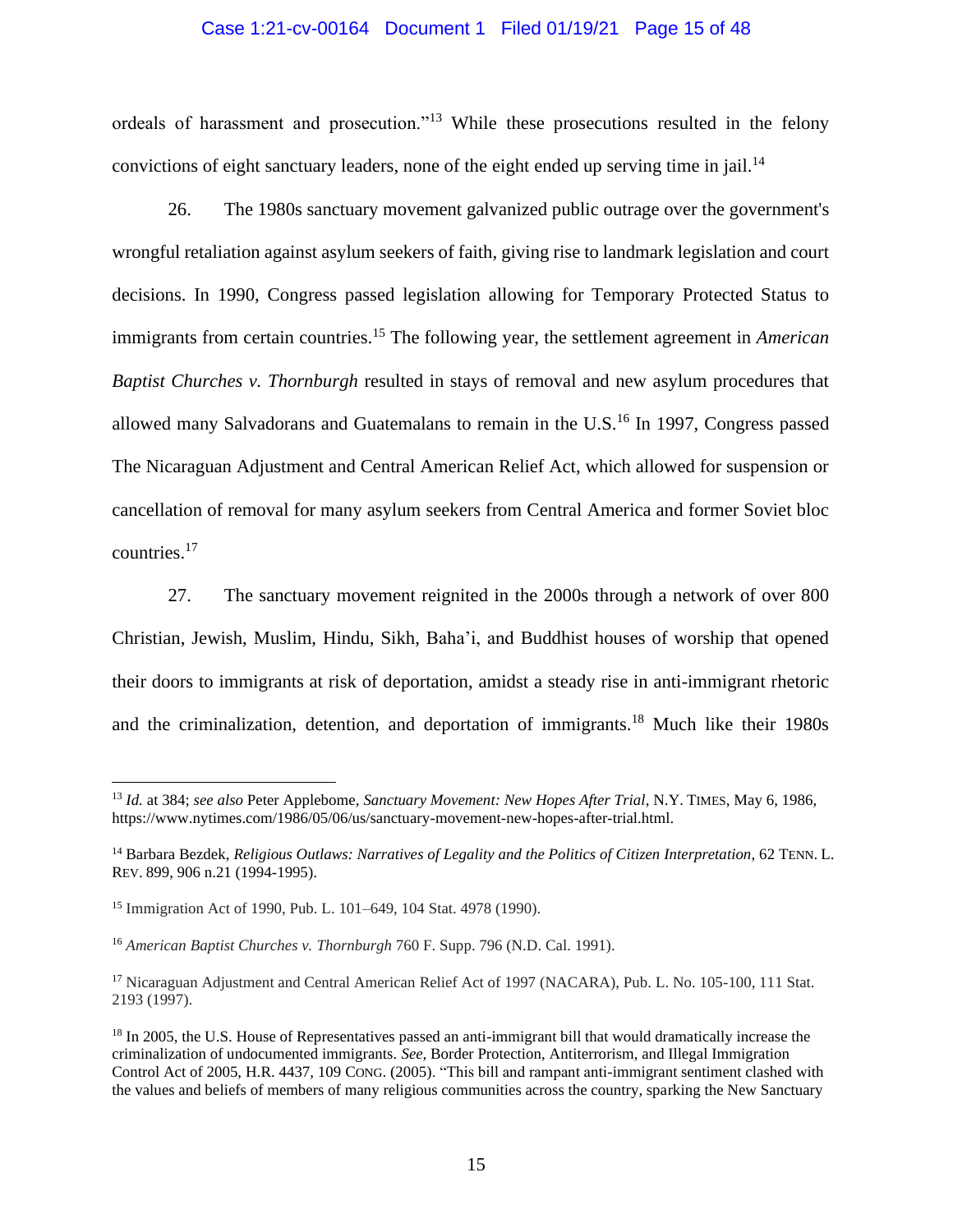ordeals of harassment and prosecution."[13] While these prosecutions resulted in the felony convictions of eight sanctuary leaders, none of the eight ended up serving time in jail.[14]

26. The 1980s sanctuary movement galvanized public outrage over the government's wrongful retaliation against asylum seekers of faith, giving rise to landmark legislation and court decisions. In 1990, Congress passed legislation allowing for Temporary Protected Status to immigrants from certain countries.[15] The following year, the settlement agreement in *American Baptist Churches v. Thornburgh* resulted in stays of removal and new asylum procedures that allowed many Salvadorans and Guatemalans to remain in the U.S.[16] In 1997, Congress passed The Nicaraguan Adjustment and Central American Relief Act, which allowed for suspension or cancellation of removal for many asylum seekers from Central America and former Soviet bloc countries.[17]

27. The sanctuary movement reignited in the 2000s through a network of over 800 Christian, Jewish, Muslim, Hindu, Sikh, Baha'i, and Buddhist houses of worship that opened their doors to immigrants at risk of deportation, amidst a steady rise in anti-immigrant rhetoric and the criminalization, detention, and deportation of immigrants.[18] Much like their 1980s

---

[13] *Id.* at 384; *see also* Peter Applebome, *Sanctuary Movement: New Hopes After Trial*, N.Y. TIMES, May 6, 1986, https://www.nytimes.com/1986/05/06/us/sanctuary-movement-new-hopes-after-trial.html.

[14] Barbara Bezdek, *Religious Outlaws: Narratives of Legality and the Politics of Citizen Interpretation*, 62 TENN. L. REV. 899, 906 n.21 (1994-1995).

[15] Immigration Act of 1990, Pub. L. 101–649, 104 Stat. 4978 (1990).

[16] *American Baptist Churches v. Thornburgh* 760 F. Supp. 796 (N.D. Cal. 1991).

[17] Nicaraguan Adjustment and Central American Relief Act of 1997 (NACARA), Pub. L. No. 105-100, 111 Stat. 2193 (1997).

[18] In 2005, the U.S. House of Representatives passed an anti-immigrant bill that would dramatically increase the criminalization of undocumented immigrants. *See*, Border Protection, Antiterrorism, and Illegal Immigration Control Act of 2005, H.R. 4437, 109 CONG. (2005). "This bill and rampant anti-immigrant sentiment clashed with the values and beliefs of members of many religious communities across the country, sparking the New Sanctuary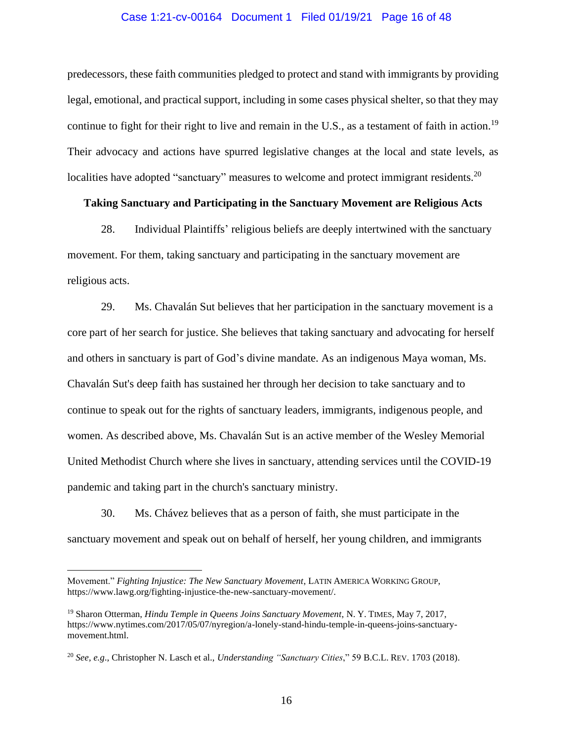predecessors, these faith communities pledged to protect and stand with immigrants by providing legal, emotional, and practical support, including in some cases physical shelter, so that they may continue to fight for their right to live and remain in the U.S., as a testament of faith in action.[19] Their advocacy and actions have spurred legislative changes at the local and state levels, as localities have adopted "sanctuary" measures to welcome and protect immigrant residents.[20]

**Taking Sanctuary and Participating in the Sanctuary Movement are Religious Acts**

28. Individual Plaintiffs' religious beliefs are deeply intertwined with the sanctuary movement. For them, taking sanctuary and participating in the sanctuary movement are religious acts.

29. Ms. Chavalán Sut believes that her participation in the sanctuary movement is a core part of her search for justice. She believes that taking sanctuary and advocating for herself and others in sanctuary is part of God's divine mandate. As an indigenous Maya woman, Ms. Chavalán Sut's deep faith has sustained her through her decision to take sanctuary and to continue to speak out for the rights of sanctuary leaders, immigrants, indigenous people, and women. As described above, Ms. Chavalán Sut is an active member of the Wesley Memorial United Methodist Church where she lives in sanctuary, attending services until the COVID-19 pandemic and taking part in the church's sanctuary ministry.

30. Ms. Chávez believes that as a person of faith, she must participate in the sanctuary movement and speak out on behalf of herself, her young children, and immigrants

---

Movement." *Fighting Injustice: The New Sanctuary Movement*, LATIN AMERICA WORKING GROUP, https://www.lawg.org/fighting-injustice-the-new-sanctuary-movement/.

[19] Sharon Otterman, *Hindu Temple in Queens Joins Sanctuary Movement*, N. Y. TIMES, May 7, 2017, https://www.nytimes.com/2017/05/07/nyregion/a-lonely-stand-hindu-temple-in-queens-joins-sanctuary-movement.html.

[20] *See, e.g.*, Christopher N. Lasch et al., *Understanding "Sanctuary Cities*," 59 B.C.L. REV. 1703 (2018).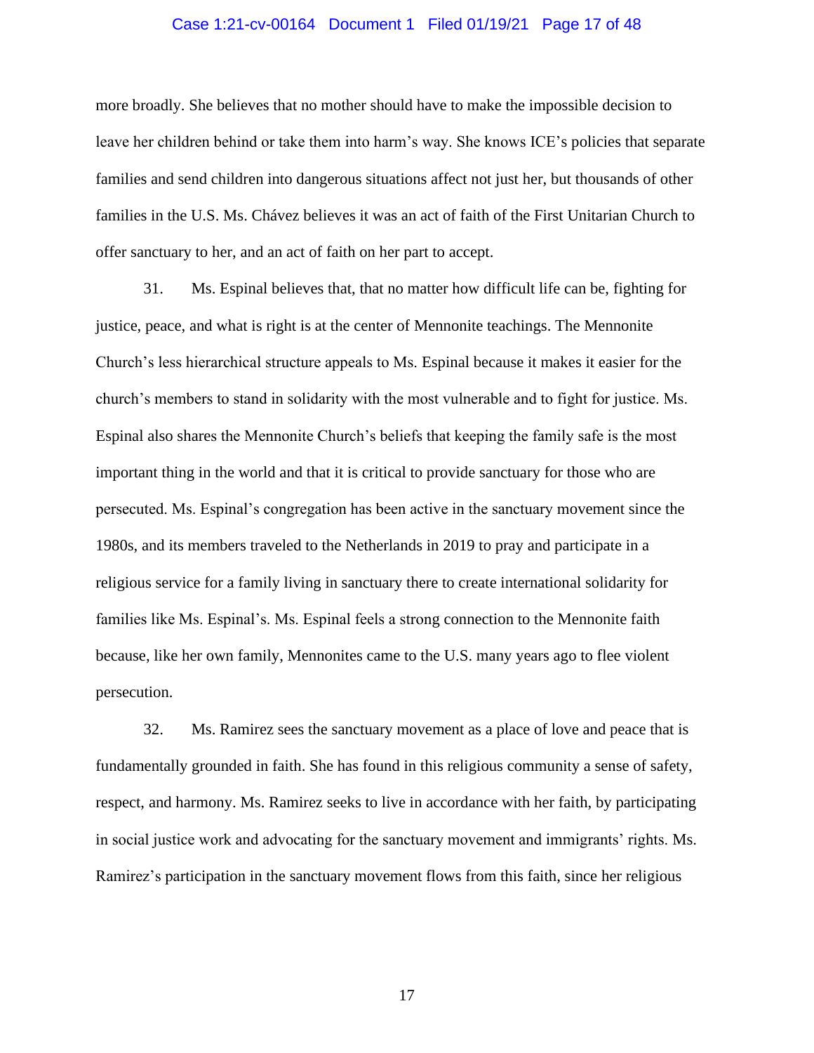more broadly. She believes that no mother should have to make the impossible decision to leave her children behind or take them into harm's way. She knows ICE's policies that separate families and send children into dangerous situations affect not just her, but thousands of other families in the U.S. Ms. Chávez believes it was an act of faith of the First Unitarian Church to offer sanctuary to her, and an act of faith on her part to accept.

31. Ms. Espinal believes that, that no matter how difficult life can be, fighting for justice, peace, and what is right is at the center of Mennonite teachings. The Mennonite Church's less hierarchical structure appeals to Ms. Espinal because it makes it easier for the church's members to stand in solidarity with the most vulnerable and to fight for justice. Ms. Espinal also shares the Mennonite Church's beliefs that keeping the family safe is the most important thing in the world and that it is critical to provide sanctuary for those who are persecuted. Ms. Espinal's congregation has been active in the sanctuary movement since the 1980s, and its members traveled to the Netherlands in 2019 to pray and participate in a religious service for a family living in sanctuary there to create international solidarity for families like Ms. Espinal's. Ms. Espinal feels a strong connection to the Mennonite faith because, like her own family, Mennonites came to the U.S. many years ago to flee violent persecution.

32. Ms. Ramirez sees the sanctuary movement as a place of love and peace that is fundamentally grounded in faith. She has found in this religious community a sense of safety, respect, and harmony. Ms. Ramirez seeks to live in accordance with her faith, by participating in social justice work and advocating for the sanctuary movement and immigrants' rights. Ms. Ramirez's participation in the sanctuary movement flows from this faith, since her religious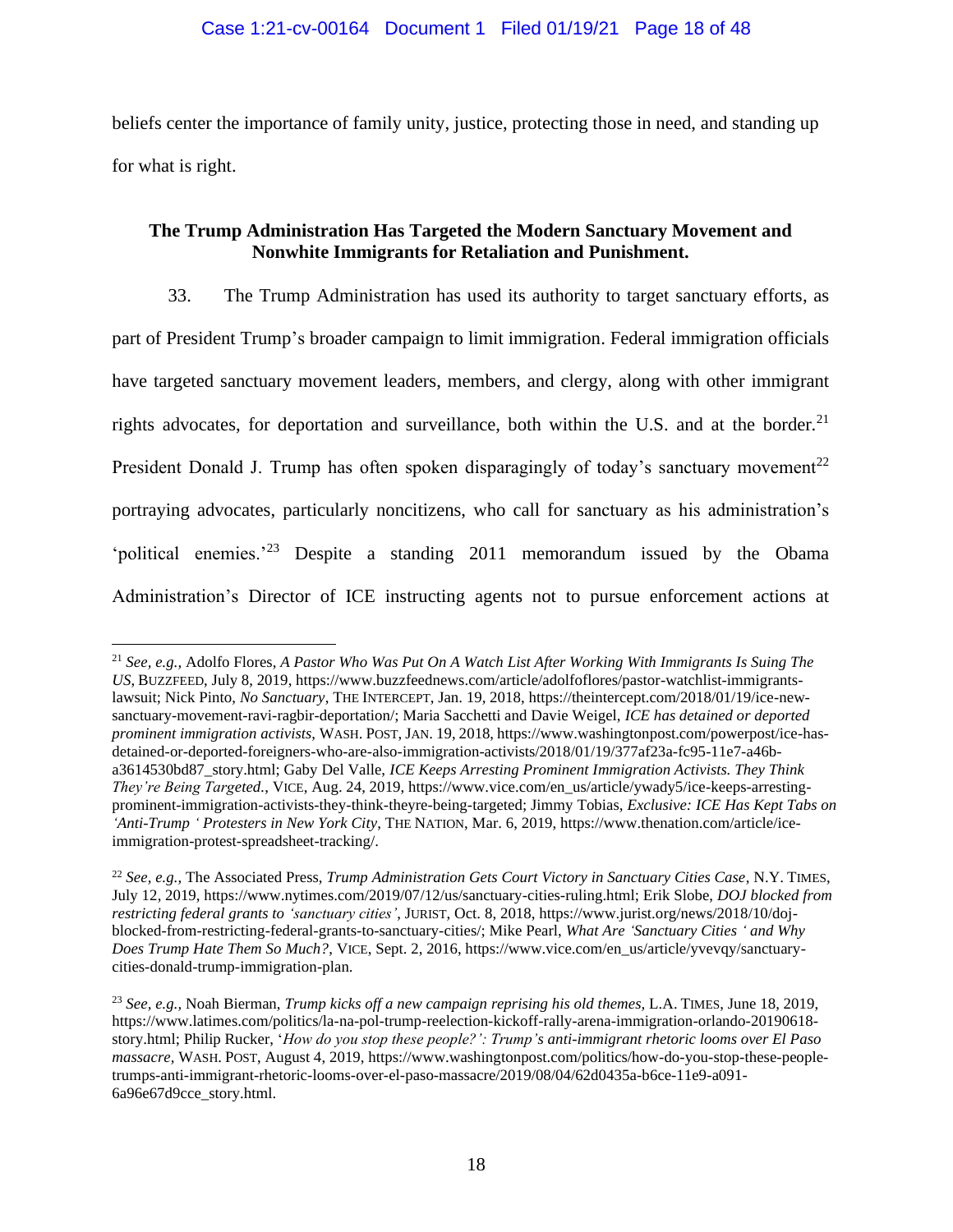beliefs center the importance of family unity, justice, protecting those in need, and standing up for what is right.

**The Trump Administration Has Targeted the Modern Sanctuary Movement and Nonwhite Immigrants for Retaliation and Punishment.**

33. The Trump Administration has used its authority to target sanctuary efforts, as part of President Trump's broader campaign to limit immigration. Federal immigration officials have targeted sanctuary movement leaders, members, and clergy, along with other immigrant rights advocates, for deportation and surveillance, both within the U.S. and at the border.[21] President Donald J. Trump has often spoken disparagingly of today's sanctuary movement[22] portraying advocates, particularly noncitizens, who call for sanctuary as his administration's 'political enemies.'[23] Despite a standing 2011 memorandum issued by the Obama Administration's Director of ICE instructing agents not to pursue enforcement actions at

---

[21] *See, e.g.,* Adolfo Flores, *A Pastor Who Was Put On A Watch List After Working With Immigrants Is Suing The US*, BUZZFEED, July 8, 2019, https://www.buzzfeednews.com/article/adolfoflores/pastor-watchlist-immigrants-lawsuit; Nick Pinto, *No Sanctuary*, THE INTERCEPT, Jan. 19, 2018, https://theintercept.com/2018/01/19/ice-new-sanctuary-movement-ravi-ragbir-deportation/; Maria Sacchetti and Davie Weigel, *ICE has detained or deported prominent immigration activists*, WASH. POST, JAN. 19, 2018, https://www.washingtonpost.com/powerpost/ice-has-detained-or-deported-foreigners-who-are-also-immigration-activists/2018/01/19/377af23a-fc95-11e7-a46b-a3614530bd87_story.html; Gaby Del Valle, *ICE Keeps Arresting Prominent Immigration Activists. They Think They're Being Targeted.*, VICE, Aug. 24, 2019, https://www.vice.com/en_us/article/ywady5/ice-keeps-arresting-prominent-immigration-activists-they-think-theyre-being-targeted; Jimmy Tobias, *Exclusive: ICE Has Kept Tabs on 'Anti-Trump ' Protesters in New York City*, THE NATION, Mar. 6, 2019, https://www.thenation.com/article/ice-immigration-protest-spreadsheet-tracking/.

[22] *See, e.g.,* The Associated Press, *Trump Administration Gets Court Victory in Sanctuary Cities Case*, N.Y. TIMES, July 12, 2019, https://www.nytimes.com/2019/07/12/us/sanctuary-cities-ruling.html; Erik Slobe, *DOJ blocked from restricting federal grants to 'sanctuary cities'*, JURIST, Oct. 8, 2018, https://www.jurist.org/news/2018/10/doj-blocked-from-restricting-federal-grants-to-sanctuary-cities/; Mike Pearl, *What Are 'Sanctuary Cities ' and Why Does Trump Hate Them So Much?*, VICE, Sept. 2, 2016, https://www.vice.com/en_us/article/yvevqy/sanctuary-cities-donald-trump-immigration-plan.

[23] *See, e.g.,* Noah Bierman, *Trump kicks off a new campaign reprising his old themes*, L.A. TIMES, June 18, 2019, https://www.latimes.com/politics/la-na-pol-trump-reelection-kickoff-rally-arena-immigration-orlando-20190618-story.html; Philip Rucker, '*How do you stop these people?': Trump's anti-immigrant rhetoric looms over El Paso massacre*, WASH. POST, August 4, 2019, https://www.washingtonpost.com/politics/how-do-you-stop-these-people-trumps-anti-immigrant-rhetoric-looms-over-el-paso-massacre/2019/08/04/62d0435a-b6ce-11e9-a091-6a96e67d9cce_story.html.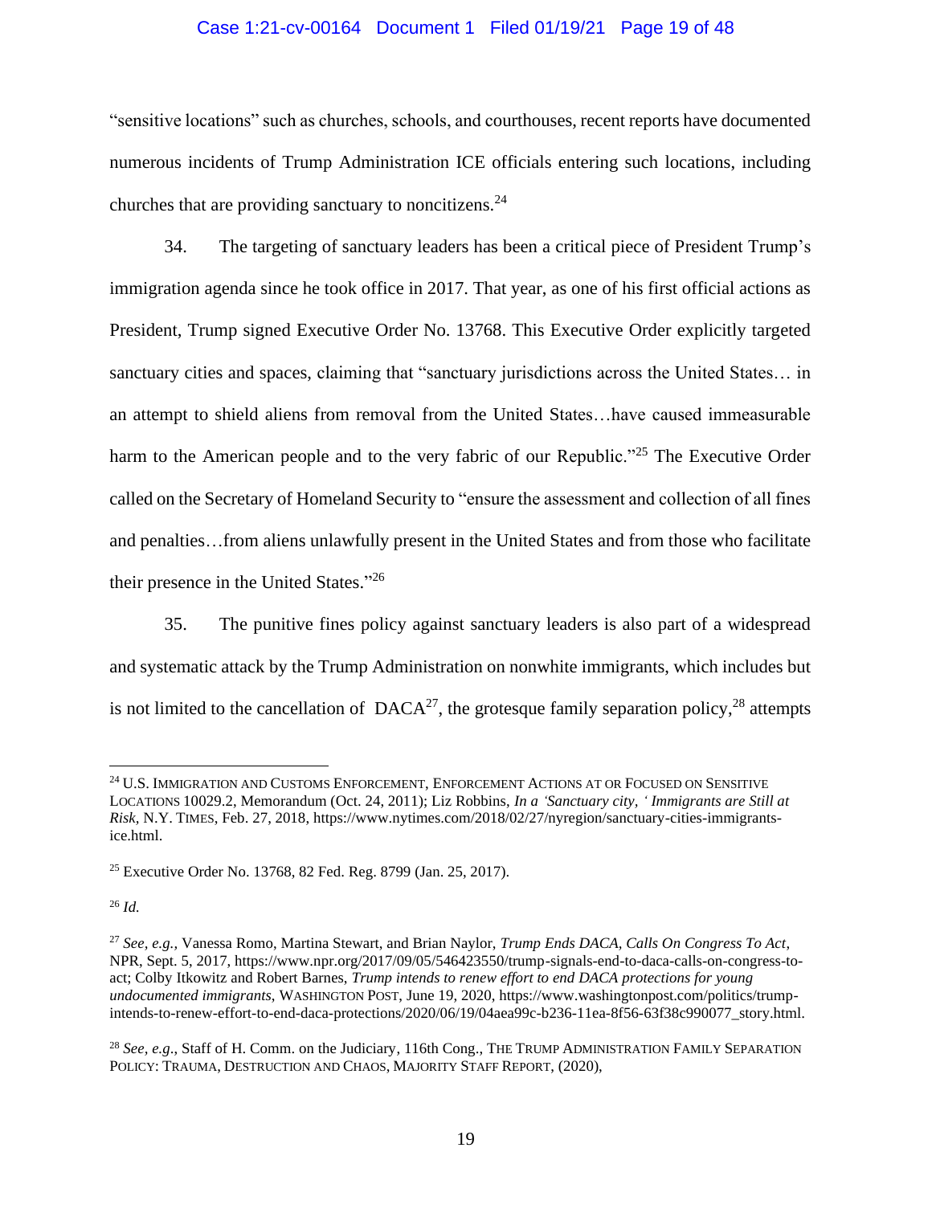"sensitive locations" such as churches, schools, and courthouses, recent reports have documented numerous incidents of Trump Administration ICE officials entering such locations, including churches that are providing sanctuary to noncitizens.[24]

34. The targeting of sanctuary leaders has been a critical piece of President Trump's immigration agenda since he took office in 2017. That year, as one of his first official actions as President, Trump signed Executive Order No. 13768. This Executive Order explicitly targeted sanctuary cities and spaces, claiming that "sanctuary jurisdictions across the United States… in an attempt to shield aliens from removal from the United States…have caused immeasurable harm to the American people and to the very fabric of our Republic."[25] The Executive Order called on the Secretary of Homeland Security to "ensure the assessment and collection of all fines and penalties…from aliens unlawfully present in the United States and from those who facilitate their presence in the United States."[26]

35. The punitive fines policy against sanctuary leaders is also part of a widespread and systematic attack by the Trump Administration on nonwhite immigrants, which includes but is not limited to the cancellation of DACA[27], the grotesque family separation policy,[28] attempts

---

[24] U.S. IMMIGRATION AND CUSTOMS ENFORCEMENT, ENFORCEMENT ACTIONS AT OR FOCUSED ON SENSITIVE LOCATIONS 10029.2, Memorandum (Oct. 24, 2011); Liz Robbins, *In a 'Sanctuary city, ' Immigrants are Still at Risk*, N.Y. TIMES, Feb. 27, 2018, https://www.nytimes.com/2018/02/27/nyregion/sanctuary-cities-immigrants-ice.html.

[25] Executive Order No. 13768, 82 Fed. Reg. 8799 (Jan. 25, 2017).

[26] *Id.*

[27] *See, e.g.,* Vanessa Romo, Martina Stewart, and Brian Naylor, *Trump Ends DACA, Calls On Congress To Act*, NPR, Sept. 5, 2017, https://www.npr.org/2017/09/05/546423550/trump-signals-end-to-daca-calls-on-congress-to-act; Colby Itkowitz and Robert Barnes, *Trump intends to renew effort to end DACA protections for young undocumented immigrants*, WASHINGTON POST, June 19, 2020, https://www.washingtonpost.com/politics/trump-intends-to-renew-effort-to-end-daca-protections/2020/06/19/04aea99c-b236-11ea-8f56-63f38c990077_story.html.

[28] *See, e.g*., Staff of H. Comm. on the Judiciary, 116th Cong., THE TRUMP ADMINISTRATION FAMILY SEPARATION POLICY: TRAUMA, DESTRUCTION AND CHAOS, MAJORITY STAFF REPORT, (2020),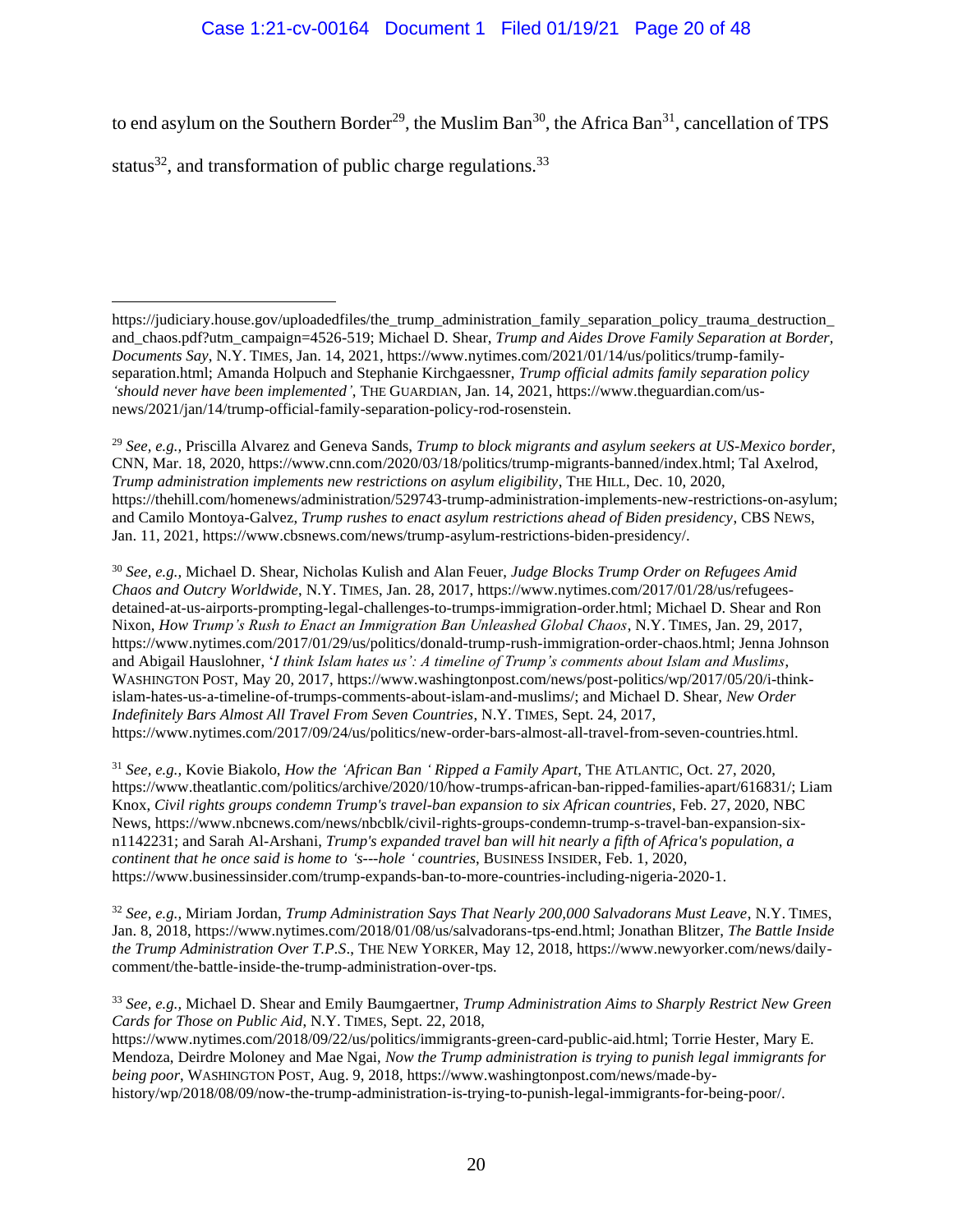to end asylum on the Southern Border[29], the Muslim Ban[30], the Africa Ban[31], cancellation of TPS status[32], and transformation of public charge regulations.[33]

---

https://judiciary.house.gov/uploadedfiles/the_trump_administration_family_separation_policy_trauma_destruction_and_chaos.pdf?utm_campaign=4526-519; Michael D. Shear, *Trump and Aides Drove Family Separation at Border, Documents Say*, N.Y. TIMES, Jan. 14, 2021, https://www.nytimes.com/2021/01/14/us/politics/trump-family-separation.html; Amanda Holpuch and Stephanie Kirchgaessner, *Trump official admits family separation policy 'should never have been implemented'*, THE GUARDIAN, Jan. 14, 2021, https://www.theguardian.com/us-news/2021/jan/14/trump-official-family-separation-policy-rod-rosenstein.

[29] *See, e.g.,* Priscilla Alvarez and Geneva Sands, *Trump to block migrants and asylum seekers at US-Mexico border*, CNN, Mar. 18, 2020, https://www.cnn.com/2020/03/18/politics/trump-migrants-banned/index.html; Tal Axelrod, *Trump administration implements new restrictions on asylum eligibility*, THE HILL, Dec. 10, 2020, https://thehill.com/homenews/administration/529743-trump-administration-implements-new-restrictions-on-asylum; and Camilo Montoya-Galvez, *Trump rushes to enact asylum restrictions ahead of Biden presidency*, CBS NEWS, Jan. 11, 2021, https://www.cbsnews.com/news/trump-asylum-restrictions-biden-presidency/.

[30] *See, e.g.,* Michael D. Shear, Nicholas Kulish and Alan Feuer, *Judge Blocks Trump Order on Refugees Amid Chaos and Outcry Worldwide*, N.Y. TIMES, Jan. 28, 2017, https://www.nytimes.com/2017/01/28/us/refugees-detained-at-us-airports-prompting-legal-challenges-to-trumps-immigration-order.html; Michael D. Shear and Ron Nixon, *How Trump's Rush to Enact an Immigration Ban Unleashed Global Chaos*, N.Y. TIMES, Jan. 29, 2017, https://www.nytimes.com/2017/01/29/us/politics/donald-trump-rush-immigration-order-chaos.html; Jenna Johnson and Abigail Hauslohner, '*I think Islam hates us': A timeline of Trump's comments about Islam and Muslims*, WASHINGTON POST, May 20, 2017, https://www.washingtonpost.com/news/post-politics/wp/2017/05/20/i-think-islam-hates-us-a-timeline-of-trumps-comments-about-islam-and-muslims/; and Michael D. Shear, *New Order Indefinitely Bars Almost All Travel From Seven Countries*, N.Y. TIMES, Sept. 24, 2017, https://www.nytimes.com/2017/09/24/us/politics/new-order-bars-almost-all-travel-from-seven-countries.html.

[31] *See, e.g.,* Kovie Biakolo, *How the 'African Ban ' Ripped a Family Apart*, THE ATLANTIC, Oct. 27, 2020, https://www.theatlantic.com/politics/archive/2020/10/how-trumps-african-ban-ripped-families-apart/616831/; Liam Knox, *Civil rights groups condemn Trump's travel-ban expansion to six African countries*, Feb. 27, 2020, NBC News, https://www.nbcnews.com/news/nbcblk/civil-rights-groups-condemn-trump-s-travel-ban-expansion-six-n1142231; and Sarah Al-Arshani, *Trump's expanded travel ban will hit nearly a fifth of Africa's population, a continent that he once said is home to 's---hole ' countries*, BUSINESS INSIDER, Feb. 1, 2020, https://www.businessinsider.com/trump-expands-ban-to-more-countries-including-nigeria-2020-1.

[32] *See, e.g.,* Miriam Jordan, *Trump Administration Says That Nearly 200,000 Salvadorans Must Leave*, N.Y. TIMES, Jan. 8, 2018, https://www.nytimes.com/2018/01/08/us/salvadorans-tps-end.html; Jonathan Blitzer, *The Battle Inside the Trump Administration Over T.P.S.*, THE NEW YORKER, May 12, 2018, https://www.newyorker.com/news/daily-comment/the-battle-inside-the-trump-administration-over-tps.

[33] *See, e.g.,* Michael D. Shear and Emily Baumgaertner, *Trump Administration Aims to Sharply Restrict New Green Cards for Those on Public Aid*, N.Y. TIMES, Sept. 22, 2018, https://www.nytimes.com/2018/09/22/us/politics/immigrants-green-card-public-aid.html; Torrie Hester, Mary E. Mendoza, Deirdre Moloney and Mae Ngai, *Now the Trump administration is trying to punish legal immigrants for being poor*, WASHINGTON POST, Aug. 9, 2018, https://www.washingtonpost.com/news/made-by-history/wp/2018/08/09/now-the-trump-administration-is-trying-to-punish-legal-immigrants-for-being-poor/.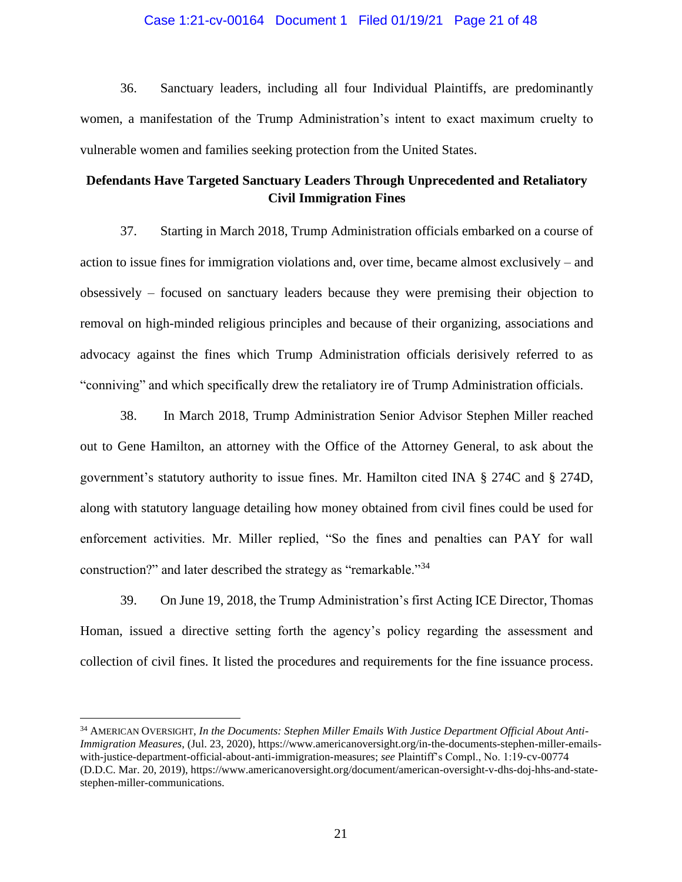36. Sanctuary leaders, including all four Individual Plaintiffs, are predominantly women, a manifestation of the Trump Administration's intent to exact maximum cruelty to vulnerable women and families seeking protection from the United States.

**Defendants Have Targeted Sanctuary Leaders Through Unprecedented and Retaliatory Civil Immigration Fines**

37. Starting in March 2018, Trump Administration officials embarked on a course of action to issue fines for immigration violations and, over time, became almost exclusively – and obsessively – focused on sanctuary leaders because they were premising their objection to removal on high-minded religious principles and because of their organizing, associations and advocacy against the fines which Trump Administration officials derisively referred to as "conniving" and which specifically drew the retaliatory ire of Trump Administration officials.

38. In March 2018, Trump Administration Senior Advisor Stephen Miller reached out to Gene Hamilton, an attorney with the Office of the Attorney General, to ask about the government's statutory authority to issue fines. Mr. Hamilton cited INA § 274C and § 274D, along with statutory language detailing how money obtained from civil fines could be used for enforcement activities. Mr. Miller replied, "So the fines and penalties can PAY for wall construction?" and later described the strategy as "remarkable."[34]

39. On June 19, 2018, the Trump Administration's first Acting ICE Director, Thomas Homan, issued a directive setting forth the agency's policy regarding the assessment and collection of civil fines. It listed the procedures and requirements for the fine issuance process.

---

[34] AMERICAN OVERSIGHT, *In the Documents: Stephen Miller Emails With Justice Department Official About Anti-Immigration Measures*, (Jul. 23, 2020), https://www.americanoversight.org/in-the-documents-stephen-miller-emails-with-justice-department-official-about-anti-immigration-measures; *see* Plaintiff's Compl., No. 1:19-cv-00774 (D.D.C. Mar. 20, 2019), https://www.americanoversight.org/document/american-oversight-v-dhs-doj-hhs-and-state-stephen-miller-communications.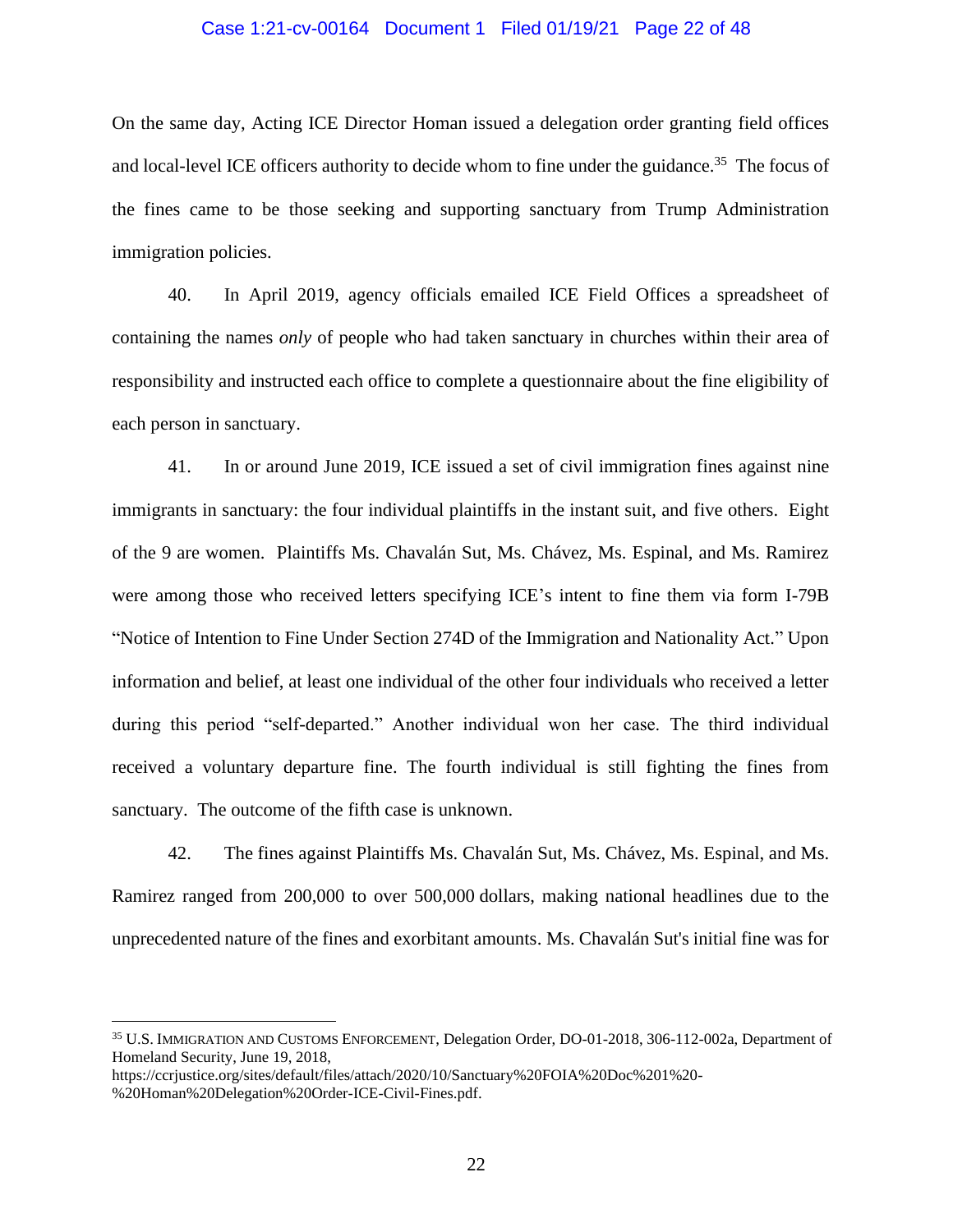On the same day, Acting ICE Director Homan issued a delegation order granting field offices and local-level ICE officers authority to decide whom to fine under the guidance.[35] The focus of the fines came to be those seeking and supporting sanctuary from Trump Administration immigration policies.

40. In April 2019, agency officials emailed ICE Field Offices a spreadsheet of containing the names *only* of people who had taken sanctuary in churches within their area of responsibility and instructed each office to complete a questionnaire about the fine eligibility of each person in sanctuary.

41. In or around June 2019, ICE issued a set of civil immigration fines against nine immigrants in sanctuary: the four individual plaintiffs in the instant suit, and five others. Eight of the 9 are women. Plaintiffs Ms. Chavalán Sut, Ms. Chávez, Ms. Espinal, and Ms. Ramirez were among those who received letters specifying ICE's intent to fine them via form I-79B "Notice of Intention to Fine Under Section 274D of the Immigration and Nationality Act." Upon information and belief, at least one individual of the other four individuals who received a letter during this period "self-departed." Another individual won her case. The third individual received a voluntary departure fine. The fourth individual is still fighting the fines from sanctuary. The outcome of the fifth case is unknown.

42. The fines against Plaintiffs Ms. Chavalán Sut, Ms. Chávez, Ms. Espinal, and Ms. Ramirez ranged from 200,000 to over 500,000 dollars, making national headlines due to the unprecedented nature of the fines and exorbitant amounts. Ms. Chavalán Sut's initial fine was for

---

[35] U.S. IMMIGRATION AND CUSTOMS ENFORCEMENT, Delegation Order, DO-01-2018, 306-112-002a, Department of Homeland Security, June 19, 2018, https://ccrjustice.org/sites/default/files/attach/2020/10/Sanctuary%20FOIA%20Doc%201%20-%20Homan%20Delegation%20Order-ICE-Civil-Fines.pdf.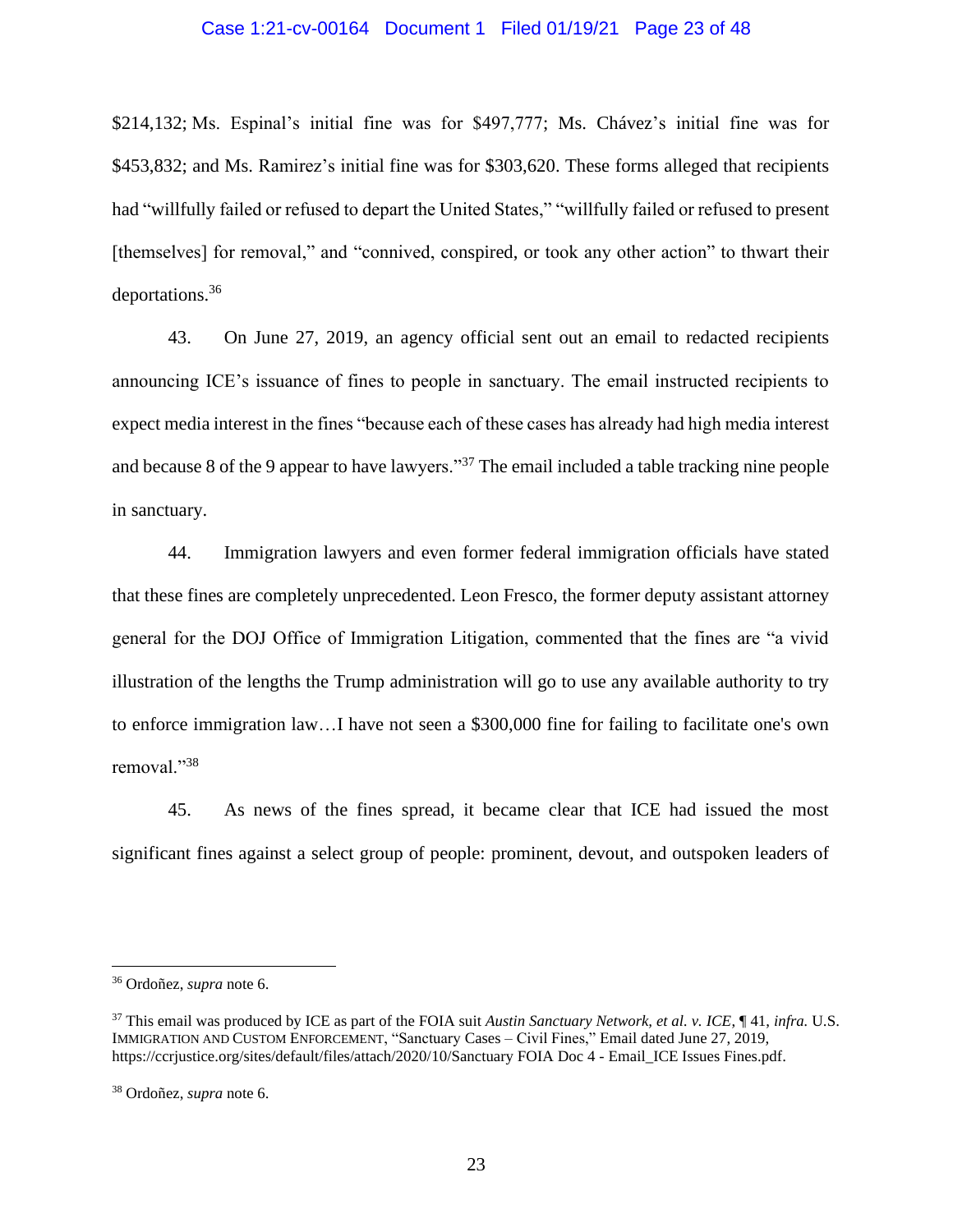$214,132; Ms. Espinal's initial fine was for $497,777; Ms. Chávez's initial fine was for $453,832; and Ms. Ramirez's initial fine was for $303,620. These forms alleged that recipients had "willfully failed or refused to depart the United States," "willfully failed or refused to present [themselves] for removal," and "connived, conspired, or took any other action" to thwart their deportations.[36]

43. On June 27, 2019, an agency official sent out an email to redacted recipients announcing ICE's issuance of fines to people in sanctuary. The email instructed recipients to expect media interest in the fines "because each of these cases has already had high media interest and because 8 of the 9 appear to have lawyers."[37] The email included a table tracking nine people in sanctuary.

44. Immigration lawyers and even former federal immigration officials have stated that these fines are completely unprecedented. Leon Fresco, the former deputy assistant attorney general for the DOJ Office of Immigration Litigation, commented that the fines are "a vivid illustration of the lengths the Trump administration will go to use any available authority to try to enforce immigration law…I have not seen a $300,000 fine for failing to facilitate one's own removal."[38]

45. As news of the fines spread, it became clear that ICE had issued the most significant fines against a select group of people: prominent, devout, and outspoken leaders of

---

[36] Ordoñez, *supra* note 6.

[37] This email was produced by ICE as part of the FOIA suit *Austin Sanctuary Network, et al. v. ICE*, ¶ 41, *infra.* U.S. Immigration and Custom Enforcement, "Sanctuary Cases – Civil Fines," Email dated June 27, 2019, https://ccrjustice.org/sites/default/files/attach/2020/10/Sanctuary FOIA Doc 4 - Email_ICE Issues Fines.pdf.

[38] Ordoñez, *supra* note 6.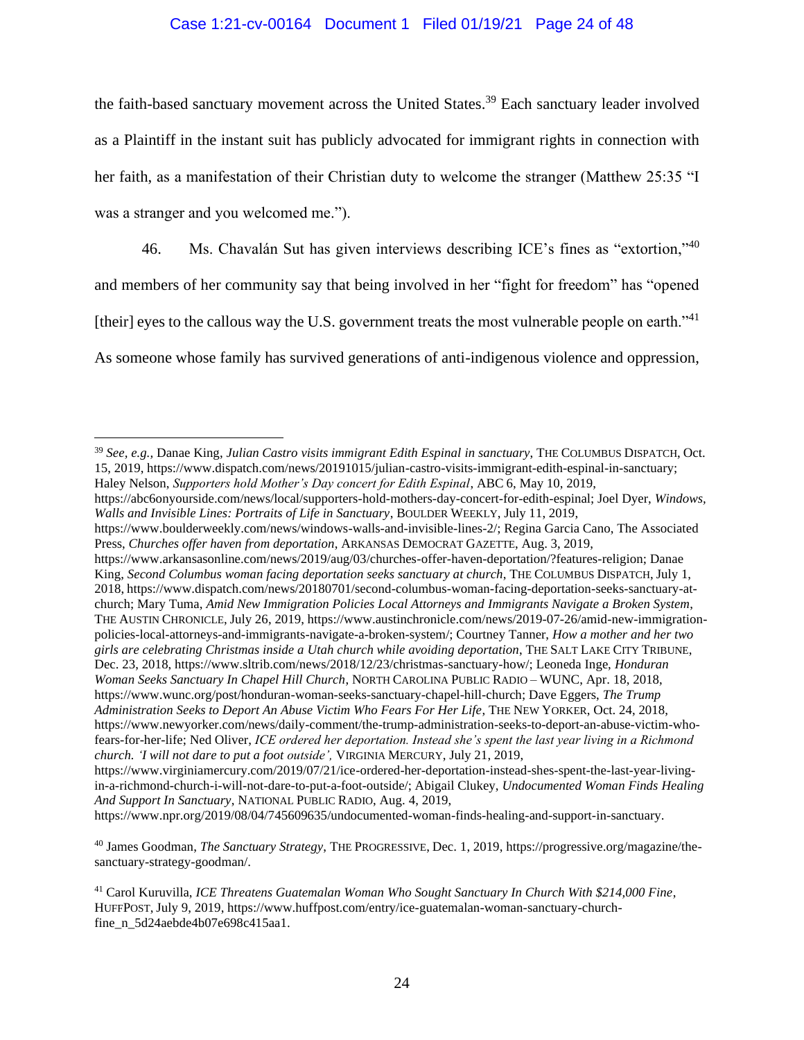the faith-based sanctuary movement across the United States.[39] Each sanctuary leader involved as a Plaintiff in the instant suit has publicly advocated for immigrant rights in connection with her faith, as a manifestation of their Christian duty to welcome the stranger (Matthew 25:35 "I was a stranger and you welcomed me.").

46. Ms. Chavalán Sut has given interviews describing ICE's fines as "extortion,"[40] and members of her community say that being involved in her "fight for freedom" has "opened [their] eyes to the callous way the U.S. government treats the most vulnerable people on earth."[41] As someone whose family has survived generations of anti-indigenous violence and oppression,

---

[39] *See, e.g.*, Danae King, *Julian Castro visits immigrant Edith Espinal in sanctuary*, THE COLUMBUS DISPATCH, Oct. 15, 2019, https://www.dispatch.com/news/20191015/julian-castro-visits-immigrant-edith-espinal-in-sanctuary; Haley Nelson, *Supporters hold Mother's Day concert for Edith Espinal*, ABC 6, May 10, 2019, https://abc6onyourside.com/news/local/supporters-hold-mothers-day-concert-for-edith-espinal; Joel Dyer, *Windows, Walls and Invisible Lines: Portraits of Life in Sanctuary*, BOULDER WEEKLY, July 11, 2019, https://www.boulderweekly.com/news/windows-walls-and-invisible-lines-2/; Regina Garcia Cano, The Associated Press, *Churches offer haven from deportation*, ARKANSAS DEMOCRAT GAZETTE, Aug. 3, 2019, https://www.arkansasonline.com/news/2019/aug/03/churches-offer-haven-deportation/?features-religion; Danae King, *Second Columbus woman facing deportation seeks sanctuary at church*, THE COLUMBUS DISPATCH, July 1, 2018, https://www.dispatch.com/news/20180701/second-columbus-woman-facing-deportation-seeks-sanctuary-at-church; Mary Tuma, *Amid New Immigration Policies Local Attorneys and Immigrants Navigate a Broken System*, THE AUSTIN CHRONICLE, July 26, 2019, https://www.austinchronicle.com/news/2019-07-26/amid-new-immigration-policies-local-attorneys-and-immigrants-navigate-a-broken-system/; Courtney Tanner, *How a mother and her two girls are celebrating Christmas inside a Utah church while avoiding deportation*, THE SALT LAKE CITY TRIBUNE, Dec. 23, 2018, https://www.sltrib.com/news/2018/12/23/christmas-sanctuary-how/; Leoneda Inge, *Honduran Woman Seeks Sanctuary In Chapel Hill Church*, NORTH CAROLINA PUBLIC RADIO – WUNC, Apr. 18, 2018, https://www.wunc.org/post/honduran-woman-seeks-sanctuary-chapel-hill-church; Dave Eggers, *The Trump Administration Seeks to Deport An Abuse Victim Who Fears For Her Life*, THE NEW YORKER, Oct. 24, 2018, https://www.newyorker.com/news/daily-comment/the-trump-administration-seeks-to-deport-an-abuse-victim-who-fears-for-her-life; Ned Oliver, *ICE ordered her deportation. Instead she's spent the last year living in a Richmond church. 'I will not dare to put a foot outside'*, VIRGINIA MERCURY, July 21, 2019, https://www.virginiamercury.com/2019/07/21/ice-ordered-her-deportation-instead-shes-spent-the-last-year-living-in-a-richmond-church-i-will-not-dare-to-put-a-foot-outside/; Abigail Clukey, *Undocumented Woman Finds Healing And Support In Sanctuary*, NATIONAL PUBLIC RADIO, Aug. 4, 2019, https://www.npr.org/2019/08/04/745609635/undocumented-woman-finds-healing-and-support-in-sanctuary.

[40] James Goodman, *The Sanctuary Strategy*, THE PROGRESSIVE, Dec. 1, 2019, https://progressive.org/magazine/the-sanctuary-strategy-goodman/.

[41] Carol Kuruvilla, *ICE Threatens Guatemalan Woman Who Sought Sanctuary In Church With $214,000 Fine*, HUFFPOST, July 9, 2019, https://www.huffpost.com/entry/ice-guatemalan-woman-sanctuary-church-fine_n_5d24aebde4b07e698c415aa1.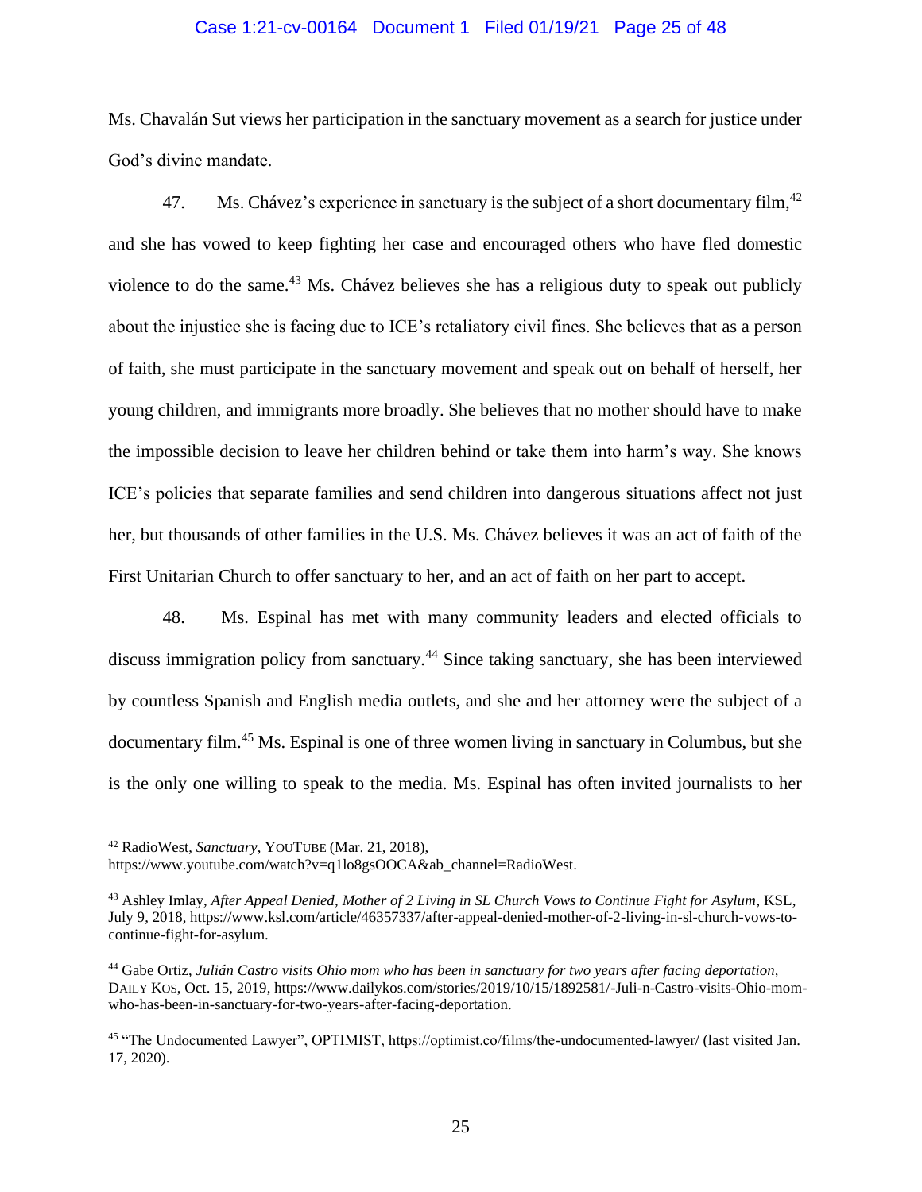Ms. Chavalán Sut views her participation in the sanctuary movement as a search for justice under God's divine mandate.

47. Ms. Chávez's experience in sanctuary is the subject of a short documentary film,[42] and she has vowed to keep fighting her case and encouraged others who have fled domestic violence to do the same.[43] Ms. Chávez believes she has a religious duty to speak out publicly about the injustice she is facing due to ICE's retaliatory civil fines. She believes that as a person of faith, she must participate in the sanctuary movement and speak out on behalf of herself, her young children, and immigrants more broadly. She believes that no mother should have to make the impossible decision to leave her children behind or take them into harm's way. She knows ICE's policies that separate families and send children into dangerous situations affect not just her, but thousands of other families in the U.S. Ms. Chávez believes it was an act of faith of the First Unitarian Church to offer sanctuary to her, and an act of faith on her part to accept.

48. Ms. Espinal has met with many community leaders and elected officials to discuss immigration policy from sanctuary.[44] Since taking sanctuary, she has been interviewed by countless Spanish and English media outlets, and she and her attorney were the subject of a documentary film.[45] Ms. Espinal is one of three women living in sanctuary in Columbus, but she is the only one willing to speak to the media. Ms. Espinal has often invited journalists to her

---

[42] RadioWest, *Sanctuary*, YOUTUBE (Mar. 21, 2018), https://www.youtube.com/watch?v=q1lo8gsOOCA&ab_channel=RadioWest.

[43] Ashley Imlay, *After Appeal Denied, Mother of 2 Living in SL Church Vows to Continue Fight for Asylum*, KSL, July 9, 2018, https://www.ksl.com/article/46357337/after-appeal-denied-mother-of-2-living-in-sl-church-vows-to-continue-fight-for-asylum.

[44] Gabe Ortiz, *Julián Castro visits Ohio mom who has been in sanctuary for two years after facing deportation*, DAILY KOS, Oct. 15, 2019, https://www.dailykos.com/stories/2019/10/15/1892581/-Juli-n-Castro-visits-Ohio-mom-who-has-been-in-sanctuary-for-two-years-after-facing-deportation.

[45] "The Undocumented Lawyer", OPTIMIST, https://optimist.co/films/the-undocumented-lawyer/ (last visited Jan. 17, 2020).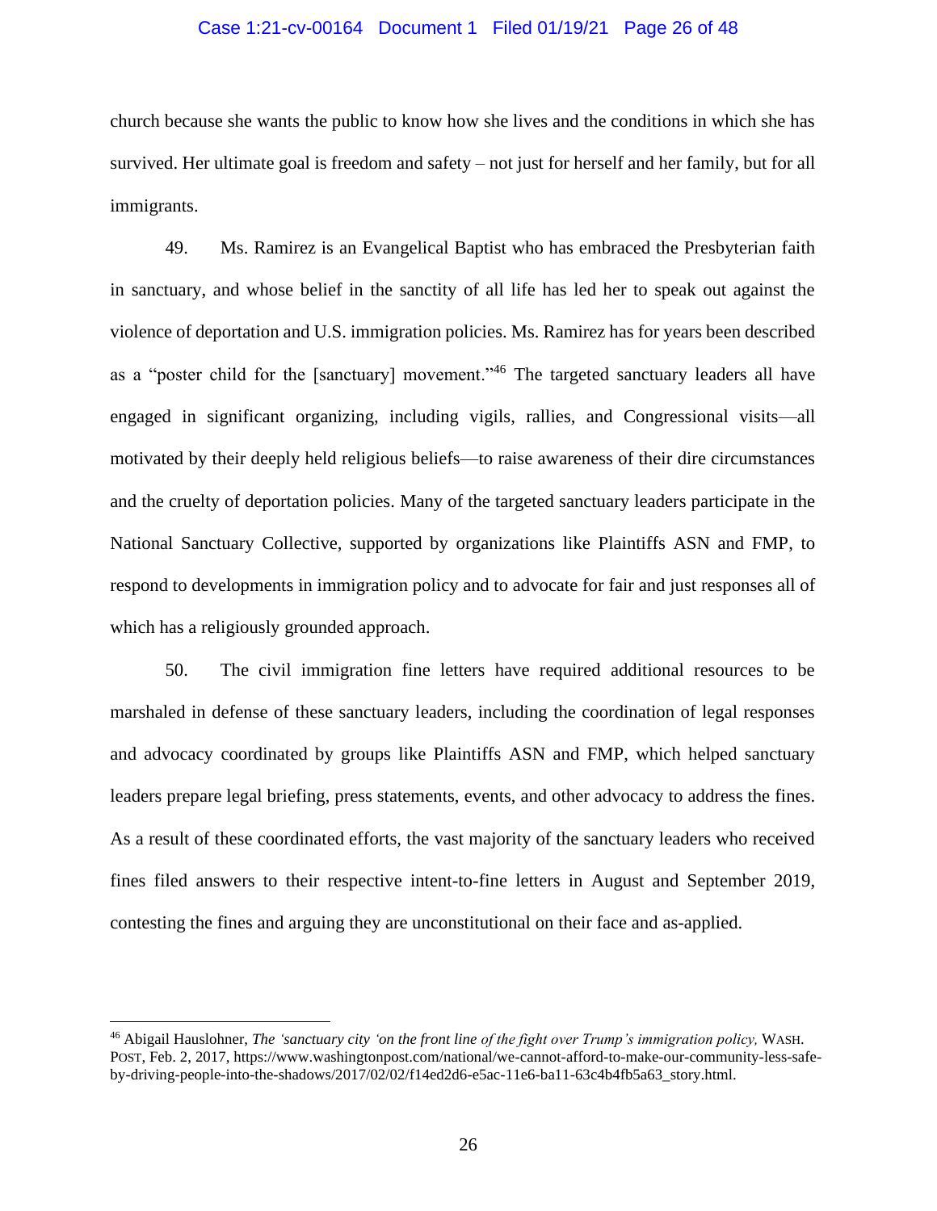church because she wants the public to know how she lives and the conditions in which she has survived. Her ultimate goal is freedom and safety – not just for herself and her family, but for all immigrants.

49. Ms. Ramirez is an Evangelical Baptist who has embraced the Presbyterian faith in sanctuary, and whose belief in the sanctity of all life has led her to speak out against the violence of deportation and U.S. immigration policies. Ms. Ramirez has for years been described as a "poster child for the [sanctuary] movement."[46] The targeted sanctuary leaders all have engaged in significant organizing, including vigils, rallies, and Congressional visits—all motivated by their deeply held religious beliefs—to raise awareness of their dire circumstances and the cruelty of deportation policies. Many of the targeted sanctuary leaders participate in the National Sanctuary Collective, supported by organizations like Plaintiffs ASN and FMP, to respond to developments in immigration policy and to advocate for fair and just responses all of which has a religiously grounded approach.

50. The civil immigration fine letters have required additional resources to be marshaled in defense of these sanctuary leaders, including the coordination of legal responses and advocacy coordinated by groups like Plaintiffs ASN and FMP, which helped sanctuary leaders prepare legal briefing, press statements, events, and other advocacy to address the fines. As a result of these coordinated efforts, the vast majority of the sanctuary leaders who received fines filed answers to their respective intent-to-fine letters in August and September 2019, contesting the fines and arguing they are unconstitutional on their face and as-applied.

---

[46] Abigail Hauslohner, *The 'sanctuary city 'on the front line of the fight over Trump's immigration policy,* WASH. POST, Feb. 2, 2017, https://www.washingtonpost.com/national/we-cannot-afford-to-make-our-community-less-safe-by-driving-people-into-the-shadows/2017/02/02/f14ed2d6-e5ac-11e6-ba11-63c4b4fb5a63_story.html.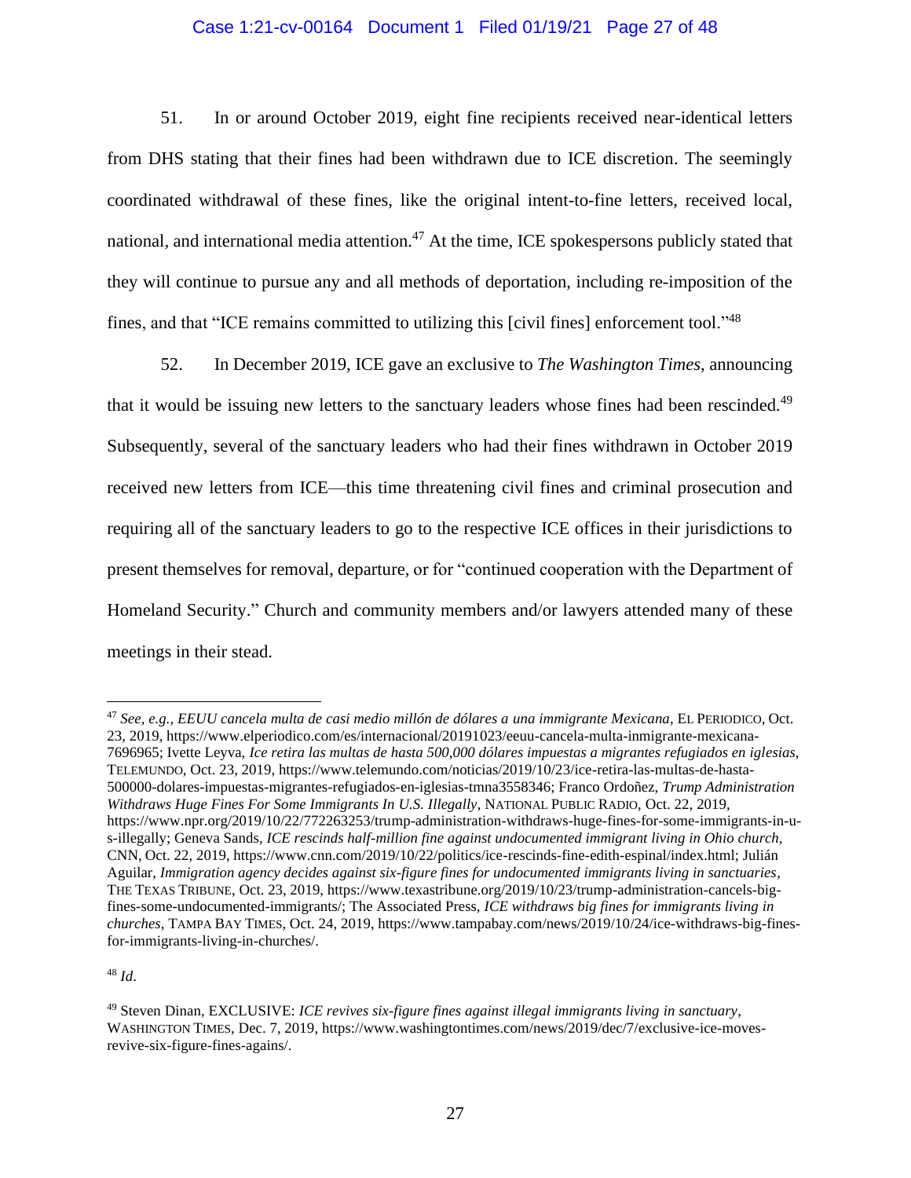51. In or around October 2019, eight fine recipients received near-identical letters from DHS stating that their fines had been withdrawn due to ICE discretion. The seemingly coordinated withdrawal of these fines, like the original intent-to-fine letters, received local, national, and international media attention.[47] At the time, ICE spokespersons publicly stated that they will continue to pursue any and all methods of deportation, including re-imposition of the fines, and that "ICE remains committed to utilizing this [civil fines] enforcement tool."[48]

52. In December 2019, ICE gave an exclusive to *The Washington Times*, announcing that it would be issuing new letters to the sanctuary leaders whose fines had been rescinded.[49] Subsequently, several of the sanctuary leaders who had their fines withdrawn in October 2019 received new letters from ICE—this time threatening civil fines and criminal prosecution and requiring all of the sanctuary leaders to go to the respective ICE offices in their jurisdictions to present themselves for removal, departure, or for "continued cooperation with the Department of Homeland Security." Church and community members and/or lawyers attended many of these meetings in their stead.

---

[47] *See, e.g.*, *EEUU cancela multa de casi medio millón de dólares a una immigrante Mexicana*, EL PERIODICO, Oct. 23, 2019, https://www.elperiodico.com/es/internacional/20191023/eeuu-cancela-multa-inmigrante-mexicana-7696965; Ivette Leyva, *Ice retira las multas de hasta 500,000 dólares impuestas a migrantes refugiados en iglesias*, TELEMUNDO, Oct. 23, 2019, https://www.telemundo.com/noticias/2019/10/23/ice-retira-las-multas-de-hasta-500000-dolares-impuestas-migrantes-refugiados-en-iglesias-tmna3558346; Franco Ordoñez, *Trump Administration Withdraws Huge Fines For Some Immigrants In U.S. Illegally*, NATIONAL PUBLIC RADIO, Oct. 22, 2019, https://www.npr.org/2019/10/22/772263253/trump-administration-withdraws-huge-fines-for-some-immigrants-in-u-s-illegally; Geneva Sands, *ICE rescinds half-million fine against undocumented immigrant living in Ohio church*, CNN, Oct. 22, 2019, https://www.cnn.com/2019/10/22/politics/ice-rescinds-fine-edith-espinal/index.html; Julián Aguilar, *Immigration agency decides against six-figure fines for undocumented immigrants living in sanctuaries*, THE TEXAS TRIBUNE, Oct. 23, 2019, https://www.texastribune.org/2019/10/23/trump-administration-cancels-big-fines-some-undocumented-immigrants/; The Associated Press, *ICE withdraws big fines for immigrants living in churches*, TAMPA BAY TIMES, Oct. 24, 2019, https://www.tampabay.com/news/2019/10/24/ice-withdraws-big-fines-for-immigrants-living-in-churches/.

[48] *Id*.

[49] Steven Dinan, EXCLUSIVE: *ICE revives six-figure fines against illegal immigrants living in sanctuary*, WASHINGTON TIMES, Dec. 7, 2019, https://www.washingtontimes.com/news/2019/dec/7/exclusive-ice-moves-revive-six-figure-fines-agains/.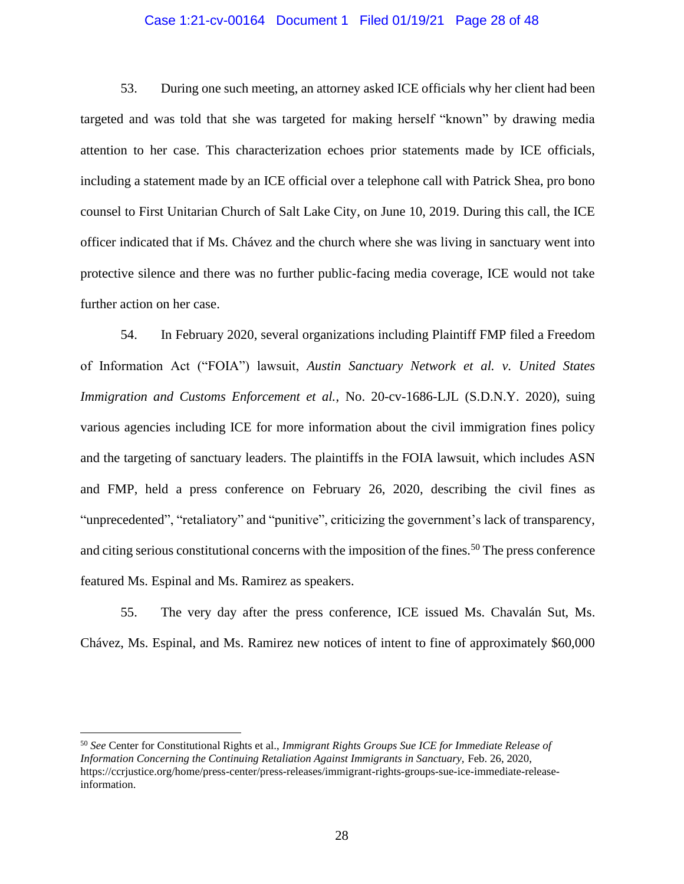53. During one such meeting, an attorney asked ICE officials why her client had been targeted and was told that she was targeted for making herself "known" by drawing media attention to her case. This characterization echoes prior statements made by ICE officials, including a statement made by an ICE official over a telephone call with Patrick Shea, pro bono counsel to First Unitarian Church of Salt Lake City, on June 10, 2019. During this call, the ICE officer indicated that if Ms. Chávez and the church where she was living in sanctuary went into protective silence and there was no further public-facing media coverage, ICE would not take further action on her case.

54. In February 2020, several organizations including Plaintiff FMP filed a Freedom of Information Act ("FOIA") lawsuit, *Austin Sanctuary Network et al. v. United States Immigration and Customs Enforcement et al.*, No. 20-cv-1686-LJL (S.D.N.Y. 2020), suing various agencies including ICE for more information about the civil immigration fines policy and the targeting of sanctuary leaders. The plaintiffs in the FOIA lawsuit, which includes ASN and FMP, held a press conference on February 26, 2020, describing the civil fines as "unprecedented", "retaliatory" and "punitive", criticizing the government's lack of transparency, and citing serious constitutional concerns with the imposition of the fines.[50] The press conference featured Ms. Espinal and Ms. Ramirez as speakers.

55. The very day after the press conference, ICE issued Ms. Chavalán Sut, Ms. Chávez, Ms. Espinal, and Ms. Ramirez new notices of intent to fine of approximately $60,000

---

[50] *See* Center for Constitutional Rights et al., *Immigrant Rights Groups Sue ICE for Immediate Release of Information Concerning the Continuing Retaliation Against Immigrants in Sanctuary*, Feb. 26, 2020, https://ccrjustice.org/home/press-center/press-releases/immigrant-rights-groups-sue-ice-immediate-release-information.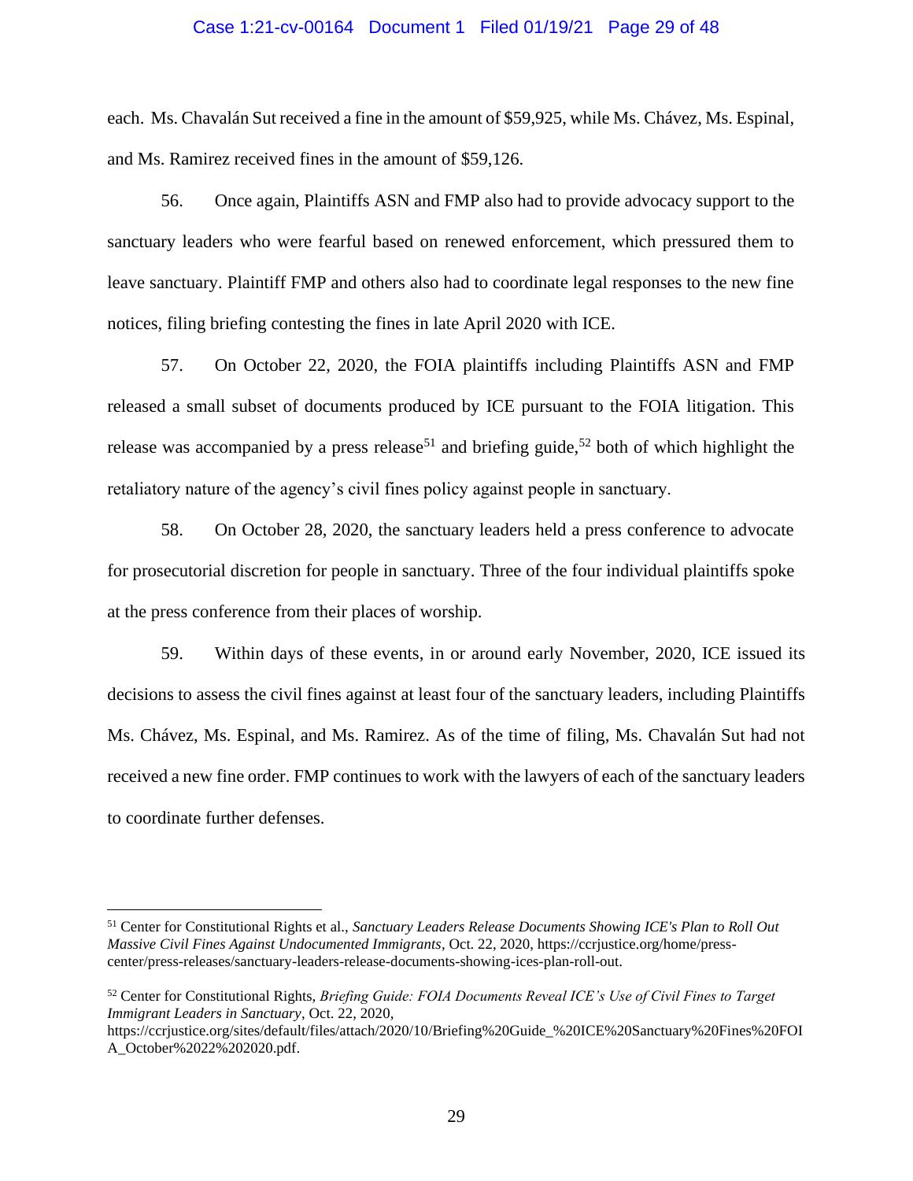each. Ms. Chavalán Sut received a fine in the amount of $59,925, while Ms. Chávez, Ms. Espinal, and Ms. Ramirez received fines in the amount of $59,126.

56. Once again, Plaintiffs ASN and FMP also had to provide advocacy support to the sanctuary leaders who were fearful based on renewed enforcement, which pressured them to leave sanctuary. Plaintiff FMP and others also had to coordinate legal responses to the new fine notices, filing briefing contesting the fines in late April 2020 with ICE.

57. On October 22, 2020, the FOIA plaintiffs including Plaintiffs ASN and FMP released a small subset of documents produced by ICE pursuant to the FOIA litigation. This release was accompanied by a press release[51] and briefing guide,[52] both of which highlight the retaliatory nature of the agency's civil fines policy against people in sanctuary.

58. On October 28, 2020, the sanctuary leaders held a press conference to advocate for prosecutorial discretion for people in sanctuary. Three of the four individual plaintiffs spoke at the press conference from their places of worship.

59. Within days of these events, in or around early November, 2020, ICE issued its decisions to assess the civil fines against at least four of the sanctuary leaders, including Plaintiffs Ms. Chávez, Ms. Espinal, and Ms. Ramirez. As of the time of filing, Ms. Chavalán Sut had not received a new fine order. FMP continues to work with the lawyers of each of the sanctuary leaders to coordinate further defenses.

---

[51] Center for Constitutional Rights et al., *Sanctuary Leaders Release Documents Showing ICE's Plan to Roll Out Massive Civil Fines Against Undocumented Immigrants*, Oct. 22, 2020, https://ccrjustice.org/home/press-center/press-releases/sanctuary-leaders-release-documents-showing-ices-plan-roll-out.

[52] Center for Constitutional Rights, *Briefing Guide: FOIA Documents Reveal ICE's Use of Civil Fines to Target Immigrant Leaders in Sanctuary*, Oct. 22, 2020, https://ccrjustice.org/sites/default/files/attach/2020/10/Briefing%20Guide_%20ICE%20Sanctuary%20Fines%20FOIA_October%2022%202020.pdf.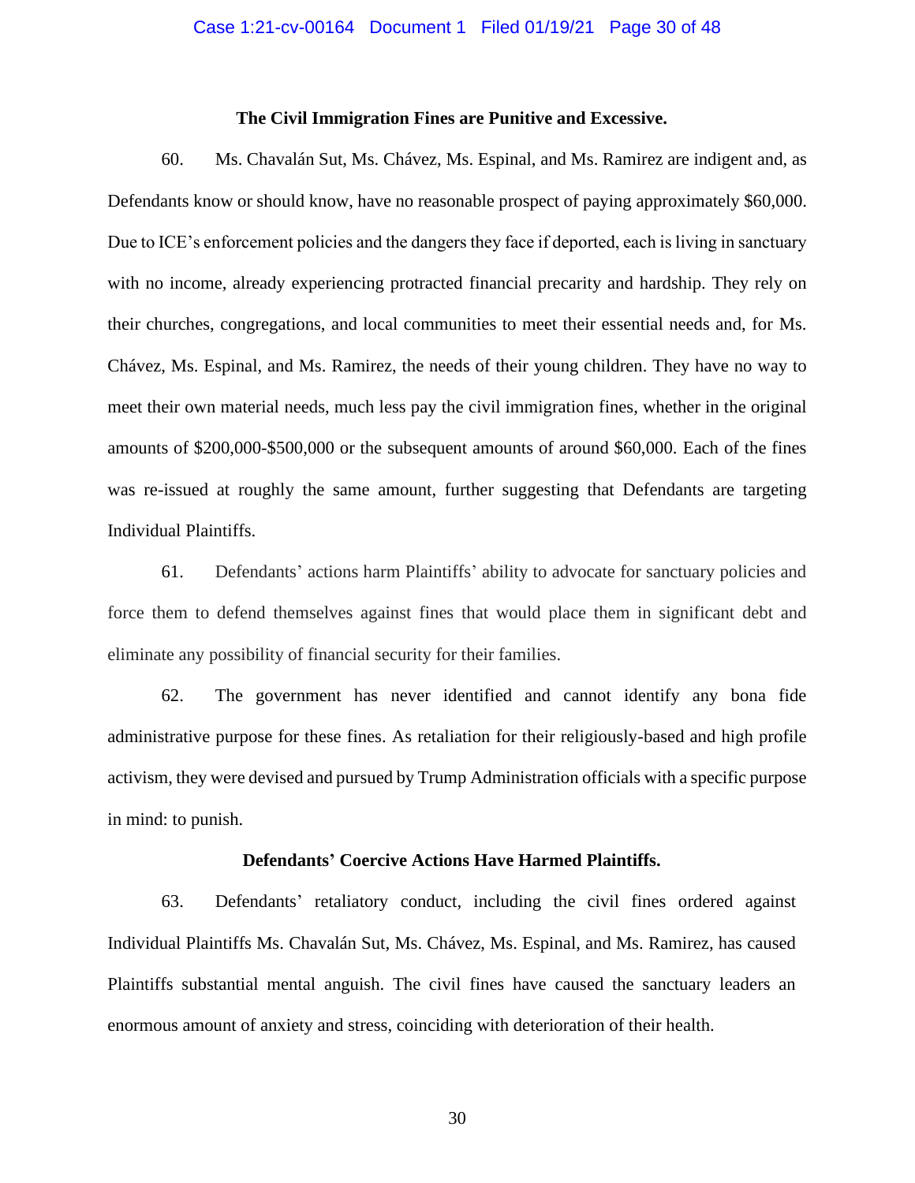### The Civil Immigration Fines are Punitive and Excessive.

60. Ms. Chavalán Sut, Ms. Chávez, Ms. Espinal, and Ms. Ramirez are indigent and, as Defendants know or should know, have no reasonable prospect of paying approximately $60,000. Due to ICE's enforcement policies and the dangers they face if deported, each is living in sanctuary with no income, already experiencing protracted financial precarity and hardship. They rely on their churches, congregations, and local communities to meet their essential needs and, for Ms. Chávez, Ms. Espinal, and Ms. Ramirez, the needs of their young children. They have no way to meet their own material needs, much less pay the civil immigration fines, whether in the original amounts of $200,000-$500,000 or the subsequent amounts of around $60,000. Each of the fines was re-issued at roughly the same amount, further suggesting that Defendants are targeting Individual Plaintiffs.

61. Defendants' actions harm Plaintiffs' ability to advocate for sanctuary policies and force them to defend themselves against fines that would place them in significant debt and eliminate any possibility of financial security for their families.

62. The government has never identified and cannot identify any bona fide administrative purpose for these fines. As retaliation for their religiously-based and high profile activism, they were devised and pursued by Trump Administration officials with a specific purpose in mind: to punish.

### Defendants' Coercive Actions Have Harmed Plaintiffs.

63. Defendants' retaliatory conduct, including the civil fines ordered against Individual Plaintiffs Ms. Chavalán Sut, Ms. Chávez, Ms. Espinal, and Ms. Ramirez, has caused Plaintiffs substantial mental anguish. The civil fines have caused the sanctuary leaders an enormous amount of anxiety and stress, coinciding with deterioration of their health.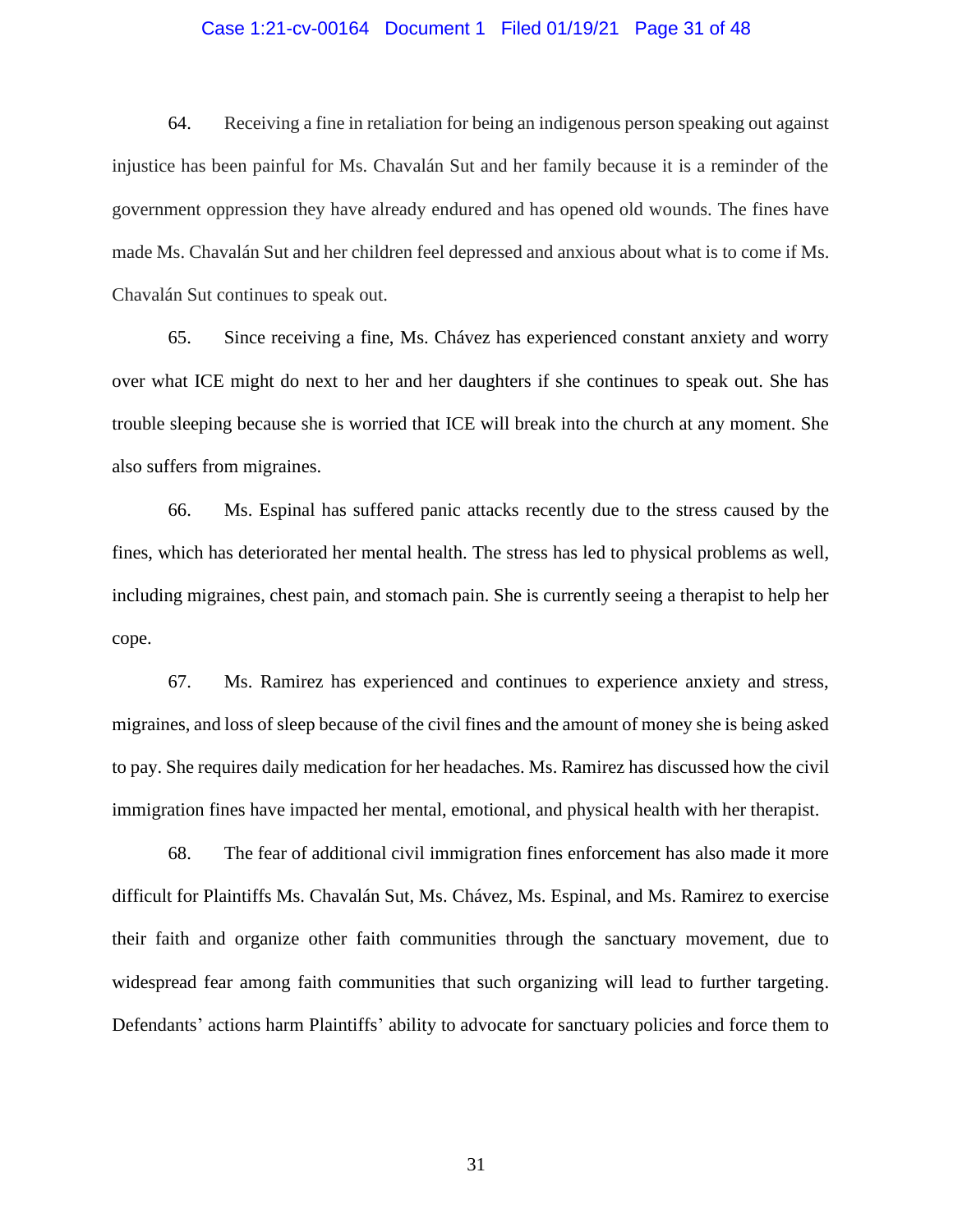64. Receiving a fine in retaliation for being an indigenous person speaking out against injustice has been painful for Ms. Chavalán Sut and her family because it is a reminder of the government oppression they have already endured and has opened old wounds. The fines have made Ms. Chavalán Sut and her children feel depressed and anxious about what is to come if Ms. Chavalán Sut continues to speak out.

65. Since receiving a fine, Ms. Chávez has experienced constant anxiety and worry over what ICE might do next to her and her daughters if she continues to speak out. She has trouble sleeping because she is worried that ICE will break into the church at any moment. She also suffers from migraines.

66. Ms. Espinal has suffered panic attacks recently due to the stress caused by the fines, which has deteriorated her mental health. The stress has led to physical problems as well, including migraines, chest pain, and stomach pain. She is currently seeing a therapist to help her cope.

67. Ms. Ramirez has experienced and continues to experience anxiety and stress, migraines, and loss of sleep because of the civil fines and the amount of money she is being asked to pay. She requires daily medication for her headaches. Ms. Ramirez has discussed how the civil immigration fines have impacted her mental, emotional, and physical health with her therapist.

68. The fear of additional civil immigration fines enforcement has also made it more difficult for Plaintiffs Ms. Chavalán Sut, Ms. Chávez, Ms. Espinal, and Ms. Ramirez to exercise their faith and organize other faith communities through the sanctuary movement, due to widespread fear among faith communities that such organizing will lead to further targeting. Defendants' actions harm Plaintiffs' ability to advocate for sanctuary policies and force them to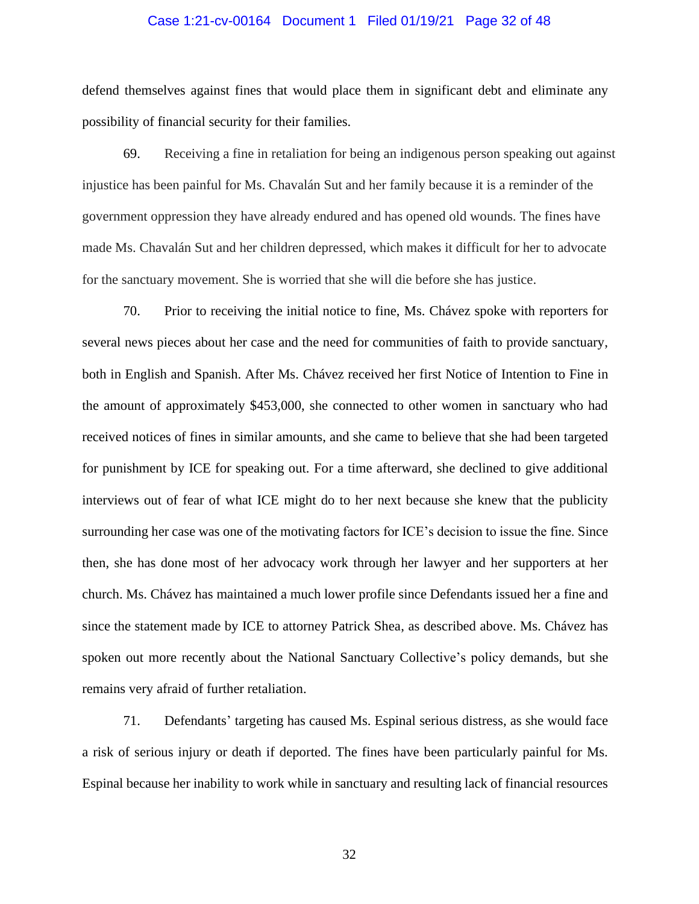defend themselves against fines that would place them in significant debt and eliminate any possibility of financial security for their families.

69. Receiving a fine in retaliation for being an indigenous person speaking out against injustice has been painful for Ms. Chavalán Sut and her family because it is a reminder of the government oppression they have already endured and has opened old wounds. The fines have made Ms. Chavalán Sut and her children depressed, which makes it difficult for her to advocate for the sanctuary movement. She is worried that she will die before she has justice.

70. Prior to receiving the initial notice to fine, Ms. Chávez spoke with reporters for several news pieces about her case and the need for communities of faith to provide sanctuary, both in English and Spanish. After Ms. Chávez received her first Notice of Intention to Fine in the amount of approximately $453,000, she connected to other women in sanctuary who had received notices of fines in similar amounts, and she came to believe that she had been targeted for punishment by ICE for speaking out. For a time afterward, she declined to give additional interviews out of fear of what ICE might do to her next because she knew that the publicity surrounding her case was one of the motivating factors for ICE's decision to issue the fine. Since then, she has done most of her advocacy work through her lawyer and her supporters at her church. Ms. Chávez has maintained a much lower profile since Defendants issued her a fine and since the statement made by ICE to attorney Patrick Shea, as described above. Ms. Chávez has spoken out more recently about the National Sanctuary Collective's policy demands, but she remains very afraid of further retaliation.

71. Defendants' targeting has caused Ms. Espinal serious distress, as she would face a risk of serious injury or death if deported. The fines have been particularly painful for Ms. Espinal because her inability to work while in sanctuary and resulting lack of financial resources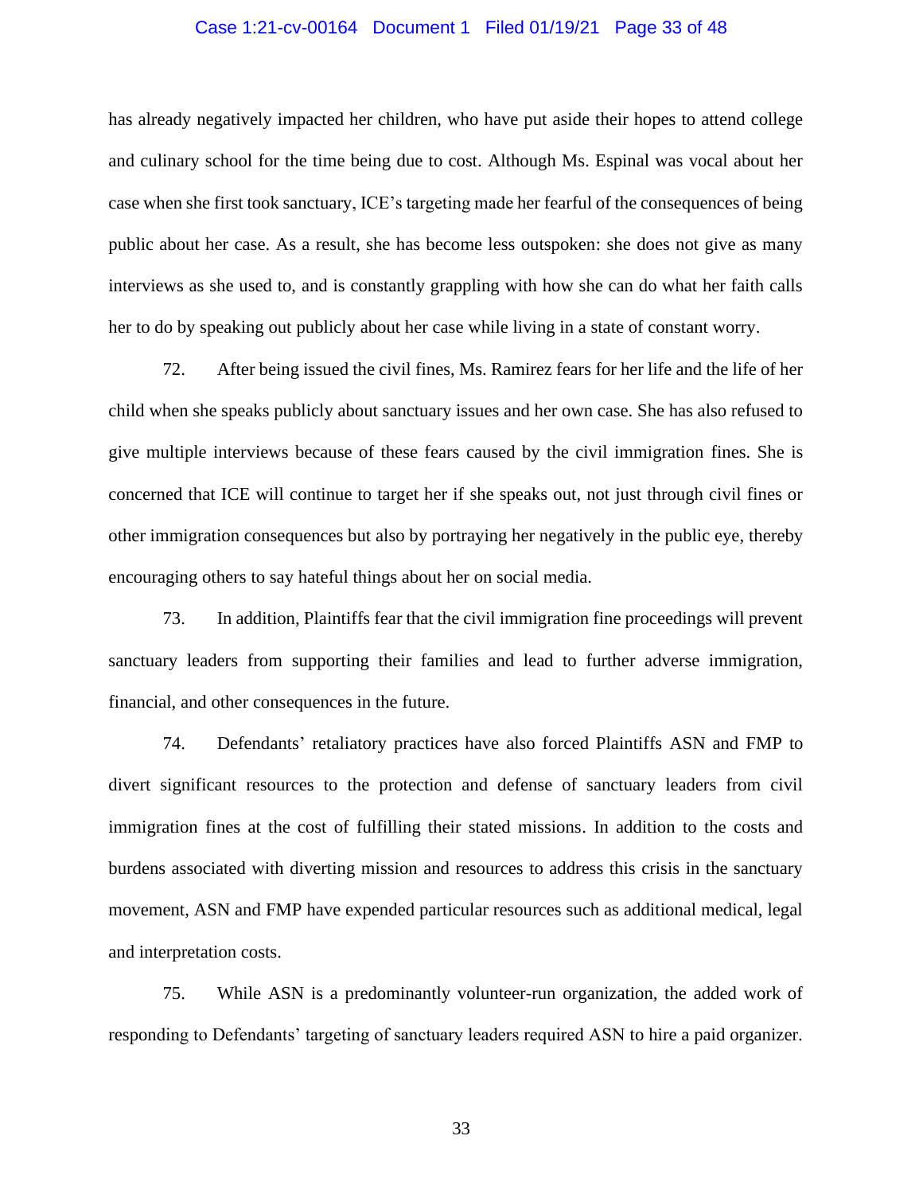has already negatively impacted her children, who have put aside their hopes to attend college and culinary school for the time being due to cost. Although Ms. Espinal was vocal about her case when she first took sanctuary, ICE's targeting made her fearful of the consequences of being public about her case. As a result, she has become less outspoken: she does not give as many interviews as she used to, and is constantly grappling with how she can do what her faith calls her to do by speaking out publicly about her case while living in a state of constant worry.

72. After being issued the civil fines, Ms. Ramirez fears for her life and the life of her child when she speaks publicly about sanctuary issues and her own case. She has also refused to give multiple interviews because of these fears caused by the civil immigration fines. She is concerned that ICE will continue to target her if she speaks out, not just through civil fines or other immigration consequences but also by portraying her negatively in the public eye, thereby encouraging others to say hateful things about her on social media.

73. In addition, Plaintiffs fear that the civil immigration fine proceedings will prevent sanctuary leaders from supporting their families and lead to further adverse immigration, financial, and other consequences in the future.

74. Defendants' retaliatory practices have also forced Plaintiffs ASN and FMP to divert significant resources to the protection and defense of sanctuary leaders from civil immigration fines at the cost of fulfilling their stated missions. In addition to the costs and burdens associated with diverting mission and resources to address this crisis in the sanctuary movement, ASN and FMP have expended particular resources such as additional medical, legal and interpretation costs.

75. While ASN is a predominantly volunteer-run organization, the added work of responding to Defendants' targeting of sanctuary leaders required ASN to hire a paid organizer.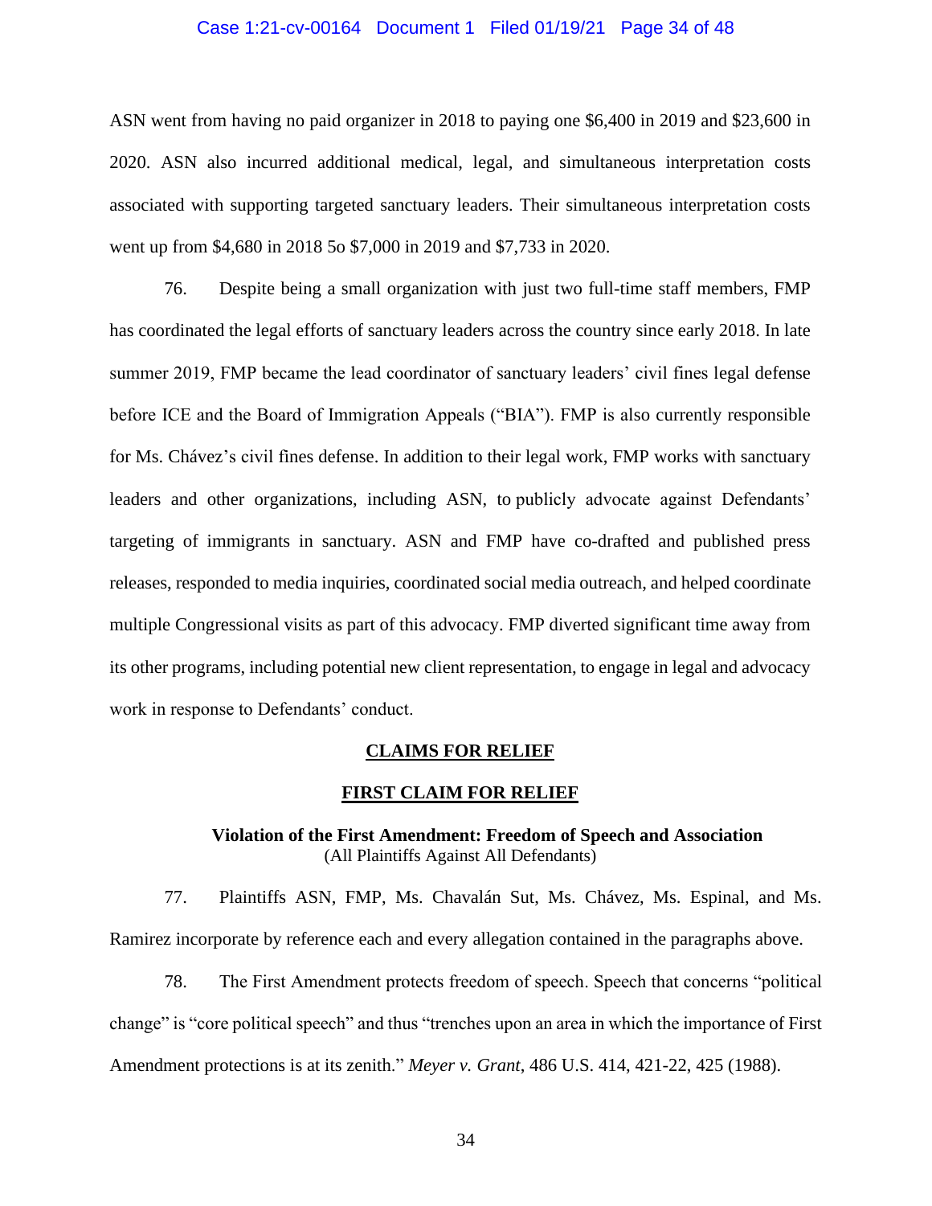ASN went from having no paid organizer in 2018 to paying one $6,400 in 2019 and $23,600 in 2020. ASN also incurred additional medical, legal, and simultaneous interpretation costs associated with supporting targeted sanctuary leaders. Their simultaneous interpretation costs went up from $4,680 in 2018 5o $7,000 in 2019 and $7,733 in 2020.

76. Despite being a small organization with just two full-time staff members, FMP has coordinated the legal efforts of sanctuary leaders across the country since early 2018. In late summer 2019, FMP became the lead coordinator of sanctuary leaders' civil fines legal defense before ICE and the Board of Immigration Appeals ("BIA"). FMP is also currently responsible for Ms. Chávez's civil fines defense. In addition to their legal work, FMP works with sanctuary leaders and other organizations, including ASN, to publicly advocate against Defendants' targeting of immigrants in sanctuary. ASN and FMP have co-drafted and published press releases, responded to media inquiries, coordinated social media outreach, and helped coordinate multiple Congressional visits as part of this advocacy. FMP diverted significant time away from its other programs, including potential new client representation, to engage in legal and advocacy work in response to Defendants' conduct.

## CLAIMS FOR RELIEF

## FIRST CLAIM FOR RELIEF

### Violation of the First Amendment: Freedom of Speech and Association

(All Plaintiffs Against All Defendants)

77. Plaintiffs ASN, FMP, Ms. Chavalán Sut, Ms. Chávez, Ms. Espinal, and Ms. Ramirez incorporate by reference each and every allegation contained in the paragraphs above.

78. The First Amendment protects freedom of speech. Speech that concerns "political change" is "core political speech" and thus "trenches upon an area in which the importance of First Amendment protections is at its zenith." *Meyer v. Grant*, 486 U.S. 414, 421-22, 425 (1988).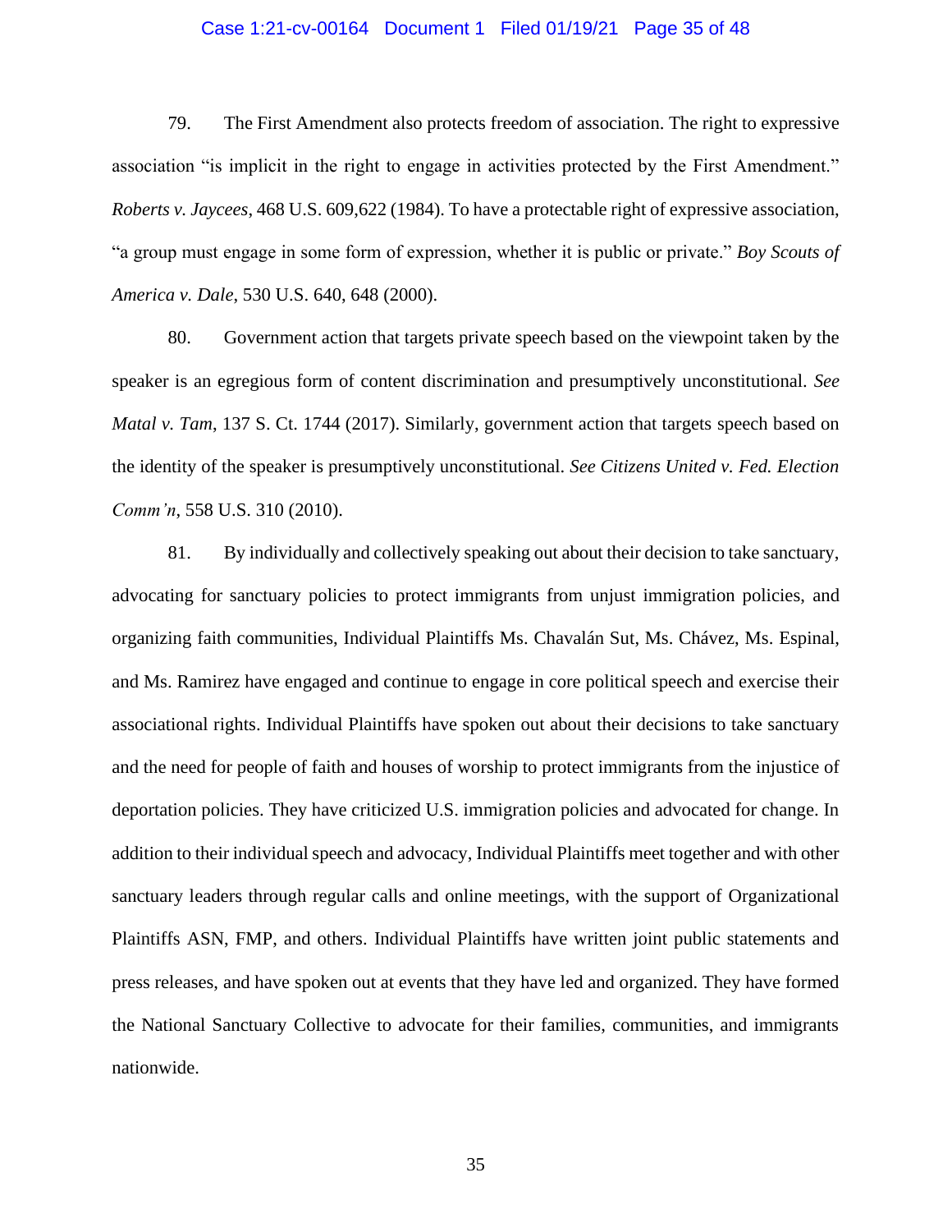79. The First Amendment also protects freedom of association. The right to expressive association "is implicit in the right to engage in activities protected by the First Amendment." *Roberts v. Jaycees*, 468 U.S. 609,622 (1984). To have a protectable right of expressive association, "a group must engage in some form of expression, whether it is public or private." *Boy Scouts of America v. Dale*, 530 U.S. 640, 648 (2000).

80. Government action that targets private speech based on the viewpoint taken by the speaker is an egregious form of content discrimination and presumptively unconstitutional. *See Matal v. Tam*, 137 S. Ct. 1744 (2017). Similarly, government action that targets speech based on the identity of the speaker is presumptively unconstitutional. *See Citizens United v. Fed. Election Comm'n*, 558 U.S. 310 (2010).

81. By individually and collectively speaking out about their decision to take sanctuary, advocating for sanctuary policies to protect immigrants from unjust immigration policies, and organizing faith communities, Individual Plaintiffs Ms. Chavalán Sut, Ms. Chávez, Ms. Espinal, and Ms. Ramirez have engaged and continue to engage in core political speech and exercise their associational rights. Individual Plaintiffs have spoken out about their decisions to take sanctuary and the need for people of faith and houses of worship to protect immigrants from the injustice of deportation policies. They have criticized U.S. immigration policies and advocated for change. In addition to their individual speech and advocacy, Individual Plaintiffs meet together and with other sanctuary leaders through regular calls and online meetings, with the support of Organizational Plaintiffs ASN, FMP, and others. Individual Plaintiffs have written joint public statements and press releases, and have spoken out at events that they have led and organized. They have formed the National Sanctuary Collective to advocate for their families, communities, and immigrants nationwide.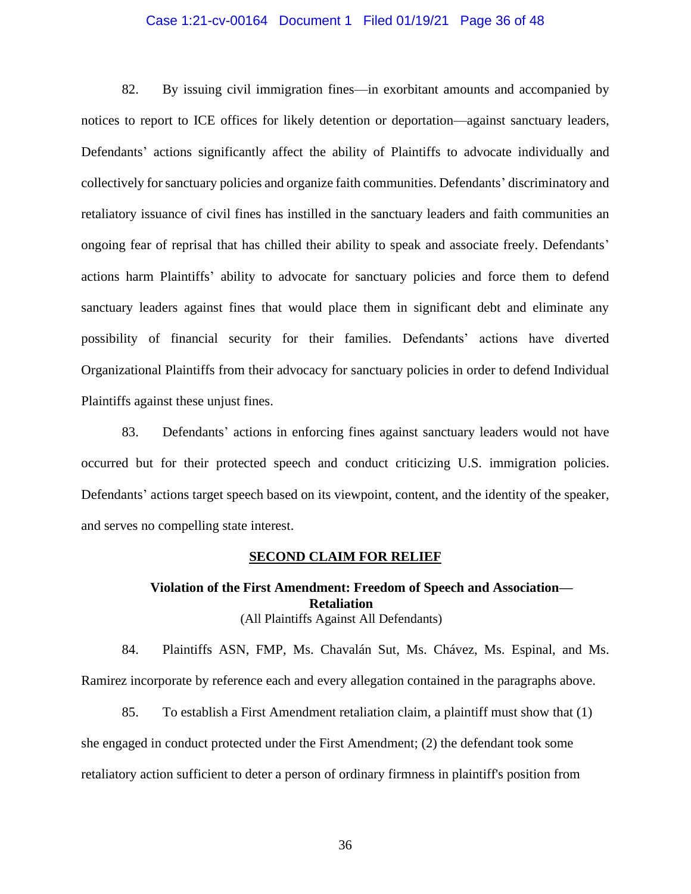82. By issuing civil immigration fines—in exorbitant amounts and accompanied by notices to report to ICE offices for likely detention or deportation—against sanctuary leaders, Defendants' actions significantly affect the ability of Plaintiffs to advocate individually and collectively for sanctuary policies and organize faith communities. Defendants' discriminatory and retaliatory issuance of civil fines has instilled in the sanctuary leaders and faith communities an ongoing fear of reprisal that has chilled their ability to speak and associate freely. Defendants' actions harm Plaintiffs' ability to advocate for sanctuary policies and force them to defend sanctuary leaders against fines that would place them in significant debt and eliminate any possibility of financial security for their families. Defendants' actions have diverted Organizational Plaintiffs from their advocacy for sanctuary policies in order to defend Individual Plaintiffs against these unjust fines.

83. Defendants' actions in enforcing fines against sanctuary leaders would not have occurred but for their protected speech and conduct criticizing U.S. immigration policies. Defendants' actions target speech based on its viewpoint, content, and the identity of the speaker, and serves no compelling state interest.

## SECOND CLAIM FOR RELIEF

### Violation of the First Amendment: Freedom of Speech and Association—Retaliation

(All Plaintiffs Against All Defendants)

84. Plaintiffs ASN, FMP, Ms. Chavalán Sut, Ms. Chávez, Ms. Espinal, and Ms. Ramirez incorporate by reference each and every allegation contained in the paragraphs above.

85. To establish a First Amendment retaliation claim, a plaintiff must show that (1) she engaged in conduct protected under the First Amendment; (2) the defendant took some retaliatory action sufficient to deter a person of ordinary firmness in plaintiff's position from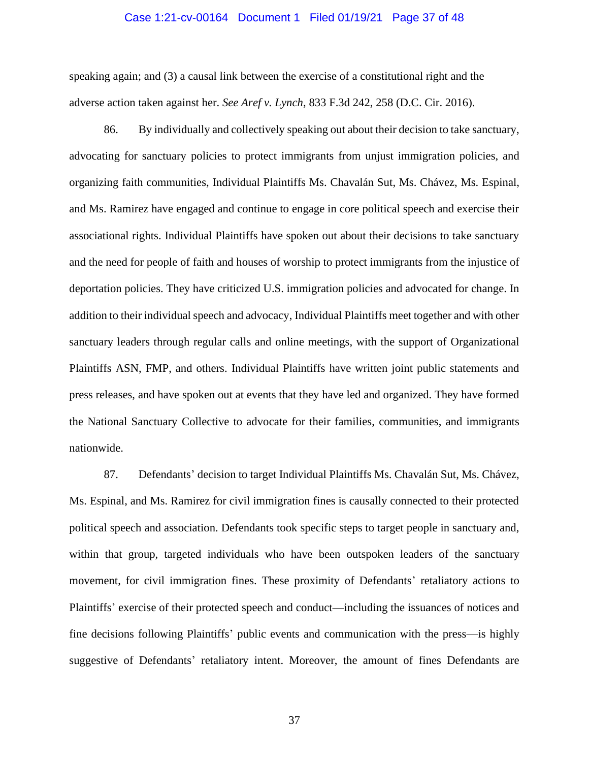speaking again; and (3) a causal link between the exercise of a constitutional right and the adverse action taken against her. *See Aref v. Lynch*, 833 F.3d 242, 258 (D.C. Cir. 2016).

86. By individually and collectively speaking out about their decision to take sanctuary, advocating for sanctuary policies to protect immigrants from unjust immigration policies, and organizing faith communities, Individual Plaintiffs Ms. Chavalán Sut, Ms. Chávez, Ms. Espinal, and Ms. Ramirez have engaged and continue to engage in core political speech and exercise their associational rights. Individual Plaintiffs have spoken out about their decisions to take sanctuary and the need for people of faith and houses of worship to protect immigrants from the injustice of deportation policies. They have criticized U.S. immigration policies and advocated for change. In addition to their individual speech and advocacy, Individual Plaintiffs meet together and with other sanctuary leaders through regular calls and online meetings, with the support of Organizational Plaintiffs ASN, FMP, and others. Individual Plaintiffs have written joint public statements and press releases, and have spoken out at events that they have led and organized. They have formed the National Sanctuary Collective to advocate for their families, communities, and immigrants nationwide.

87. Defendants' decision to target Individual Plaintiffs Ms. Chavalán Sut, Ms. Chávez, Ms. Espinal, and Ms. Ramirez for civil immigration fines is causally connected to their protected political speech and association. Defendants took specific steps to target people in sanctuary and, within that group, targeted individuals who have been outspoken leaders of the sanctuary movement, for civil immigration fines. These proximity of Defendants' retaliatory actions to Plaintiffs' exercise of their protected speech and conduct—including the issuances of notices and fine decisions following Plaintiffs' public events and communication with the press—is highly suggestive of Defendants' retaliatory intent. Moreover, the amount of fines Defendants are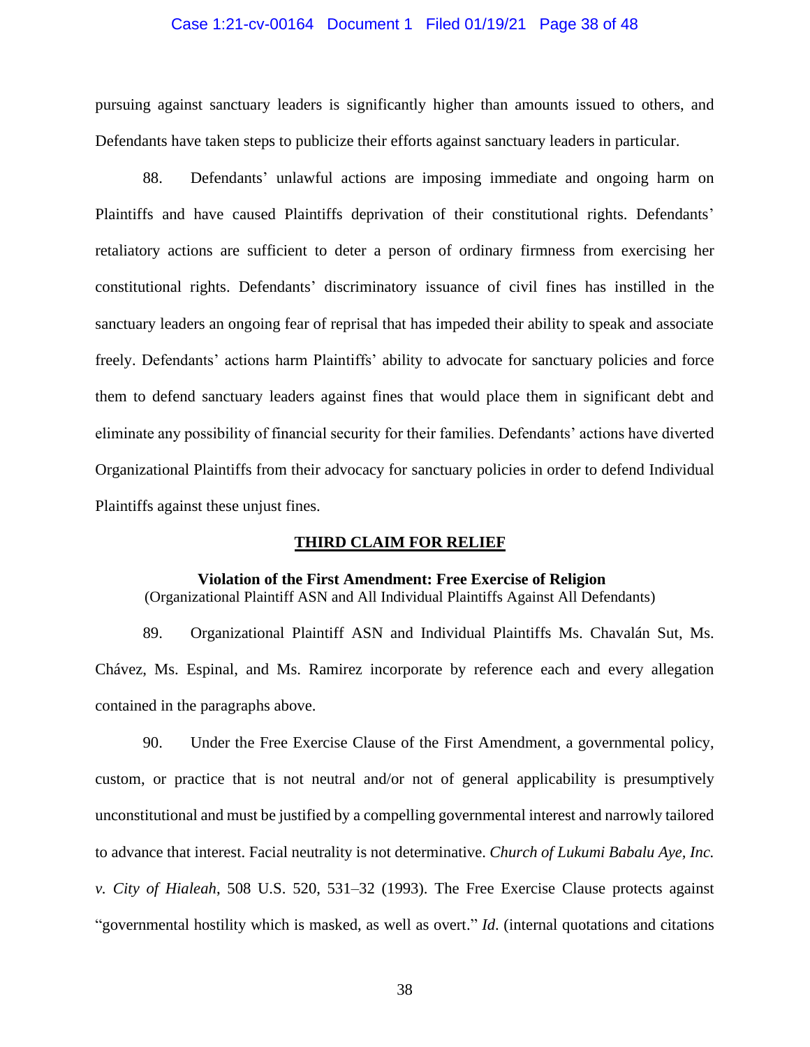pursuing against sanctuary leaders is significantly higher than amounts issued to others, and Defendants have taken steps to publicize their efforts against sanctuary leaders in particular.

88. Defendants' unlawful actions are imposing immediate and ongoing harm on Plaintiffs and have caused Plaintiffs deprivation of their constitutional rights. Defendants' retaliatory actions are sufficient to deter a person of ordinary firmness from exercising her constitutional rights. Defendants' discriminatory issuance of civil fines has instilled in the sanctuary leaders an ongoing fear of reprisal that has impeded their ability to speak and associate freely. Defendants' actions harm Plaintiffs' ability to advocate for sanctuary policies and force them to defend sanctuary leaders against fines that would place them in significant debt and eliminate any possibility of financial security for their families. Defendants' actions have diverted Organizational Plaintiffs from their advocacy for sanctuary policies in order to defend Individual Plaintiffs against these unjust fines.

## THIRD CLAIM FOR RELIEF

### Violation of the First Amendment: Free Exercise of Religion

(Organizational Plaintiff ASN and All Individual Plaintiffs Against All Defendants)

89. Organizational Plaintiff ASN and Individual Plaintiffs Ms. Chavalán Sut, Ms. Chávez, Ms. Espinal, and Ms. Ramirez incorporate by reference each and every allegation contained in the paragraphs above.

90. Under the Free Exercise Clause of the First Amendment, a governmental policy, custom, or practice that is not neutral and/or not of general applicability is presumptively unconstitutional and must be justified by a compelling governmental interest and narrowly tailored to advance that interest. Facial neutrality is not determinative. *Church of Lukumi Babalu Aye, Inc. v. City of Hialeah*, 508 U.S. 520, 531–32 (1993). The Free Exercise Clause protects against "governmental hostility which is masked, as well as overt." *Id.* (internal quotations and citations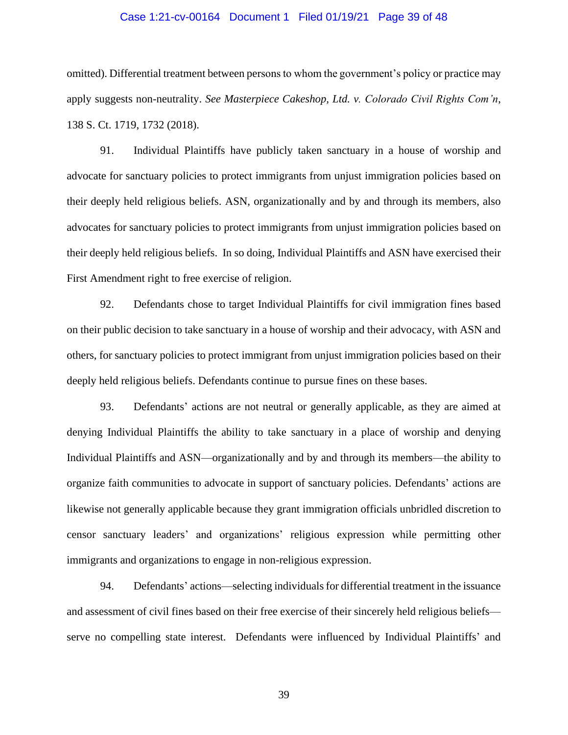omitted). Differential treatment between persons to whom the government's policy or practice may apply suggests non-neutrality. *See Masterpiece Cakeshop, Ltd. v. Colorado Civil Rights Com'n*, 138 S. Ct. 1719, 1732 (2018).

91. Individual Plaintiffs have publicly taken sanctuary in a house of worship and advocate for sanctuary policies to protect immigrants from unjust immigration policies based on their deeply held religious beliefs. ASN, organizationally and by and through its members, also advocates for sanctuary policies to protect immigrants from unjust immigration policies based on their deeply held religious beliefs. In so doing, Individual Plaintiffs and ASN have exercised their First Amendment right to free exercise of religion.

92. Defendants chose to target Individual Plaintiffs for civil immigration fines based on their public decision to take sanctuary in a house of worship and their advocacy, with ASN and others, for sanctuary policies to protect immigrant from unjust immigration policies based on their deeply held religious beliefs. Defendants continue to pursue fines on these bases.

93. Defendants' actions are not neutral or generally applicable, as they are aimed at denying Individual Plaintiffs the ability to take sanctuary in a place of worship and denying Individual Plaintiffs and ASN—organizationally and by and through its members—the ability to organize faith communities to advocate in support of sanctuary policies. Defendants' actions are likewise not generally applicable because they grant immigration officials unbridled discretion to censor sanctuary leaders' and organizations' religious expression while permitting other immigrants and organizations to engage in non-religious expression.

94. Defendants' actions—selecting individuals for differential treatment in the issuance and assessment of civil fines based on their free exercise of their sincerely held religious beliefs—serve no compelling state interest. Defendants were influenced by Individual Plaintiffs' and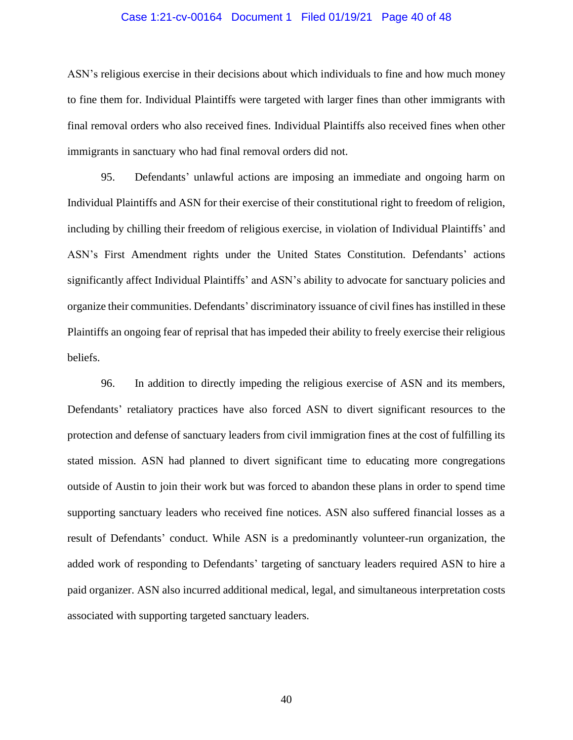ASN's religious exercise in their decisions about which individuals to fine and how much money to fine them for. Individual Plaintiffs were targeted with larger fines than other immigrants with final removal orders who also received fines. Individual Plaintiffs also received fines when other immigrants in sanctuary who had final removal orders did not.

95. Defendants' unlawful actions are imposing an immediate and ongoing harm on Individual Plaintiffs and ASN for their exercise of their constitutional right to freedom of religion, including by chilling their freedom of religious exercise, in violation of Individual Plaintiffs' and ASN's First Amendment rights under the United States Constitution. Defendants' actions significantly affect Individual Plaintiffs' and ASN's ability to advocate for sanctuary policies and organize their communities. Defendants' discriminatory issuance of civil fines has instilled in these Plaintiffs an ongoing fear of reprisal that has impeded their ability to freely exercise their religious beliefs.

96. In addition to directly impeding the religious exercise of ASN and its members, Defendants' retaliatory practices have also forced ASN to divert significant resources to the protection and defense of sanctuary leaders from civil immigration fines at the cost of fulfilling its stated mission. ASN had planned to divert significant time to educating more congregations outside of Austin to join their work but was forced to abandon these plans in order to spend time supporting sanctuary leaders who received fine notices. ASN also suffered financial losses as a result of Defendants' conduct. While ASN is a predominantly volunteer-run organization, the added work of responding to Defendants' targeting of sanctuary leaders required ASN to hire a paid organizer. ASN also incurred additional medical, legal, and simultaneous interpretation costs associated with supporting targeted sanctuary leaders.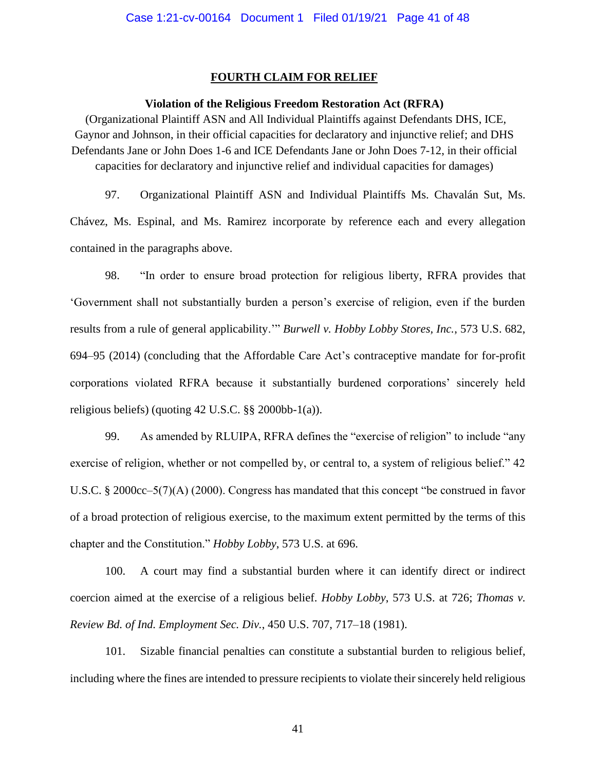## FOURTH CLAIM FOR RELIEF

**Violation of the Religious Freedom Restoration Act (RFRA)**

(Organizational Plaintiff ASN and All Individual Plaintiffs against Defendants DHS, ICE, Gaynor and Johnson, in their official capacities for declaratory and injunctive relief; and DHS Defendants Jane or John Does 1-6 and ICE Defendants Jane or John Does 7-12, in their official capacities for declaratory and injunctive relief and individual capacities for damages)

97. Organizational Plaintiff ASN and Individual Plaintiffs Ms. Chavalán Sut, Ms. Chávez, Ms. Espinal, and Ms. Ramirez incorporate by reference each and every allegation contained in the paragraphs above.

98. "In order to ensure broad protection for religious liberty, RFRA provides that 'Government shall not substantially burden a person's exercise of religion, even if the burden results from a rule of general applicability.'" *Burwell v. Hobby Lobby Stores, Inc.*, 573 U.S. 682, 694–95 (2014) (concluding that the Affordable Care Act's contraceptive mandate for for-profit corporations violated RFRA because it substantially burdened corporations' sincerely held religious beliefs) (quoting 42 U.S.C. §§ 2000bb-1(a)).

99. As amended by RLUIPA, RFRA defines the "exercise of religion" to include "any exercise of religion, whether or not compelled by, or central to, a system of religious belief." 42 U.S.C. § 2000cc–5(7)(A) (2000). Congress has mandated that this concept "be construed in favor of a broad protection of religious exercise, to the maximum extent permitted by the terms of this chapter and the Constitution." *Hobby Lobby*, 573 U.S. at 696.

100. A court may find a substantial burden where it can identify direct or indirect coercion aimed at the exercise of a religious belief. *Hobby Lobby*, 573 U.S. at 726; *Thomas v. Review Bd. of Ind. Employment Sec. Div.*, 450 U.S. 707, 717–18 (1981).

101. Sizable financial penalties can constitute a substantial burden to religious belief, including where the fines are intended to pressure recipients to violate their sincerely held religious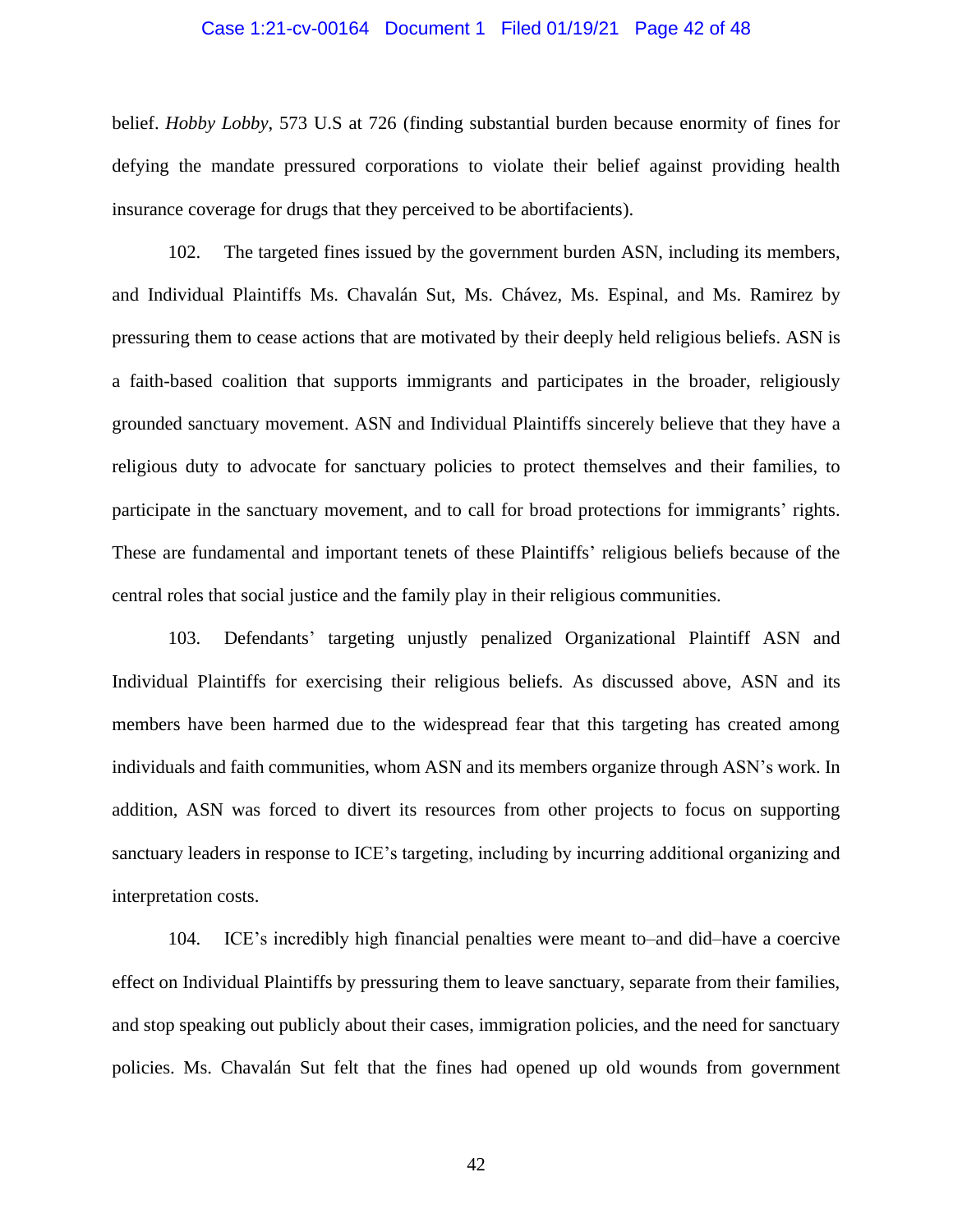belief. *Hobby Lobby*, 573 U.S at 726 (finding substantial burden because enormity of fines for defying the mandate pressured corporations to violate their belief against providing health insurance coverage for drugs that they perceived to be abortifacients).

102. The targeted fines issued by the government burden ASN, including its members, and Individual Plaintiffs Ms. Chavalán Sut, Ms. Chávez, Ms. Espinal, and Ms. Ramirez by pressuring them to cease actions that are motivated by their deeply held religious beliefs. ASN is a faith-based coalition that supports immigrants and participates in the broader, religiously grounded sanctuary movement. ASN and Individual Plaintiffs sincerely believe that they have a religious duty to advocate for sanctuary policies to protect themselves and their families, to participate in the sanctuary movement, and to call for broad protections for immigrants' rights. These are fundamental and important tenets of these Plaintiffs' religious beliefs because of the central roles that social justice and the family play in their religious communities.

103. Defendants' targeting unjustly penalized Organizational Plaintiff ASN and Individual Plaintiffs for exercising their religious beliefs. As discussed above, ASN and its members have been harmed due to the widespread fear that this targeting has created among individuals and faith communities, whom ASN and its members organize through ASN's work. In addition, ASN was forced to divert its resources from other projects to focus on supporting sanctuary leaders in response to ICE's targeting, including by incurring additional organizing and interpretation costs.

104. ICE's incredibly high financial penalties were meant to–and did–have a coercive effect on Individual Plaintiffs by pressuring them to leave sanctuary, separate from their families, and stop speaking out publicly about their cases, immigration policies, and the need for sanctuary policies. Ms. Chavalán Sut felt that the fines had opened up old wounds from government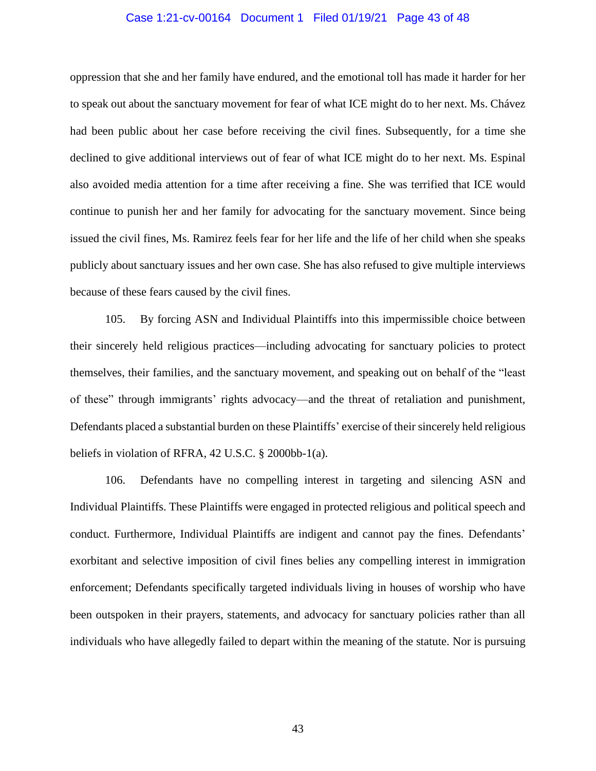oppression that she and her family have endured, and the emotional toll has made it harder for her to speak out about the sanctuary movement for fear of what ICE might do to her next. Ms. Chávez had been public about her case before receiving the civil fines. Subsequently, for a time she declined to give additional interviews out of fear of what ICE might do to her next. Ms. Espinal also avoided media attention for a time after receiving a fine. She was terrified that ICE would continue to punish her and her family for advocating for the sanctuary movement. Since being issued the civil fines, Ms. Ramirez feels fear for her life and the life of her child when she speaks publicly about sanctuary issues and her own case. She has also refused to give multiple interviews because of these fears caused by the civil fines.

105. By forcing ASN and Individual Plaintiffs into this impermissible choice between their sincerely held religious practices—including advocating for sanctuary policies to protect themselves, their families, and the sanctuary movement, and speaking out on behalf of the "least of these" through immigrants' rights advocacy—and the threat of retaliation and punishment, Defendants placed a substantial burden on these Plaintiffs' exercise of their sincerely held religious beliefs in violation of RFRA, 42 U.S.C. § 2000bb-1(a).

106. Defendants have no compelling interest in targeting and silencing ASN and Individual Plaintiffs. These Plaintiffs were engaged in protected religious and political speech and conduct. Furthermore, Individual Plaintiffs are indigent and cannot pay the fines. Defendants' exorbitant and selective imposition of civil fines belies any compelling interest in immigration enforcement; Defendants specifically targeted individuals living in houses of worship who have been outspoken in their prayers, statements, and advocacy for sanctuary policies rather than all individuals who have allegedly failed to depart within the meaning of the statute. Nor is pursuing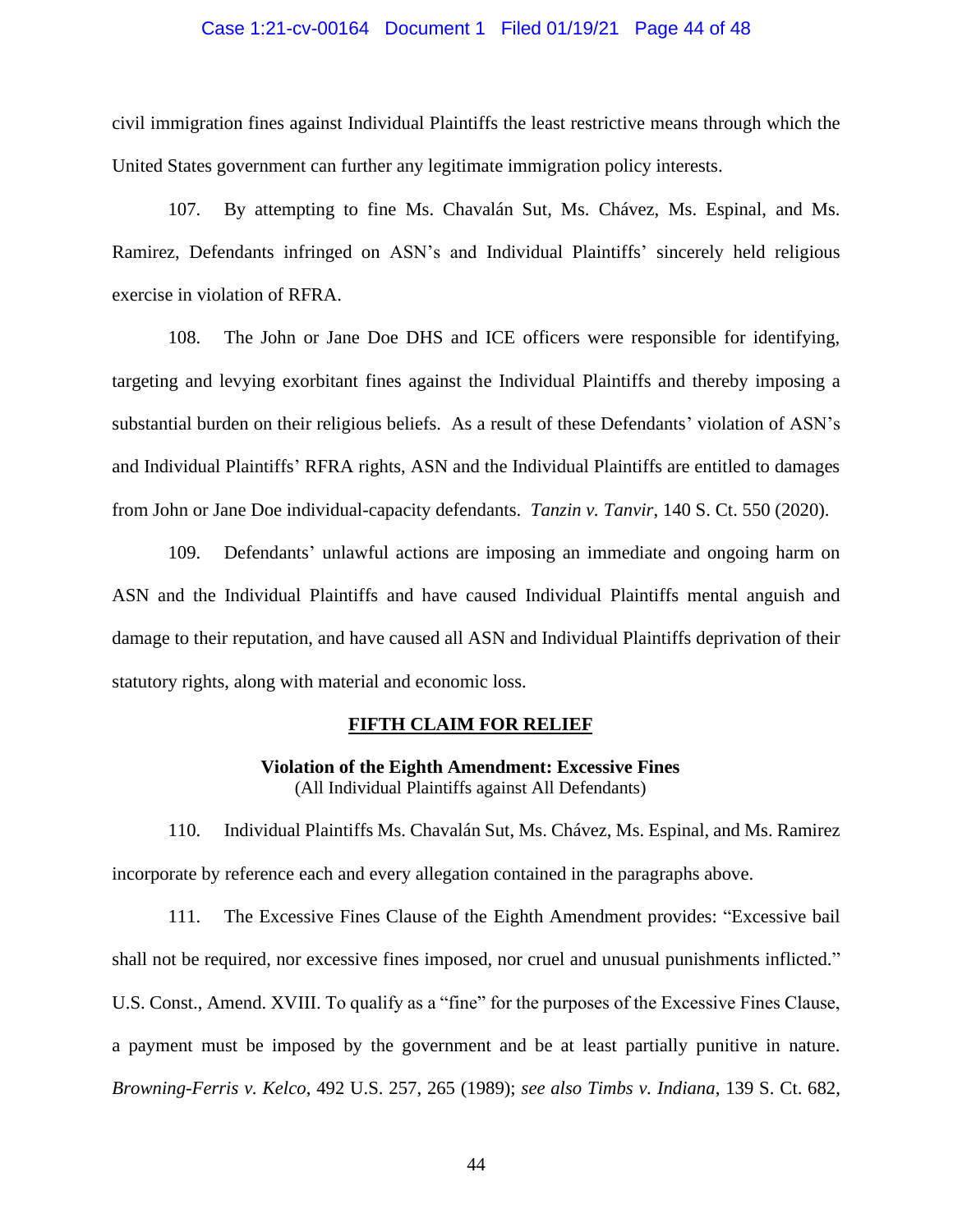civil immigration fines against Individual Plaintiffs the least restrictive means through which the United States government can further any legitimate immigration policy interests.

107. By attempting to fine Ms. Chavalán Sut, Ms. Chávez, Ms. Espinal, and Ms. Ramirez, Defendants infringed on ASN's and Individual Plaintiffs' sincerely held religious exercise in violation of RFRA.

108. The John or Jane Doe DHS and ICE officers were responsible for identifying, targeting and levying exorbitant fines against the Individual Plaintiffs and thereby imposing a substantial burden on their religious beliefs. As a result of these Defendants' violation of ASN's and Individual Plaintiffs' RFRA rights, ASN and the Individual Plaintiffs are entitled to damages from John or Jane Doe individual-capacity defendants. *Tanzin v. Tanvir*, 140 S. Ct. 550 (2020).

109. Defendants' unlawful actions are imposing an immediate and ongoing harm on ASN and the Individual Plaintiffs and have caused Individual Plaintiffs mental anguish and damage to their reputation, and have caused all ASN and Individual Plaintiffs deprivation of their statutory rights, along with material and economic loss.

## <u>FIFTH CLAIM FOR RELIEF</u>

### Violation of the Eighth Amendment: Excessive Fines

(All Individual Plaintiffs against All Defendants)

110. Individual Plaintiffs Ms. Chavalán Sut, Ms. Chávez, Ms. Espinal, and Ms. Ramirez incorporate by reference each and every allegation contained in the paragraphs above.

111. The Excessive Fines Clause of the Eighth Amendment provides: "Excessive bail shall not be required, nor excessive fines imposed, nor cruel and unusual punishments inflicted." U.S. Const., Amend. XVIII. To qualify as a "fine" for the purposes of the Excessive Fines Clause, a payment must be imposed by the government and be at least partially punitive in nature. *Browning-Ferris v. Kelco*, 492 U.S. 257, 265 (1989); *see also Timbs v. Indiana*, 139 S. Ct. 682,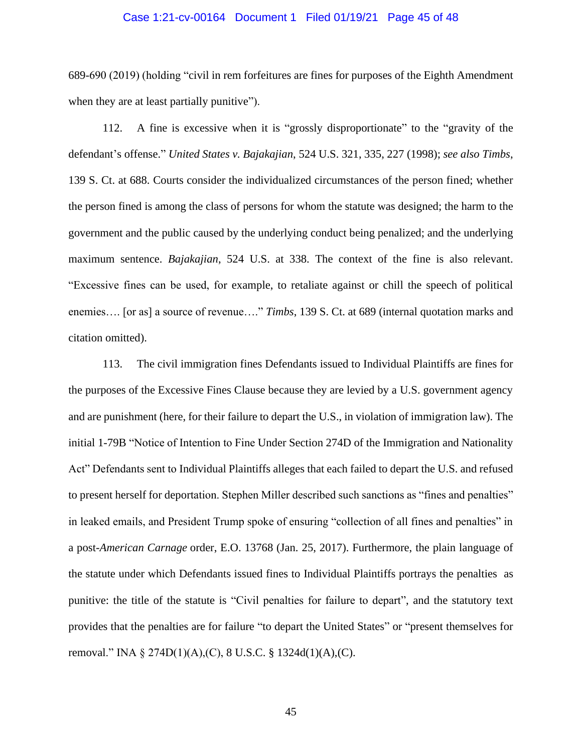689-690 (2019) (holding "civil in rem forfeitures are fines for purposes of the Eighth Amendment when they are at least partially punitive").

112. A fine is excessive when it is "grossly disproportionate" to the "gravity of the defendant's offense." *United States v. Bajakajian*, 524 U.S. 321, 335, 227 (1998); *see also Timbs*, 139 S. Ct. at 688. Courts consider the individualized circumstances of the person fined; whether the person fined is among the class of persons for whom the statute was designed; the harm to the government and the public caused by the underlying conduct being penalized; and the underlying maximum sentence. *Bajakajian*, 524 U.S. at 338. The context of the fine is also relevant. "Excessive fines can be used, for example, to retaliate against or chill the speech of political enemies…. [or as] a source of revenue…." *Timbs*, 139 S. Ct. at 689 (internal quotation marks and citation omitted).

113. The civil immigration fines Defendants issued to Individual Plaintiffs are fines for the purposes of the Excessive Fines Clause because they are levied by a U.S. government agency and are punishment (here, for their failure to depart the U.S., in violation of immigration law). The initial 1-79B "Notice of Intention to Fine Under Section 274D of the Immigration and Nationality Act" Defendants sent to Individual Plaintiffs alleges that each failed to depart the U.S. and refused to present herself for deportation. Stephen Miller described such sanctions as "fines and penalties" in leaked emails, and President Trump spoke of ensuring "collection of all fines and penalties" in a post-*American Carnage* order, E.O. 13768 (Jan. 25, 2017). Furthermore, the plain language of the statute under which Defendants issued fines to Individual Plaintiffs portrays the penalties as punitive: the title of the statute is "Civil penalties for failure to depart", and the statutory text provides that the penalties are for failure "to depart the United States" or "present themselves for removal." INA § 274D(1)(A),(C), 8 U.S.C. § 1324d(1)(A),(C).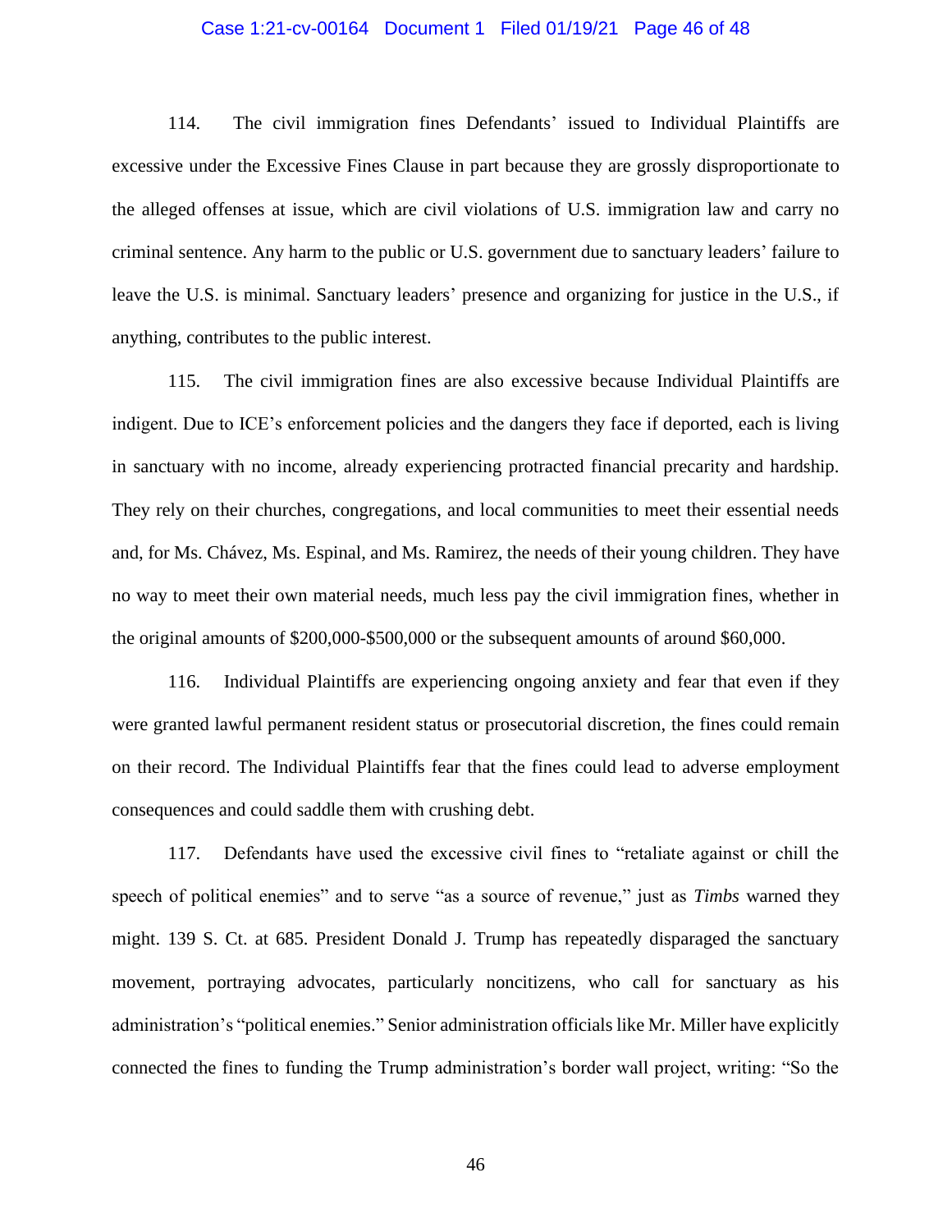114. The civil immigration fines Defendants' issued to Individual Plaintiffs are excessive under the Excessive Fines Clause in part because they are grossly disproportionate to the alleged offenses at issue, which are civil violations of U.S. immigration law and carry no criminal sentence. Any harm to the public or U.S. government due to sanctuary leaders' failure to leave the U.S. is minimal. Sanctuary leaders' presence and organizing for justice in the U.S., if anything, contributes to the public interest.

115. The civil immigration fines are also excessive because Individual Plaintiffs are indigent. Due to ICE's enforcement policies and the dangers they face if deported, each is living in sanctuary with no income, already experiencing protracted financial precarity and hardship. They rely on their churches, congregations, and local communities to meet their essential needs and, for Ms. Chávez, Ms. Espinal, and Ms. Ramirez, the needs of their young children. They have no way to meet their own material needs, much less pay the civil immigration fines, whether in the original amounts of $200,000-$500,000 or the subsequent amounts of around $60,000.

116. Individual Plaintiffs are experiencing ongoing anxiety and fear that even if they were granted lawful permanent resident status or prosecutorial discretion, the fines could remain on their record. The Individual Plaintiffs fear that the fines could lead to adverse employment consequences and could saddle them with crushing debt.

117. Defendants have used the excessive civil fines to "retaliate against or chill the speech of political enemies" and to serve "as a source of revenue," just as *Timbs* warned they might. 139 S. Ct. at 685. President Donald J. Trump has repeatedly disparaged the sanctuary movement, portraying advocates, particularly noncitizens, who call for sanctuary as his administration's "political enemies." Senior administration officials like Mr. Miller have explicitly connected the fines to funding the Trump administration's border wall project, writing: "So the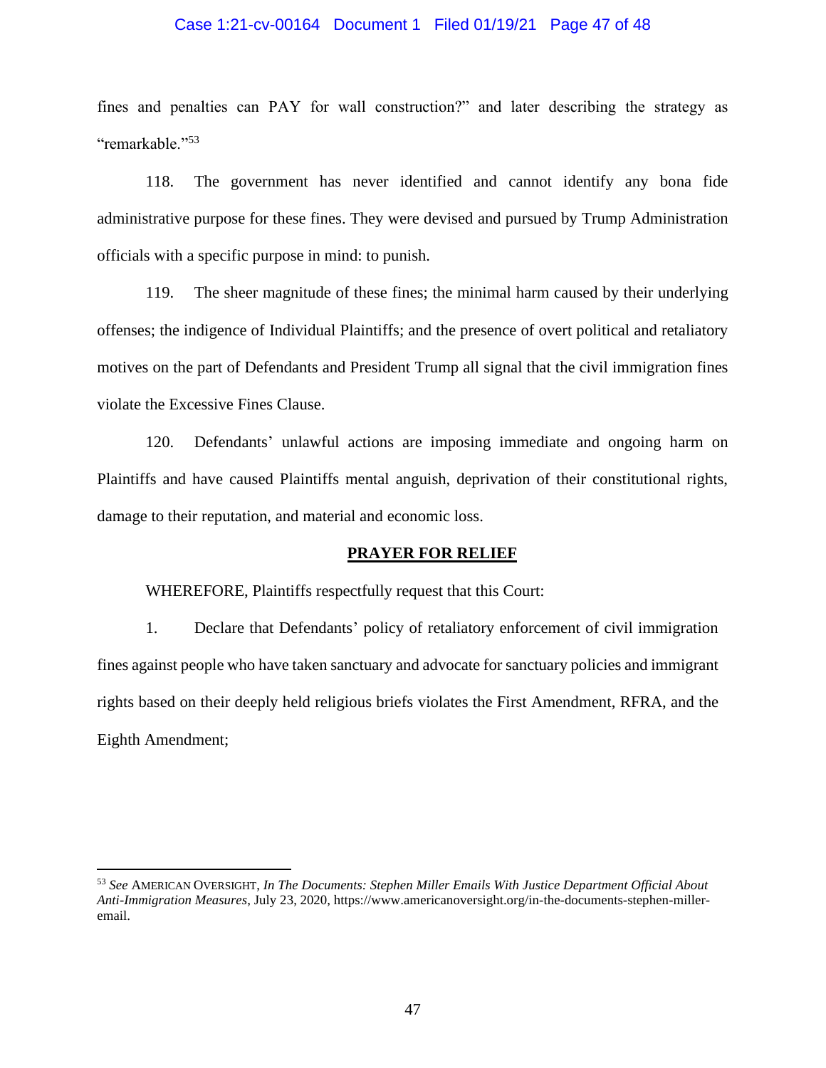fines and penalties can PAY for wall construction?" and later describing the strategy as "remarkable."[53]

118. The government has never identified and cannot identify any bona fide administrative purpose for these fines. They were devised and pursued by Trump Administration officials with a specific purpose in mind: to punish.

119. The sheer magnitude of these fines; the minimal harm caused by their underlying offenses; the indigence of Individual Plaintiffs; and the presence of overt political and retaliatory motives on the part of Defendants and President Trump all signal that the civil immigration fines violate the Excessive Fines Clause.

120. Defendants' unlawful actions are imposing immediate and ongoing harm on Plaintiffs and have caused Plaintiffs mental anguish, deprivation of their constitutional rights, damage to their reputation, and material and economic loss.

## **PRAYER FOR RELIEF**

WHEREFORE, Plaintiffs respectfully request that this Court:

1. Declare that Defendants' policy of retaliatory enforcement of civil immigration fines against people who have taken sanctuary and advocate for sanctuary policies and immigrant rights based on their deeply held religious briefs violates the First Amendment, RFRA, and the Eighth Amendment;

---

[53] *See* AMERICAN OVERSIGHT, *In The Documents: Stephen Miller Emails With Justice Department Official About Anti-Immigration Measures*, July 23, 2020, https://www.americanoversight.org/in-the-documents-stephen-miller-email.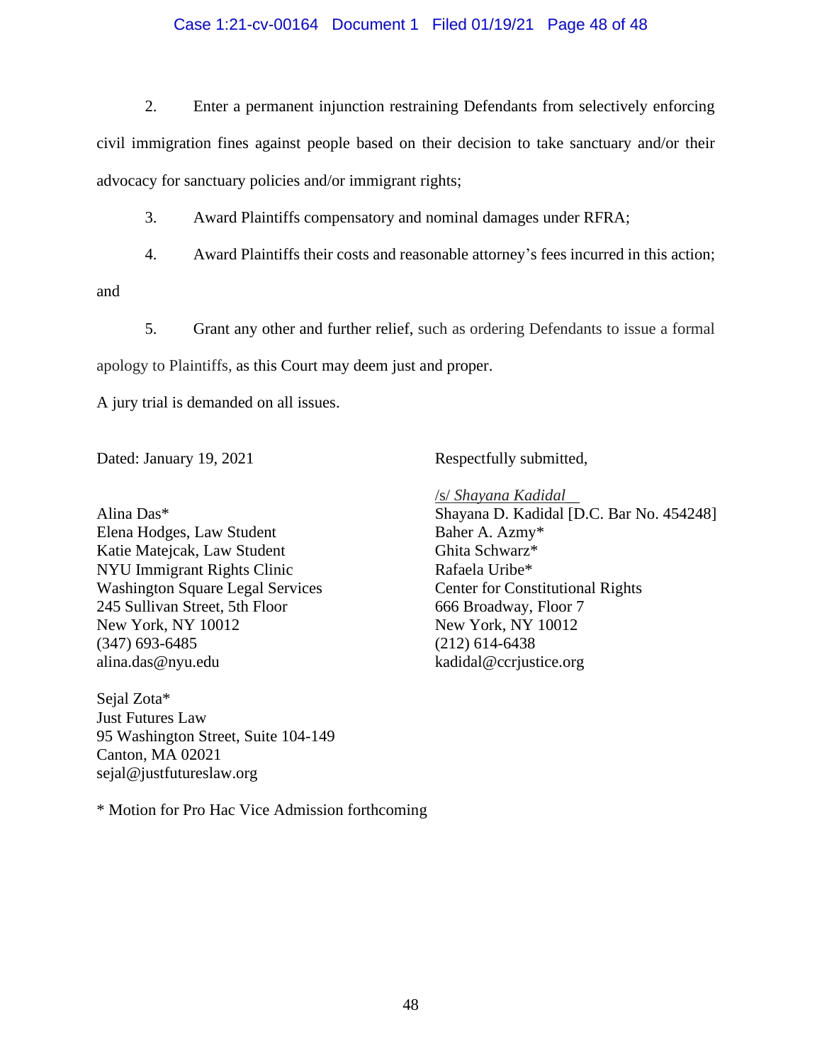2. Enter a permanent injunction restraining Defendants from selectively enforcing civil immigration fines against people based on their decision to take sanctuary and/or their advocacy for sanctuary policies and/or immigrant rights;

3. Award Plaintiffs compensatory and nominal damages under RFRA;

4. Award Plaintiffs their costs and reasonable attorney's fees incurred in this action; and

5. Grant any other and further relief, such as ordering Defendants to issue a formal apology to Plaintiffs, as this Court may deem just and proper.

A jury trial is demanded on all issues.

Dated: January 19, 2021

Respectfully submitted,

/s/ *Shayana Kadidal*
Shayana D. Kadidal [D.C. Bar No. 454248]
Baher A. Azmy*
Ghita Schwarz*
Rafaela Uribe*
Center for Constitutional Rights
666 Broadway, Floor 7
New York, NY 10012
(212) 614-6438
kadidal@ccrjustice.org

Alina Das*
Elena Hodges, Law Student
Katie Matejcak, Law Student
NYU Immigrant Rights Clinic
Washington Square Legal Services
245 Sullivan Street, 5th Floor
New York, NY 10012
(347) 693-6485
alina.das@nyu.edu

Sejal Zota*
Just Futures Law
95 Washington Street, Suite 104-149
Canton, MA 02021
sejal@justfutureslaw.org

\* Motion for Pro Hac Vice Admission forthcoming